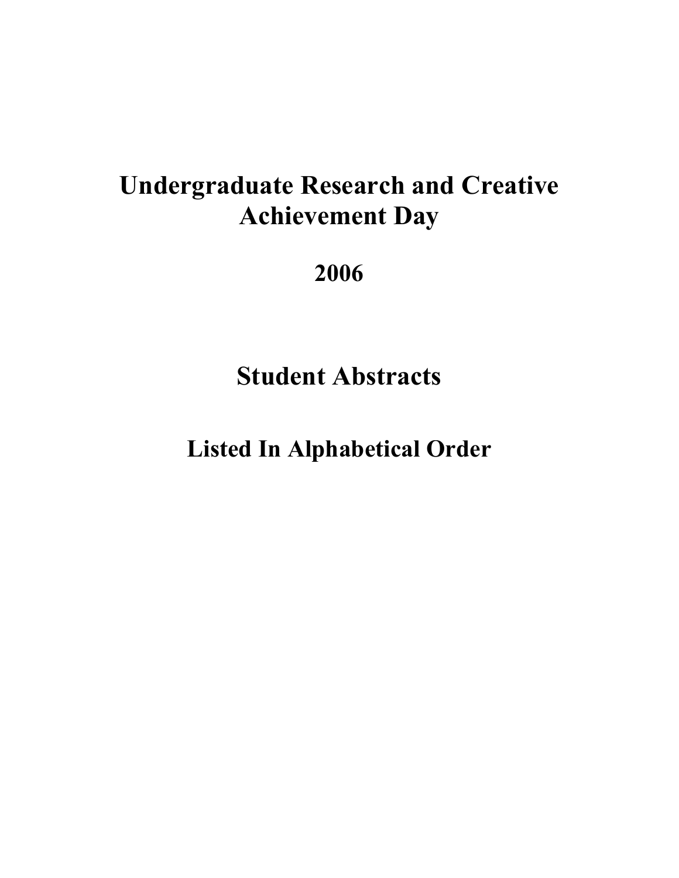# Undergraduate Research and Creative Achievement Day

## 2006

# Student Abstracts

## Listed In Alphabetical Order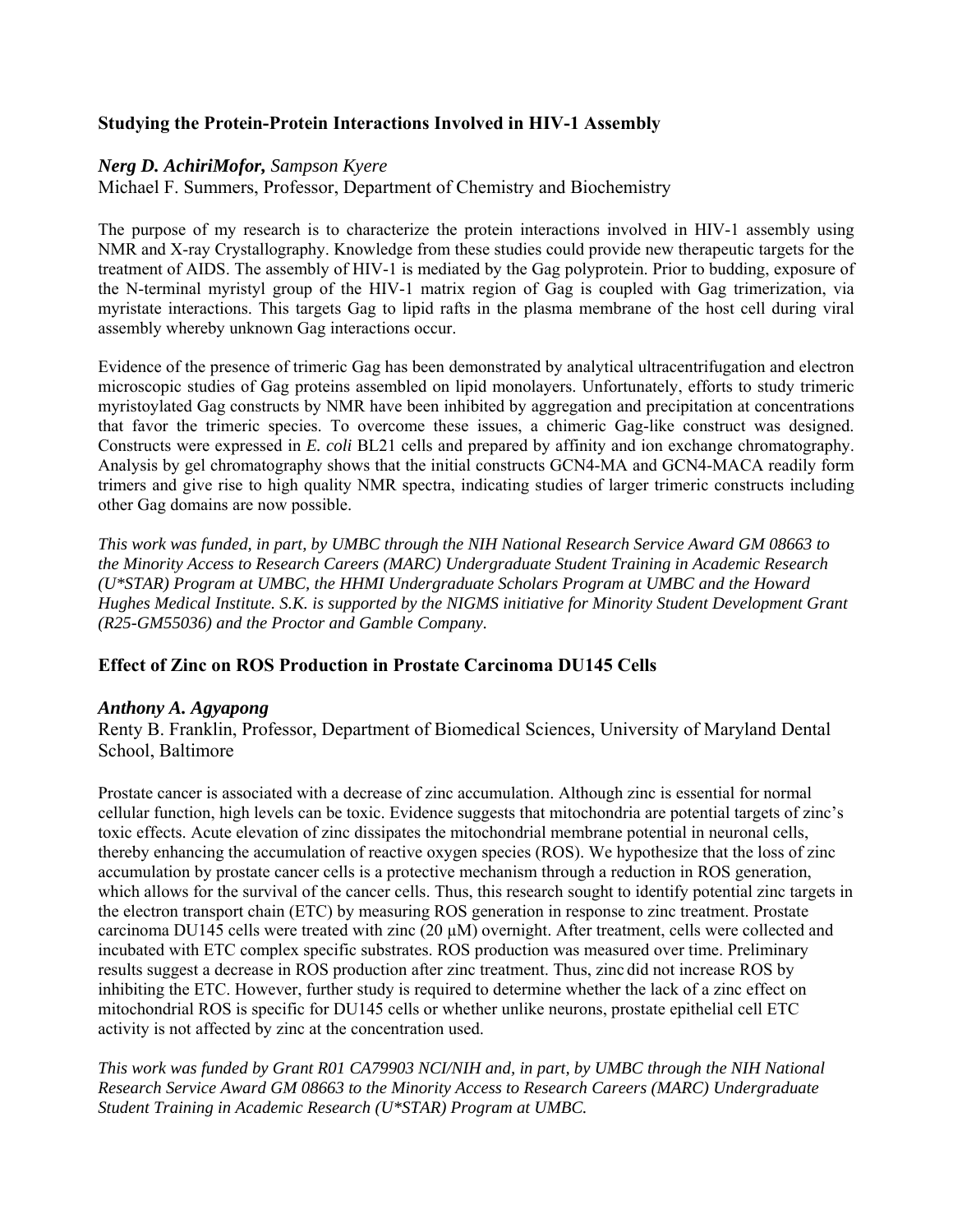### Studying the Protein-Protein Interactions Involved in HIV-1 Assembly

***Nerg D. AchiriMofor,*** *Sampson Kyere*
Michael F. Summers, Professor, Department of Chemistry and Biochemistry

The purpose of my research is to characterize the protein interactions involved in HIV-1 assembly using NMR and X-ray Crystallography. Knowledge from these studies could provide new therapeutic targets for the treatment of AIDS. The assembly of HIV-1 is mediated by the Gag polyprotein. Prior to budding, exposure of the N-terminal myristyl group of the HIV-1 matrix region of Gag is coupled with Gag trimerization, via myristate interactions. This targets Gag to lipid rafts in the plasma membrane of the host cell during viral assembly whereby unknown Gag interactions occur.

Evidence of the presence of trimeric Gag has been demonstrated by analytical ultracentrifugation and electron microscopic studies of Gag proteins assembled on lipid monolayers. Unfortunately, efforts to study trimeric myristoylated Gag constructs by NMR have been inhibited by aggregation and precipitation at concentrations that favor the trimeric species. To overcome these issues, a chimeric Gag-like construct was designed. Constructs were expressed in *E. coli* BL21 cells and prepared by affinity and ion exchange chromatography. Analysis by gel chromatography shows that the initial constructs GCN4-MA and GCN4-MACA readily form trimers and give rise to high quality NMR spectra, indicating studies of larger trimeric constructs including other Gag domains are now possible.

*This work was funded, in part, by UMBC through the NIH National Research Service Award GM 08663 to the Minority Access to Research Careers (MARC) Undergraduate Student Training in Academic Research (U\*STAR) Program at UMBC, the HHMI Undergraduate Scholars Program at UMBC and the Howard Hughes Medical Institute. S.K. is supported by the NIGMS initiative for Minority Student Development Grant (R25-GM55036) and the Proctor and Gamble Company.*

### Effect of Zinc on ROS Production in Prostate Carcinoma DU145 Cells

***Anthony A. Agyapong***
Renty B. Franklin, Professor, Department of Biomedical Sciences, University of Maryland Dental School, Baltimore

Prostate cancer is associated with a decrease of zinc accumulation. Although zinc is essential for normal cellular function, high levels can be toxic. Evidence suggests that mitochondria are potential targets of zinc's toxic effects. Acute elevation of zinc dissipates the mitochondrial membrane potential in neuronal cells, thereby enhancing the accumulation of reactive oxygen species (ROS). We hypothesize that the loss of zinc accumulation by prostate cancer cells is a protective mechanism through a reduction in ROS generation, which allows for the survival of the cancer cells. Thus, this research sought to identify potential zinc targets in the electron transport chain (ETC) by measuring ROS generation in response to zinc treatment. Prostate carcinoma DU145 cells were treated with zinc (20 μM) overnight. After treatment, cells were collected and incubated with ETC complex specific substrates. ROS production was measured over time. Preliminary results suggest a decrease in ROS production after zinc treatment. Thus, zinc did not increase ROS by inhibiting the ETC. However, further study is required to determine whether the lack of a zinc effect on mitochondrial ROS is specific for DU145 cells or whether unlike neurons, prostate epithelial cell ETC activity is not affected by zinc at the concentration used.

*This work was funded by Grant R01 CA79903 NCI/NIH and, in part, by UMBC through the NIH National Research Service Award GM 08663 to the Minority Access to Research Careers (MARC) Undergraduate Student Training in Academic Research (U\*STAR) Program at UMBC.*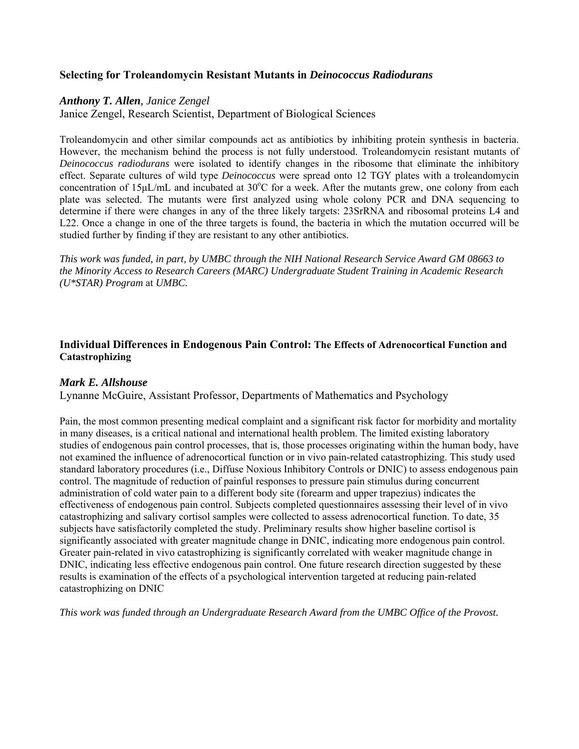### Selecting for Troleandomycin Resistant Mutants in *Deinococcus Radiodurans*

***Anthony T. Allen**, Janice Zengel*

Janice Zengel, Research Scientist, Department of Biological Sciences

Troleandomycin and other similar compounds act as antibiotics by inhibiting protein synthesis in bacteria. However, the mechanism behind the process is not fully understood. Troleandomycin resistant mutants of *Deinococcus radiodurans* were isolated to identify changes in the ribosome that eliminate the inhibitory effect. Separate cultures of wild type *Deinococcus* were spread onto 12 TGY plates with a troleandomycin concentration of 15µL/mL and incubated at $30^{o}$C for a week. After the mutants grew, one colony from each plate was selected. The mutants were first analyzed using whole colony PCR and DNA sequencing to determine if there were changes in any of the three likely targets: 23SrRNA and ribosomal proteins L4 and L22. Once a change in one of the three targets is found, the bacteria in which the mutation occurred will be studied further by finding if they are resistant to any other antibiotics.

*This work was funded, in part, by UMBC through the NIH National Research Service Award GM 08663 to the Minority Access to Research Careers (MARC) Undergraduate Student Training in Academic Research (U*STAR) Program at UMBC.*

### Individual Differences in Endogenous Pain Control: The Effects of Adrenocortical Function and Catastrophizing

***Mark E. Allshouse***

Lynanne McGuire, Assistant Professor, Departments of Mathematics and Psychology

Pain, the most common presenting medical complaint and a significant risk factor for morbidity and mortality in many diseases, is a critical national and international health problem. The limited existing laboratory studies of endogenous pain control processes, that is, those processes originating within the human body, have not examined the influence of adrenocortical function or in vivo pain-related catastrophizing. This study used standard laboratory procedures (i.e., Diffuse Noxious Inhibitory Controls or DNIC) to assess endogenous pain control. The magnitude of reduction of painful responses to pressure pain stimulus during concurrent administration of cold water pain to a different body site (forearm and upper trapezius) indicates the effectiveness of endogenous pain control. Subjects completed questionnaires assessing their level of in vivo catastrophizing and salivary cortisol samples were collected to assess adrenocortical function. To date, 35 subjects have satisfactorily completed the study. Preliminary results show higher baseline cortisol is significantly associated with greater magnitude change in DNIC, indicating more endogenous pain control. Greater pain-related in vivo catastrophizing is significantly correlated with weaker magnitude change in DNIC, indicating less effective endogenous pain control. One future research direction suggested by these results is examination of the effects of a psychological intervention targeted at reducing pain-related catastrophizing on DNIC

*This work was funded through an Undergraduate Research Award from the UMBC Office of the Provost.*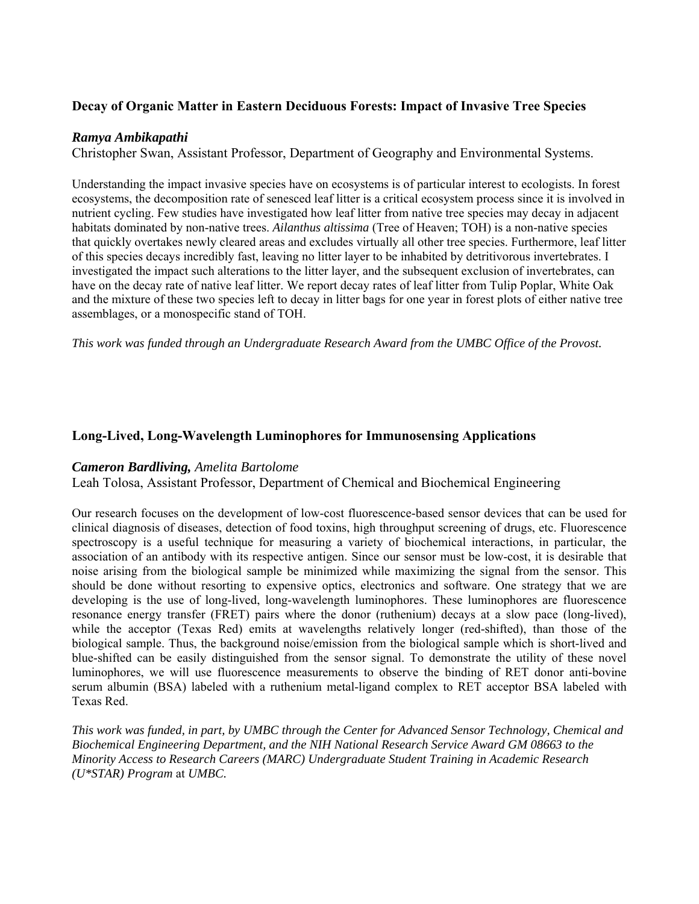### Decay of Organic Matter in Eastern Deciduous Forests: Impact of Invasive Tree Species

***Ramya Ambikapathi***

Christopher Swan, Assistant Professor, Department of Geography and Environmental Systems.

Understanding the impact invasive species have on ecosystems is of particular interest to ecologists. In forest ecosystems, the decomposition rate of senesced leaf litter is a critical ecosystem process since it is involved in nutrient cycling. Few studies have investigated how leaf litter from native tree species may decay in adjacent habitats dominated by non-native trees. *Ailanthus altissima* (Tree of Heaven; TOH) is a non-native species that quickly overtakes newly cleared areas and excludes virtually all other tree species. Furthermore, leaf litter of this species decays incredibly fast, leaving no litter layer to be inhabited by detritivorous invertebrates. I investigated the impact such alterations to the litter layer, and the subsequent exclusion of invertebrates, can have on the decay rate of native leaf litter. We report decay rates of leaf litter from Tulip Poplar, White Oak and the mixture of these two species left to decay in litter bags for one year in forest plots of either native tree assemblages, or a monospecific stand of TOH.

*This work was funded through an Undergraduate Research Award from the UMBC Office of the Provost.*

### Long-Lived, Long-Wavelength Luminophores for Immunosensing Applications

***Cameron Bardliving,*** *Amelita Bartolome*

Leah Tolosa, Assistant Professor, Department of Chemical and Biochemical Engineering

Our research focuses on the development of low-cost fluorescence-based sensor devices that can be used for clinical diagnosis of diseases, detection of food toxins, high throughput screening of drugs, etc. Fluorescence spectroscopy is a useful technique for measuring a variety of biochemical interactions, in particular, the association of an antibody with its respective antigen. Since our sensor must be low-cost, it is desirable that noise arising from the biological sample be minimized while maximizing the signal from the sensor. This should be done without resorting to expensive optics, electronics and software. One strategy that we are developing is the use of long-lived, long-wavelength luminophores. These luminophores are fluorescence resonance energy transfer (FRET) pairs where the donor (ruthenium) decays at a slow pace (long-lived), while the acceptor (Texas Red) emits at wavelengths relatively longer (red-shifted), than those of the biological sample. Thus, the background noise/emission from the biological sample which is short-lived and blue-shifted can be easily distinguished from the sensor signal. To demonstrate the utility of these novel luminophores, we will use fluorescence measurements to observe the binding of RET donor anti-bovine serum albumin (BSA) labeled with a ruthenium metal-ligand complex to RET acceptor BSA labeled with Texas Red.

*This work was funded, in part, by UMBC through the Center for Advanced Sensor Technology, Chemical and Biochemical Engineering Department, and the NIH National Research Service Award GM 08663 to the Minority Access to Research Careers (MARC) Undergraduate Student Training in Academic Research (U\*STAR) Program* at *UMBC.*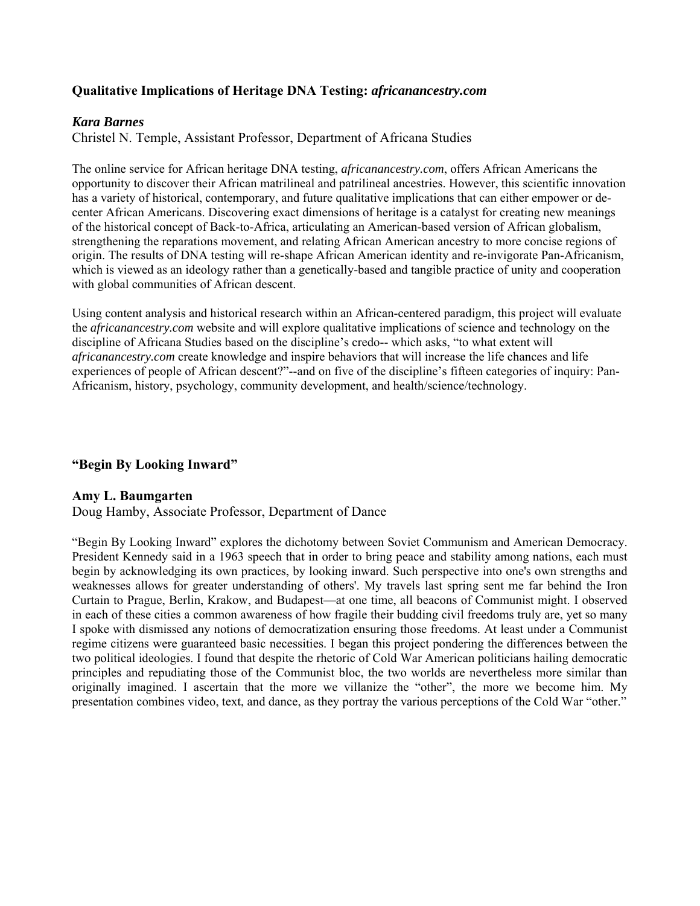### **Qualitative Implications of Heritage DNA Testing: *africanancestry.com***

***Kara Barnes***

Christel N. Temple, Assistant Professor, Department of Africana Studies

The online service for African heritage DNA testing, *africanancestry.com*, offers African Americans the opportunity to discover their African matrilineal and patrilineal ancestries. However, this scientific innovation has a variety of historical, contemporary, and future qualitative implications that can either empower or de-center African Americans. Discovering exact dimensions of heritage is a catalyst for creating new meanings of the historical concept of Back-to-Africa, articulating an American-based version of African globalism, strengthening the reparations movement, and relating African American ancestry to more concise regions of origin. The results of DNA testing will re-shape African American identity and re-invigorate Pan-Africanism, which is viewed as an ideology rather than a genetically-based and tangible practice of unity and cooperation with global communities of African descent.

Using content analysis and historical research within an African-centered paradigm, this project will evaluate the *africanancestry.com* website and will explore qualitative implications of science and technology on the discipline of Africana Studies based on the discipline's credo-- which asks, "to what extent will *africanancestry.com* create knowledge and inspire behaviors that will increase the life chances and life experiences of people of African descent?"--and on five of the discipline's fifteen categories of inquiry: Pan-Africanism, history, psychology, community development, and health/science/technology.

### **"Begin By Looking Inward"**

**Amy L. Baumgarten**

Doug Hamby, Associate Professor, Department of Dance

"Begin By Looking Inward" explores the dichotomy between Soviet Communism and American Democracy. President Kennedy said in a 1963 speech that in order to bring peace and stability among nations, each must begin by acknowledging its own practices, by looking inward. Such perspective into one's own strengths and weaknesses allows for greater understanding of others'. My travels last spring sent me far behind the Iron Curtain to Prague, Berlin, Krakow, and Budapest—at one time, all beacons of Communist might. I observed in each of these cities a common awareness of how fragile their budding civil freedoms truly are, yet so many I spoke with dismissed any notions of democratization ensuring those freedoms. At least under a Communist regime citizens were guaranteed basic necessities. I began this project pondering the differences between the two political ideologies. I found that despite the rhetoric of Cold War American politicians hailing democratic principles and repudiating those of the Communist bloc, the two worlds are nevertheless more similar than originally imagined. I ascertain that the more we villanize the "other", the more we become him. My presentation combines video, text, and dance, as they portray the various perceptions of the Cold War "other."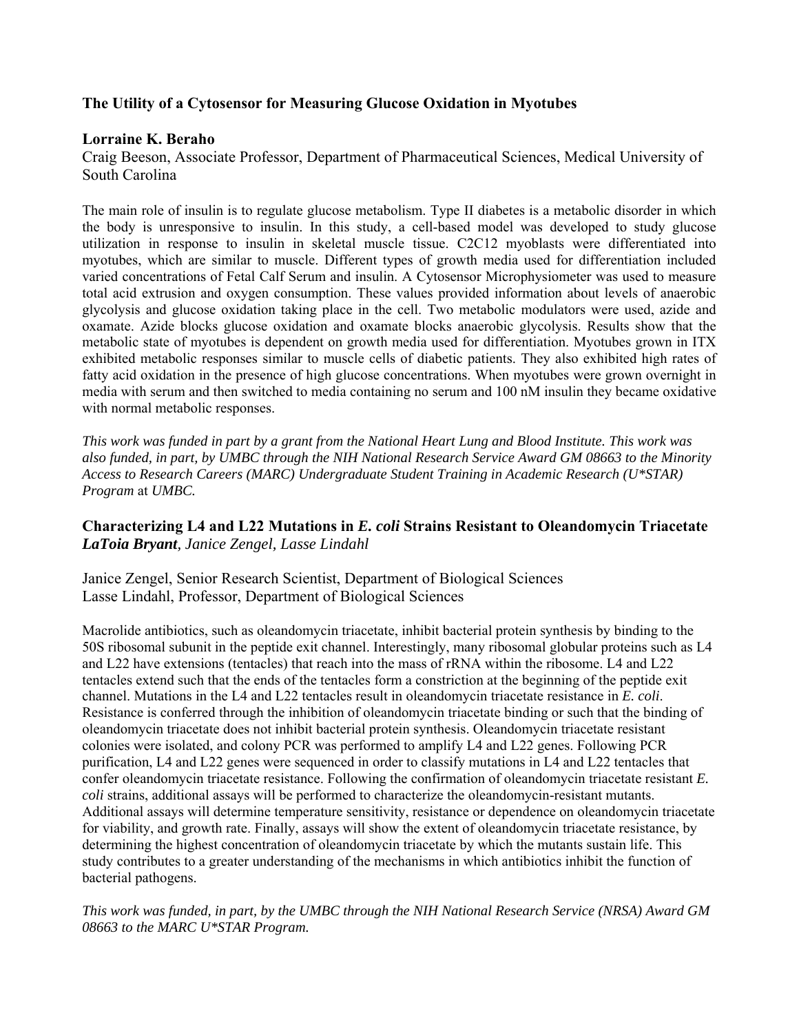### The Utility of a Cytosensor for Measuring Glucose Oxidation in Myotubes

**Lorraine K. Beraho**

Craig Beeson, Associate Professor, Department of Pharmaceutical Sciences, Medical University of South Carolina

The main role of insulin is to regulate glucose metabolism. Type II diabetes is a metabolic disorder in which the body is unresponsive to insulin. In this study, a cell-based model was developed to study glucose utilization in response to insulin in skeletal muscle tissue. C2C12 myoblasts were differentiated into myotubes, which are similar to muscle. Different types of growth media used for differentiation included varied concentrations of Fetal Calf Serum and insulin. A Cytosensor Microphysiometer was used to measure total acid extrusion and oxygen consumption. These values provided information about levels of anaerobic glycolysis and glucose oxidation taking place in the cell. Two metabolic modulators were used, azide and oxamate. Azide blocks glucose oxidation and oxamate blocks anaerobic glycolysis. Results show that the metabolic state of myotubes is dependent on growth media used for differentiation. Myotubes grown in ITX exhibited metabolic responses similar to muscle cells of diabetic patients. They also exhibited high rates of fatty acid oxidation in the presence of high glucose concentrations. When myotubes were grown overnight in media with serum and then switched to media containing no serum and 100 nM insulin they became oxidative with normal metabolic responses.

*This work was funded in part by a grant from the National Heart Lung and Blood Institute. This work was also funded, in part, by UMBC through the NIH National Research Service Award GM 08663 to the Minority Access to Research Careers (MARC) Undergraduate Student Training in Academic Research (U\*STAR) Program* at *UMBC.*

### Characterizing L4 and L22 Mutations in *E. coli* Strains Resistant to Oleandomycin Triacetate

***LaToia Bryant****, Janice Zengel, Lasse Lindahl*

Janice Zengel, Senior Research Scientist, Department of Biological Sciences
Lasse Lindahl, Professor, Department of Biological Sciences

Macrolide antibiotics, such as oleandomycin triacetate, inhibit bacterial protein synthesis by binding to the 50S ribosomal subunit in the peptide exit channel. Interestingly, many ribosomal globular proteins such as L4 and L22 have extensions (tentacles) that reach into the mass of rRNA within the ribosome. L4 and L22 tentacles extend such that the ends of the tentacles form a constriction at the beginning of the peptide exit channel. Mutations in the L4 and L22 tentacles result in oleandomycin triacetate resistance in *E. coli*. Resistance is conferred through the inhibition of oleandomycin triacetate binding or such that the binding of oleandomycin triacetate does not inhibit bacterial protein synthesis. Oleandomycin triacetate resistant colonies were isolated, and colony PCR was performed to amplify L4 and L22 genes. Following PCR purification, L4 and L22 genes were sequenced in order to classify mutations in L4 and L22 tentacles that confer oleandomycin triacetate resistance. Following the confirmation of oleandomycin triacetate resistant *E. coli* strains, additional assays will be performed to characterize the oleandomycin-resistant mutants. Additional assays will determine temperature sensitivity, resistance or dependence on oleandomycin triacetate for viability, and growth rate. Finally, assays will show the extent of oleandomycin triacetate resistance, by determining the highest concentration of oleandomycin triacetate by which the mutants sustain life. This study contributes to a greater understanding of the mechanisms in which antibiotics inhibit the function of bacterial pathogens.

*This work was funded, in part, by the UMBC through the NIH National Research Service (NRSA) Award GM 08663 to the MARC U\*STAR Program.*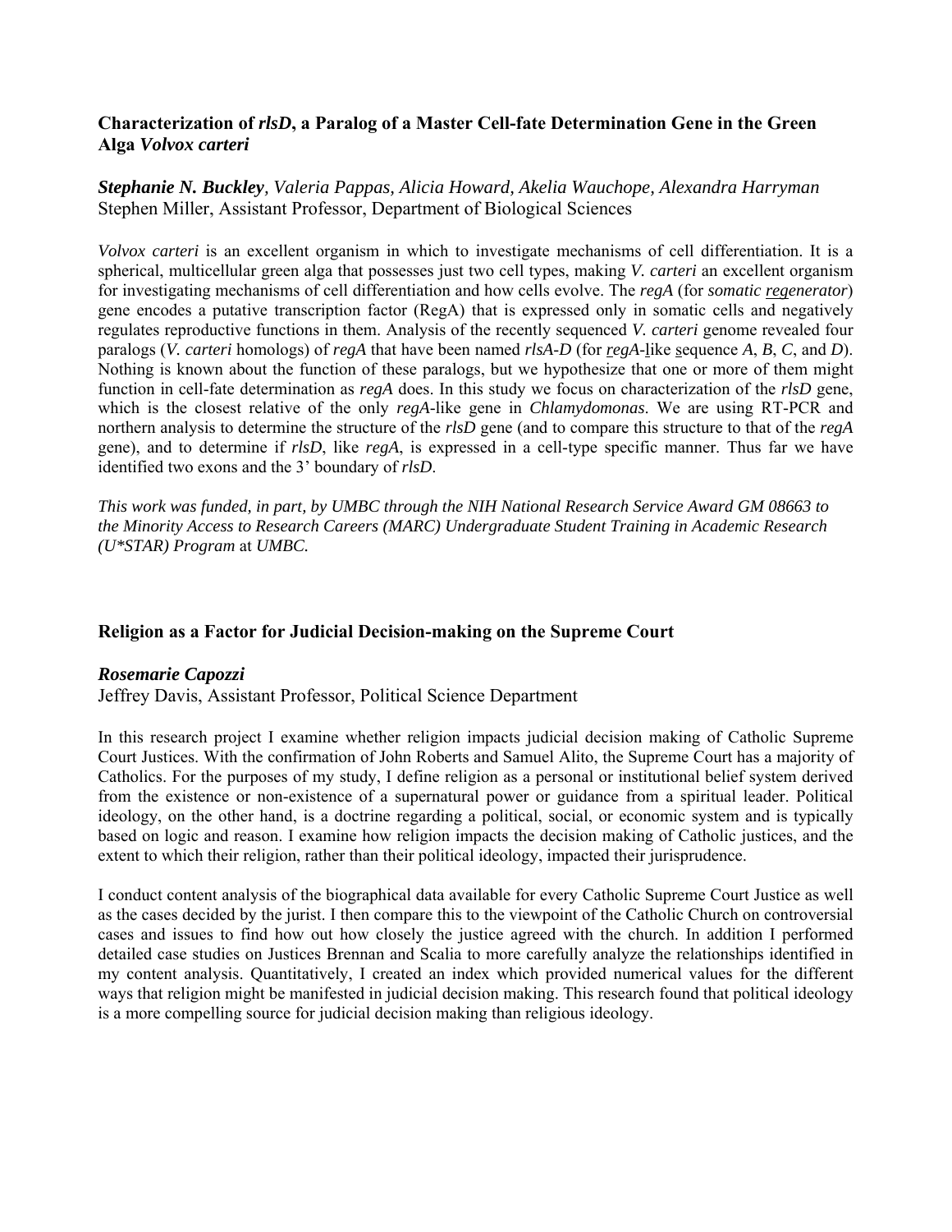### Characterization of *rlsD*, a Paralog of a Master Cell-fate Determination Gene in the Green Alga *Volvox carteri*

***Stephanie N. Buckley****, Valeria Pappas, Alicia Howard, Akelia Wauchope, Alexandra Harryman*
Stephen Miller, Assistant Professor, Department of Biological Sciences

*Volvox carteri* is an excellent organism in which to investigate mechanisms of cell differentiation. It is a spherical, multicellular green alga that possesses just two cell types, making *V. carteri* an excellent organism for investigating mechanisms of cell differentiation and how cells evolve. The *regA* (for *somatic regenerator*) gene encodes a putative transcription factor (RegA) that is expressed only in somatic cells and negatively regulates reproductive functions in them. Analysis of the recently sequenced *V. carteri* genome revealed four paralogs (*V. carteri* homologs) of *regA* that have been named *rlsA-D* (for *regA*-like sequence *A*, *B*, *C*, and *D*). Nothing is known about the function of these paralogs, but we hypothesize that one or more of them might function in cell-fate determination as *regA* does. In this study we focus on characterization of the *rlsD* gene, which is the closest relative of the only *regA*-like gene in *Chlamydomonas*. We are using RT-PCR and northern analysis to determine the structure of the *rlsD* gene (and to compare this structure to that of the *regA* gene), and to determine if *rlsD*, like *regA*, is expressed in a cell-type specific manner. Thus far we have identified two exons and the 3' boundary of *rlsD*.

*This work was funded, in part, by UMBC through the NIH National Research Service Award GM 08663 to the Minority Access to Research Careers (MARC) Undergraduate Student Training in Academic Research (U\*STAR) Program* at *UMBC.*

### Religion as a Factor for Judicial Decision-making on the Supreme Court

***Rosemarie Capozzi***
Jeffrey Davis, Assistant Professor, Political Science Department

In this research project I examine whether religion impacts judicial decision making of Catholic Supreme Court Justices. With the confirmation of John Roberts and Samuel Alito, the Supreme Court has a majority of Catholics. For the purposes of my study, I define religion as a personal or institutional belief system derived from the existence or non-existence of a supernatural power or guidance from a spiritual leader. Political ideology, on the other hand, is a doctrine regarding a political, social, or economic system and is typically based on logic and reason. I examine how religion impacts the decision making of Catholic justices, and the extent to which their religion, rather than their political ideology, impacted their jurisprudence.

I conduct content analysis of the biographical data available for every Catholic Supreme Court Justice as well as the cases decided by the jurist. I then compare this to the viewpoint of the Catholic Church on controversial cases and issues to find how out how closely the justice agreed with the church. In addition I performed detailed case studies on Justices Brennan and Scalia to more carefully analyze the relationships identified in my content analysis. Quantitatively, I created an index which provided numerical values for the different ways that religion might be manifested in judicial decision making. This research found that political ideology is a more compelling source for judicial decision making than religious ideology.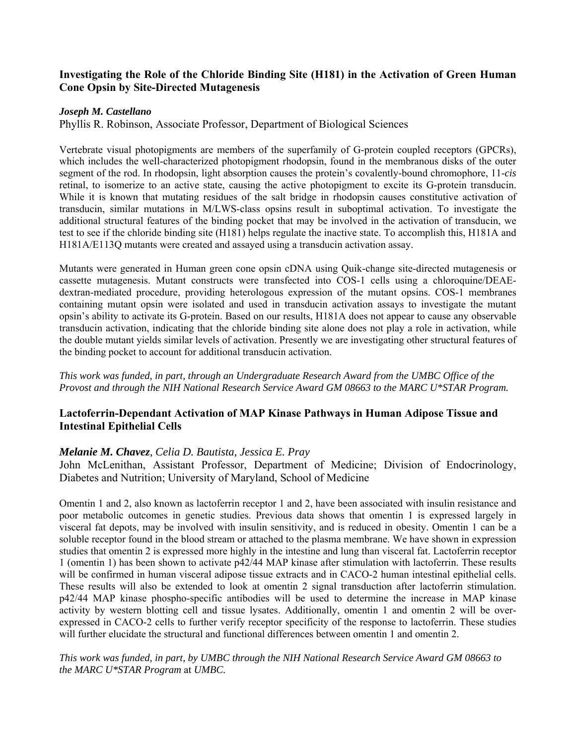## Investigating the Role of the Chloride Binding Site (H181) in the Activation of Green Human Cone Opsin by Site-Directed Mutagenesis

***Joseph M. Castellano***
Phyllis R. Robinson, Associate Professor, Department of Biological Sciences

Vertebrate visual photopigments are members of the superfamily of G-protein coupled receptors (GPCRs), which includes the well-characterized photopigment rhodopsin, found in the membranous disks of the outer segment of the rod. In rhodopsin, light absorption causes the protein's covalently-bound chromophore, 11-*cis* retinal, to isomerize to an active state, causing the active photopigment to excite its G-protein transducin. While it is known that mutating residues of the salt bridge in rhodopsin causes constitutive activation of transducin, similar mutations in M/LWS-class opsins result in suboptimal activation. To investigate the additional structural features of the binding pocket that may be involved in the activation of transducin, we test to see if the chloride binding site (H181) helps regulate the inactive state. To accomplish this, H181A and H181A/E113Q mutants were created and assayed using a transducin activation assay.

Mutants were generated in Human green cone opsin cDNA using Quik-change site-directed mutagenesis or cassette mutagenesis. Mutant constructs were transfected into COS-1 cells using a chloroquine/DEAE-dextran-mediated procedure, providing heterologous expression of the mutant opsins. COS-1 membranes containing mutant opsin were isolated and used in transducin activation assays to investigate the mutant opsin's ability to activate its G-protein. Based on our results, H181A does not appear to cause any observable transducin activation, indicating that the chloride binding site alone does not play a role in activation, while the double mutant yields similar levels of activation. Presently we are investigating other structural features of the binding pocket to account for additional transducin activation.

*This work was funded, in part, through an Undergraduate Research Award from the UMBC Office of the Provost and through the NIH National Research Service Award GM 08663 to the MARC U*STAR Program.*

## Lactoferrin-Dependant Activation of MAP Kinase Pathways in Human Adipose Tissue and Intestinal Epithelial Cells

***Melanie M. Chavez****, Celia D. Bautista, Jessica E. Pray*
John McLenithan, Assistant Professor, Department of Medicine; Division of Endocrinology, Diabetes and Nutrition; University of Maryland, School of Medicine

Omentin 1 and 2, also known as lactoferrin receptor 1 and 2, have been associated with insulin resistance and poor metabolic outcomes in genetic studies. Previous data shows that omentin 1 is expressed largely in visceral fat depots, may be involved with insulin sensitivity, and is reduced in obesity. Omentin 1 can be a soluble receptor found in the blood stream or attached to the plasma membrane. We have shown in expression studies that omentin 2 is expressed more highly in the intestine and lung than visceral fat. Lactoferrin receptor 1 (omentin 1) has been shown to activate p42/44 MAP kinase after stimulation with lactoferrin. These results will be confirmed in human visceral adipose tissue extracts and in CACO-2 human intestinal epithelial cells. These results will also be extended to look at omentin 2 signal transduction after lactoferrin stimulation. p42/44 MAP kinase phospho-specific antibodies will be used to determine the increase in MAP kinase activity by western blotting cell and tissue lysates. Additionally, omentin 1 and omentin 2 will be over-expressed in CACO-2 cells to further verify receptor specificity of the response to lactoferrin. These studies will further elucidate the structural and functional differences between omentin 1 and omentin 2.

*This work was funded, in part, by UMBC through the NIH National Research Service Award GM 08663 to the MARC U*STAR Program* at *UMBC.*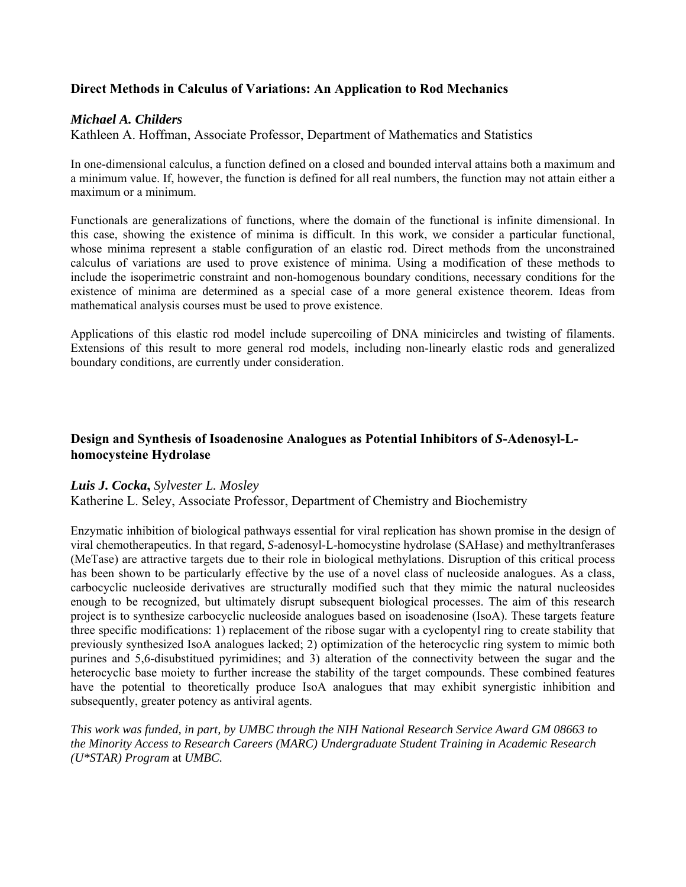### Direct Methods in Calculus of Variations: An Application to Rod Mechanics

***Michael A. Childers***
Kathleen A. Hoffman, Associate Professor, Department of Mathematics and Statistics

In one-dimensional calculus, a function defined on a closed and bounded interval attains both a maximum and a minimum value. If, however, the function is defined for all real numbers, the function may not attain either a maximum or a minimum.

Functionals are generalizations of functions, where the domain of the functional is infinite dimensional. In this case, showing the existence of minima is difficult. In this work, we consider a particular functional, whose minima represent a stable configuration of an elastic rod. Direct methods from the unconstrained calculus of variations are used to prove existence of minima. Using a modification of these methods to include the isoperimetric constraint and non-homogenous boundary conditions, necessary conditions for the existence of minima are determined as a special case of a more general existence theorem. Ideas from mathematical analysis courses must be used to prove existence.

Applications of this elastic rod model include supercoiling of DNA minicircles and twisting of filaments. Extensions of this result to more general rod models, including non-linearly elastic rods and generalized boundary conditions, are currently under consideration.

### Design and Synthesis of Isoadenosine Analogues as Potential Inhibitors of *S*-Adenosyl-L-homocysteine Hydrolase

***Luis J. Cocka**, Sylvester L. Mosley*
Katherine L. Seley, Associate Professor, Department of Chemistry and Biochemistry

Enzymatic inhibition of biological pathways essential for viral replication has shown promise in the design of viral chemotherapeutics. In that regard, *S*-adenosyl-L-homocystine hydrolase (SAHase) and methyltranferases (MeTase) are attractive targets due to their role in biological methylations. Disruption of this critical process has been shown to be particularly effective by the use of a novel class of nucleoside analogues. As a class, carbocyclic nucleoside derivatives are structurally modified such that they mimic the natural nucleosides enough to be recognized, but ultimately disrupt subsequent biological processes. The aim of this research project is to synthesize carbocyclic nucleoside analogues based on isoadenosine (IsoA). These targets feature three specific modifications: 1) replacement of the ribose sugar with a cyclopentyl ring to create stability that previously synthesized IsoA analogues lacked; 2) optimization of the heterocyclic ring system to mimic both purines and 5,6-disubstitued pyrimidines; and 3) alteration of the connectivity between the sugar and the heterocyclic base moiety to further increase the stability of the target compounds. These combined features have the potential to theoretically produce IsoA analogues that may exhibit synergistic inhibition and subsequently, greater potency as antiviral agents.

*This work was funded, in part, by UMBC through the NIH National Research Service Award GM 08663 to the Minority Access to Research Careers (MARC) Undergraduate Student Training in Academic Research (U\*STAR) Program* at *UMBC.*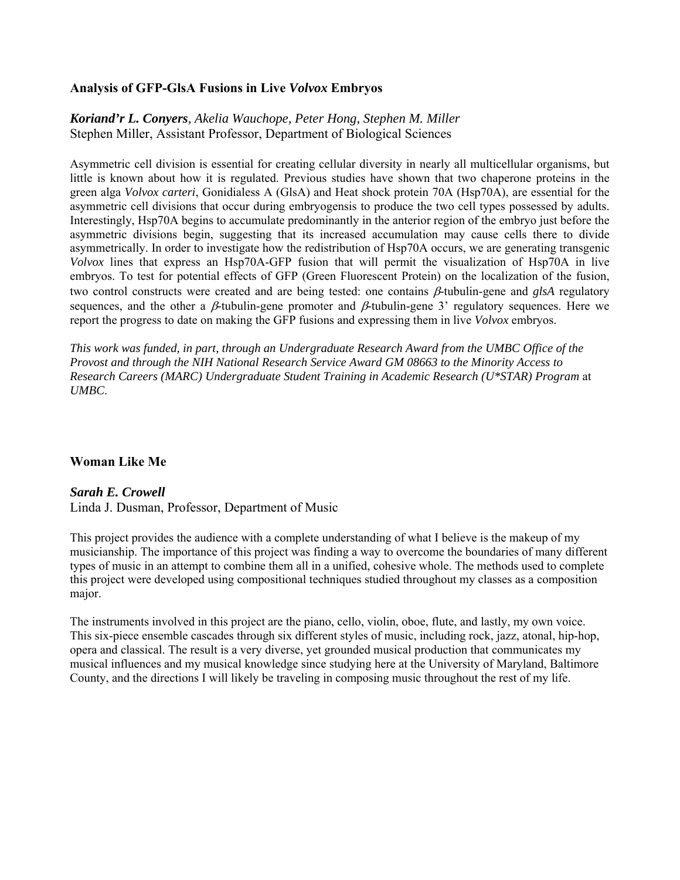### Analysis of GFP-GlsA Fusions in Live *Volvox* Embryos

***Koriand'r L. Conyers****, Akelia Wauchope, Peter Hong, Stephen M. Miller*
Stephen Miller, Assistant Professor, Department of Biological Sciences

Asymmetric cell division is essential for creating cellular diversity in nearly all multicellular organisms, but little is known about how it is regulated. Previous studies have shown that two chaperone proteins in the green alga *Volvox carteri*, Gonidialess A (GlsA) and Heat shock protein 70A (Hsp70A), are essential for the asymmetric cell divisions that occur during embryogensis to produce the two cell types possessed by adults. Interestingly, Hsp70A begins to accumulate predominantly in the anterior region of the embryo just before the asymmetric divisions begin, suggesting that its increased accumulation may cause cells there to divide asymmetrically. In order to investigate how the redistribution of Hsp70A occurs, we are generating transgenic *Volvox* lines that express an Hsp70A-GFP fusion that will permit the visualization of Hsp70A in live embryos. To test for potential effects of GFP (Green Fluorescent Protein) on the localization of the fusion, two control constructs were created and are being tested: one contains $\beta$-tubulin-gene and *glsA* regulatory sequences, and the other a $\beta$-tubulin-gene promoter and $\beta$-tubulin-gene 3' regulatory sequences. Here we report the progress to date on making the GFP fusions and expressing them in live *Volvox* embryos.

*This work was funded, in part, through an Undergraduate Research Award from the UMBC Office of the Provost and through the NIH National Research Service Award GM 08663 to the Minority Access to Research Careers (MARC) Undergraduate Student Training in Academic Research (U*STAR) Program* at *UMBC.*

### Woman Like Me

***Sarah E. Crowell***
Linda J. Dusman, Professor, Department of Music

This project provides the audience with a complete understanding of what I believe is the makeup of my musicianship. The importance of this project was finding a way to overcome the boundaries of many different types of music in an attempt to combine them all in a unified, cohesive whole. The methods used to complete this project were developed using compositional techniques studied throughout my classes as a composition major.

The instruments involved in this project are the piano, cello, violin, oboe, flute, and lastly, my own voice. This six-piece ensemble cascades through six different styles of music, including rock, jazz, atonal, hip-hop, opera and classical. The result is a very diverse, yet grounded musical production that communicates my musical influences and my musical knowledge since studying here at the University of Maryland, Baltimore County, and the directions I will likely be traveling in composing music throughout the rest of my life.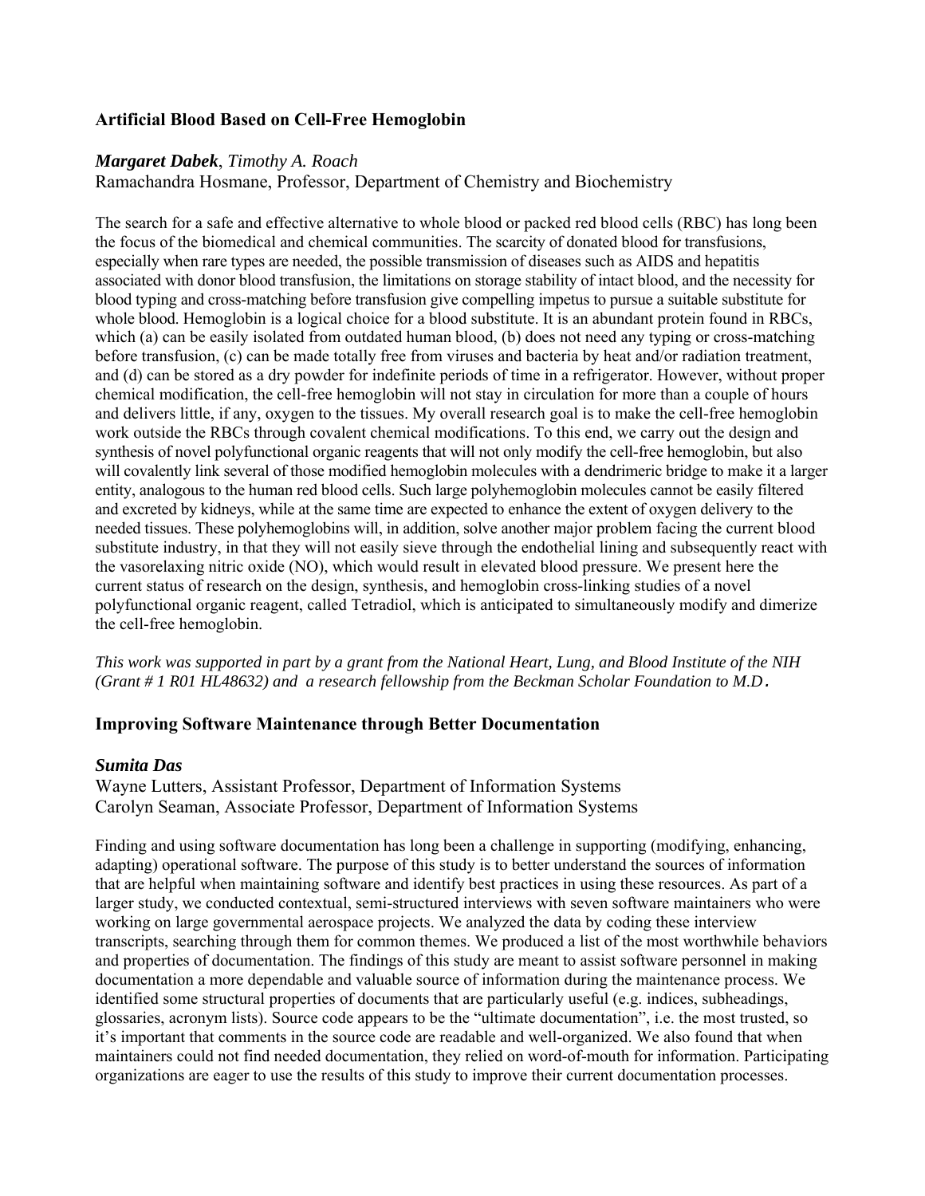### Artificial Blood Based on Cell-Free Hemoglobin

***Margaret Dabek***, *Timothy A. Roach*
Ramachandra Hosmane, Professor, Department of Chemistry and Biochemistry

The search for a safe and effective alternative to whole blood or packed red blood cells (RBC) has long been the focus of the biomedical and chemical communities. The scarcity of donated blood for transfusions, especially when rare types are needed, the possible transmission of diseases such as AIDS and hepatitis associated with donor blood transfusion, the limitations on storage stability of intact blood, and the necessity for blood typing and cross-matching before transfusion give compelling impetus to pursue a suitable substitute for whole blood. Hemoglobin is a logical choice for a blood substitute. It is an abundant protein found in RBCs, which (a) can be easily isolated from outdated human blood, (b) does not need any typing or cross-matching before transfusion, (c) can be made totally free from viruses and bacteria by heat and/or radiation treatment, and (d) can be stored as a dry powder for indefinite periods of time in a refrigerator. However, without proper chemical modification, the cell-free hemoglobin will not stay in circulation for more than a couple of hours and delivers little, if any, oxygen to the tissues. My overall research goal is to make the cell-free hemoglobin work outside the RBCs through covalent chemical modifications. To this end, we carry out the design and synthesis of novel polyfunctional organic reagents that will not only modify the cell-free hemoglobin, but also will covalently link several of those modified hemoglobin molecules with a dendrimeric bridge to make it a larger entity, analogous to the human red blood cells. Such large polyhemoglobin molecules cannot be easily filtered and excreted by kidneys, while at the same time are expected to enhance the extent of oxygen delivery to the needed tissues. These polyhemoglobins will, in addition, solve another major problem facing the current blood substitute industry, in that they will not easily sieve through the endothelial lining and subsequently react with the vasorelaxing nitric oxide (NO), which would result in elevated blood pressure. We present here the current status of research on the design, synthesis, and hemoglobin cross-linking studies of a novel polyfunctional organic reagent, called Tetradiol, which is anticipated to simultaneously modify and dimerize the cell-free hemoglobin.

*This work was supported in part by a grant from the National Heart, Lung, and Blood Institute of the NIH (Grant # 1 R01 HL48632) and a research fellowship from the Beckman Scholar Foundation to M.D.*

### Improving Software Maintenance through Better Documentation

***Sumita Das***
Wayne Lutters, Assistant Professor, Department of Information Systems
Carolyn Seaman, Associate Professor, Department of Information Systems

Finding and using software documentation has long been a challenge in supporting (modifying, enhancing, adapting) operational software. The purpose of this study is to better understand the sources of information that are helpful when maintaining software and identify best practices in using these resources. As part of a larger study, we conducted contextual, semi-structured interviews with seven software maintainers who were working on large governmental aerospace projects. We analyzed the data by coding these interview transcripts, searching through them for common themes. We produced a list of the most worthwhile behaviors and properties of documentation. The findings of this study are meant to assist software personnel in making documentation a more dependable and valuable source of information during the maintenance process. We identified some structural properties of documents that are particularly useful (e.g. indices, subheadings, glossaries, acronym lists). Source code appears to be the "ultimate documentation", i.e. the most trusted, so it's important that comments in the source code are readable and well-organized. We also found that when maintainers could not find needed documentation, they relied on word-of-mouth for information. Participating organizations are eager to use the results of this study to improve their current documentation processes.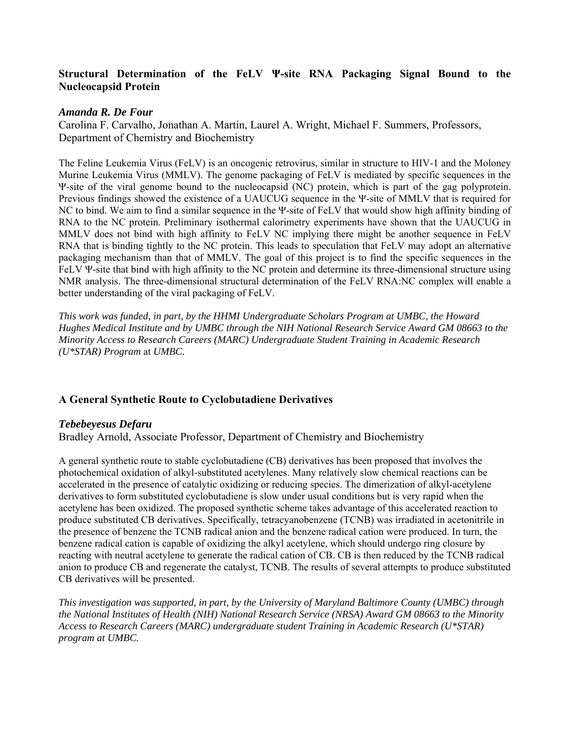## Structural Determination of the FeLV Ψ-site RNA Packaging Signal Bound to the Nucleocapsid Protein

***Amanda R. De Four***

Carolina F. Carvalho, Jonathan A. Martin, Laurel A. Wright, Michael F. Summers, Professors, Department of Chemistry and Biochemistry

The Feline Leukemia Virus (FeLV) is an oncogenic retrovirus, similar in structure to HIV-1 and the Moloney Murine Leukemia Virus (MMLV). The genome packaging of FeLV is mediated by specific sequences in the Ψ-site of the viral genome bound to the nucleocapsid (NC) protein, which is part of the gag polyprotein. Previous findings showed the existence of a UAUCUG sequence in the Ψ-site of MMLV that is required for NC to bind. We aim to find a similar sequence in the Ψ-site of FeLV that would show high affinity binding of RNA to the NC protein. Preliminary isothermal calorimetry experiments have shown that the UAUCUG in MMLV does not bind with high affinity to FeLV NC implying there might be another sequence in FeLV RNA that is binding tightly to the NC protein. This leads to speculation that FeLV may adopt an alternative packaging mechanism than that of MMLV. The goal of this project is to find the specific sequences in the FeLV Ψ-site that bind with high affinity to the NC protein and determine its three-dimensional structure using NMR analysis. The three-dimensional structural determination of the FeLV RNA:NC complex will enable a better understanding of the viral packaging of FeLV.

*This work was funded, in part, by the HHMI Undergraduate Scholars Program at UMBC, the Howard Hughes Medical Institute and by UMBC through the NIH National Research Service Award GM 08663 to the Minority Access to Research Careers (MARC) Undergraduate Student Training in Academic Research (U\*STAR) Program* at *UMBC.*

## A General Synthetic Route to Cyclobutadiene Derivatives

***Tebebeyesus Defaru***

Bradley Arnold, Associate Professor, Department of Chemistry and Biochemistry

A general synthetic route to stable cyclobutadiene (CB) derivatives has been proposed that involves the photochemical oxidation of alkyl-substituted acetylenes. Many relatively slow chemical reactions can be accelerated in the presence of catalytic oxidizing or reducing species. The dimerization of alkyl-acetylene derivatives to form substituted cyclobutadiene is slow under usual conditions but is very rapid when the acetylene has been oxidized. The proposed synthetic scheme takes advantage of this accelerated reaction to produce substituted CB derivatives. Specifically, tetracyanobenzene (TCNB) was irradiated in acetonitrile in the presence of benzene the TCNB radical anion and the benzene radical cation were produced. In turn, the benzene radical cation is capable of oxidizing the alkyl acetylene, which should undergo ring closure by reacting with neutral acetylene to generate the radical cation of CB. CB is then reduced by the TCNB radical anion to produce CB and regenerate the catalyst, TCNB. The results of several attempts to produce substituted CB derivatives will be presented.

*This investigation was supported, in part, by the University of Maryland Baltimore County (UMBC) through the National Institutes of Health (NIH) National Research Service (NRSA) Award GM 08663 to the Minority Access to Research Careers (MARC) undergraduate student Training in Academic Research (U\*STAR) program at UMBC.*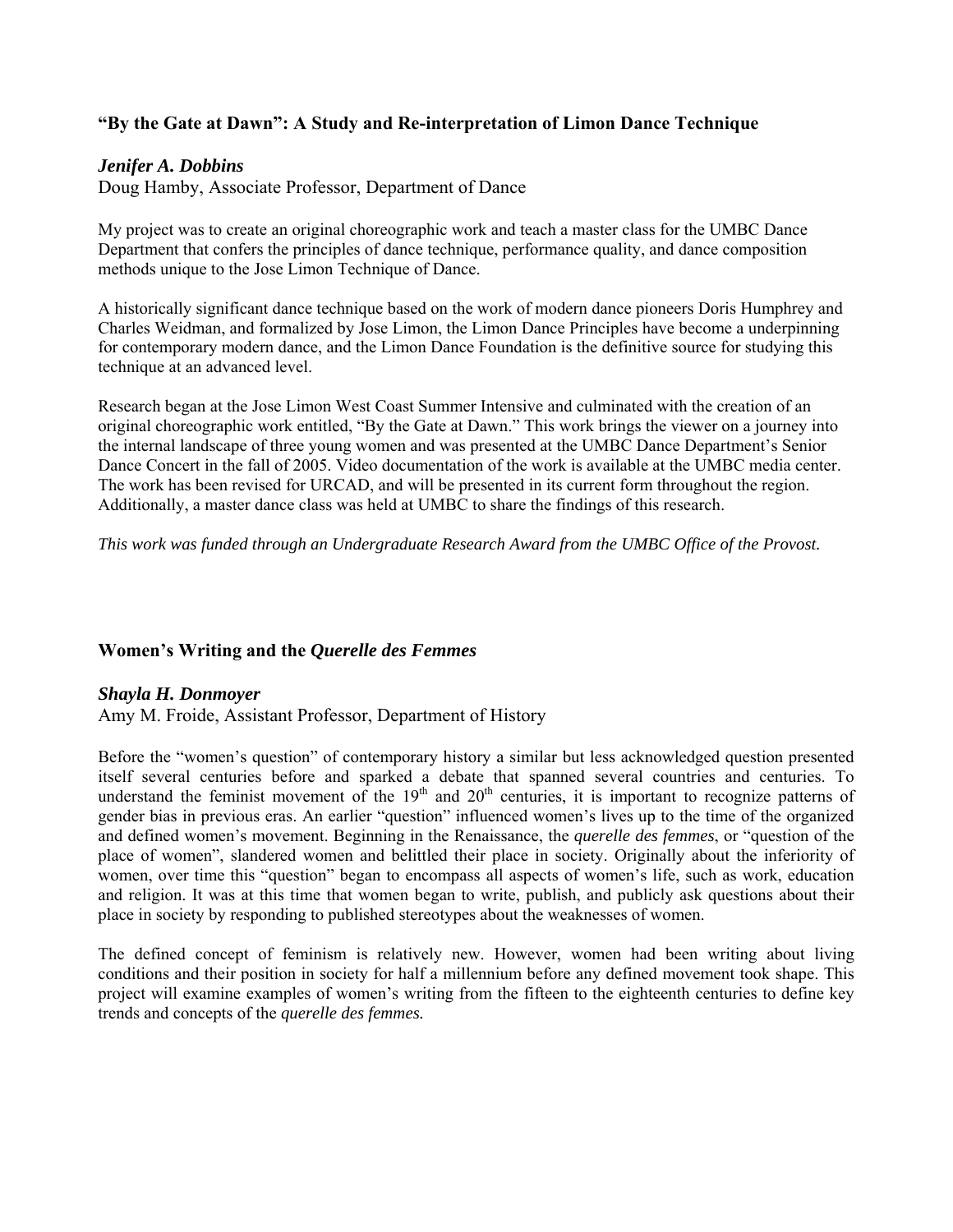### “By the Gate at Dawn”: A Study and Re-interpretation of Limon Dance Technique

***Jenifer A. Dobbins***

Doug Hamby, Associate Professor, Department of Dance

My project was to create an original choreographic work and teach a master class for the UMBC Dance Department that confers the principles of dance technique, performance quality, and dance composition methods unique to the Jose Limon Technique of Dance.

A historically significant dance technique based on the work of modern dance pioneers Doris Humphrey and Charles Weidman, and formalized by Jose Limon, the Limon Dance Principles have become a underpinning for contemporary modern dance, and the Limon Dance Foundation is the definitive source for studying this technique at an advanced level.

Research began at the Jose Limon West Coast Summer Intensive and culminated with the creation of an original choreographic work entitled, “By the Gate at Dawn.” This work brings the viewer on a journey into the internal landscape of three young women and was presented at the UMBC Dance Department’s Senior Dance Concert in the fall of 2005. Video documentation of the work is available at the UMBC media center. The work has been revised for URCAD, and will be presented in its current form throughout the region. Additionally, a master dance class was held at UMBC to share the findings of this research.

*This work was funded through an Undergraduate Research Award from the UMBC Office of the Provost.*

### Women’s Writing and the *Querelle des Femmes*

***Shayla H. Donmoyer***

Amy M. Froide, Assistant Professor, Department of History

Before the “women’s question” of contemporary history a similar but less acknowledged question presented itself several centuries before and sparked a debate that spanned several countries and centuries. To understand the feminist movement of the 19th and 20th centuries, it is important to recognize patterns of gender bias in previous eras. An earlier “question” influenced women’s lives up to the time of the organized and defined women’s movement. Beginning in the Renaissance, the *querelle des femmes*, or “question of the place of women”, slandered women and belittled their place in society. Originally about the inferiority of women, over time this “question” began to encompass all aspects of women’s life, such as work, education and religion. It was at this time that women began to write, publish, and publicly ask questions about their place in society by responding to published stereotypes about the weaknesses of women.

The defined concept of feminism is relatively new. However, women had been writing about living conditions and their position in society for half a millennium before any defined movement took shape. This project will examine examples of women’s writing from the fifteen to the eighteenth centuries to define key trends and concepts of the *querelle des femmes.*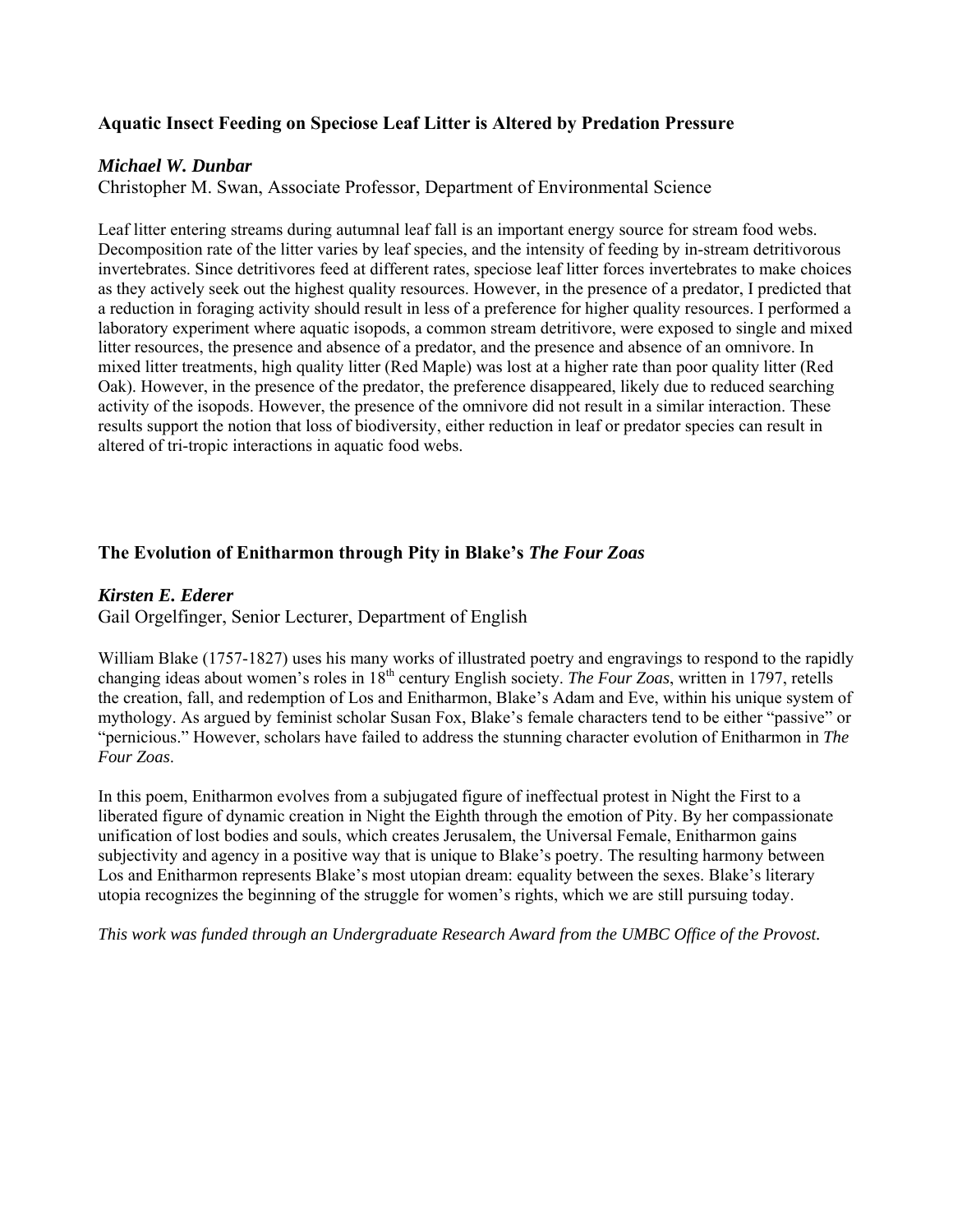### Aquatic Insect Feeding on Speciose Leaf Litter is Altered by Predation Pressure

***Michael W. Dunbar***
Christopher M. Swan, Associate Professor, Department of Environmental Science

Leaf litter entering streams during autumnal leaf fall is an important energy source for stream food webs. Decomposition rate of the litter varies by leaf species, and the intensity of feeding by in-stream detritivorous invertebrates. Since detritivores feed at different rates, speciose leaf litter forces invertebrates to make choices as they actively seek out the highest quality resources. However, in the presence of a predator, I predicted that a reduction in foraging activity should result in less of a preference for higher quality resources. I performed a laboratory experiment where aquatic isopods, a common stream detritivore, were exposed to single and mixed litter resources, the presence and absence of a predator, and the presence and absence of an omnivore. In mixed litter treatments, high quality litter (Red Maple) was lost at a higher rate than poor quality litter (Red Oak). However, in the presence of the predator, the preference disappeared, likely due to reduced searching activity of the isopods. However, the presence of the omnivore did not result in a similar interaction. These results support the notion that loss of biodiversity, either reduction in leaf or predator species can result in altered of tri-tropic interactions in aquatic food webs.

### The Evolution of Enitharmon through Pity in Blake's *The Four Zoas*

***Kirsten E. Ederer***
Gail Orgelfinger, Senior Lecturer, Department of English

William Blake (1757-1827) uses his many works of illustrated poetry and engravings to respond to the rapidly changing ideas about women's roles in 18th century English society. *The Four Zoas*, written in 1797, retells the creation, fall, and redemption of Los and Enitharmon, Blake's Adam and Eve, within his unique system of mythology. As argued by feminist scholar Susan Fox, Blake's female characters tend to be either "passive" or "pernicious." However, scholars have failed to address the stunning character evolution of Enitharmon in *The Four Zoas*.

In this poem, Enitharmon evolves from a subjugated figure of ineffectual protest in Night the First to a liberated figure of dynamic creation in Night the Eighth through the emotion of Pity. By her compassionate unification of lost bodies and souls, which creates Jerusalem, the Universal Female, Enitharmon gains subjectivity and agency in a positive way that is unique to Blake's poetry. The resulting harmony between Los and Enitharmon represents Blake's most utopian dream: equality between the sexes. Blake's literary utopia recognizes the beginning of the struggle for women's rights, which we are still pursuing today.

*This work was funded through an Undergraduate Research Award from the UMBC Office of the Provost.*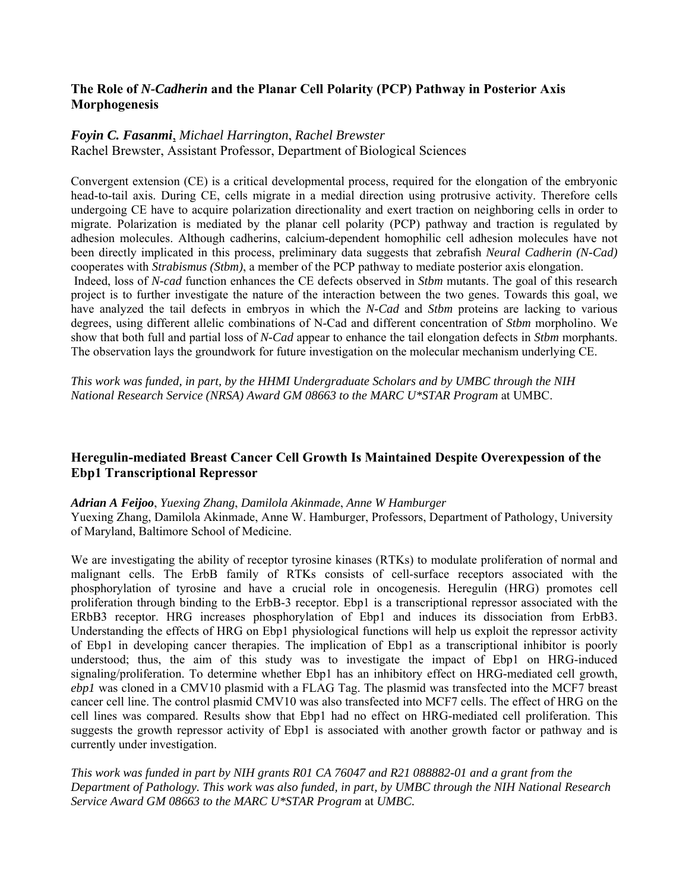### The Role of *N-Cadherin* and the Planar Cell Polarity (PCP) Pathway in Posterior Axis Morphogenesis

***Foyin C. Fasanmi***, *Michael Harrington*, *Rachel Brewster*
Rachel Brewster, Assistant Professor, Department of Biological Sciences

Convergent extension (CE) is a critical developmental process, required for the elongation of the embryonic head-to-tail axis. During CE, cells migrate in a medial direction using protrusive activity. Therefore cells undergoing CE have to acquire polarization directionality and exert traction on neighboring cells in order to migrate. Polarization is mediated by the planar cell polarity (PCP) pathway and traction is regulated by adhesion molecules. Although cadherins, calcium-dependent homophilic cell adhesion molecules have not been directly implicated in this process, preliminary data suggests that zebrafish *Neural Cadherin (N-Cad)* cooperates with *Strabismus (Stbm)*, a member of the PCP pathway to mediate posterior axis elongation. Indeed, loss of *N-cad* function enhances the CE defects observed in *Stbm* mutants. The goal of this research project is to further investigate the nature of the interaction between the two genes. Towards this goal, we have analyzed the tail defects in embryos in which the *N-Cad* and *Stbm* proteins are lacking to various degrees, using different allelic combinations of N-Cad and different concentration of *Stbm* morpholino. We show that both full and partial loss of *N-Cad* appear to enhance the tail elongation defects in *Stbm* morphants. The observation lays the groundwork for future investigation on the molecular mechanism underlying CE.

*This work was funded, in part, by the HHMI Undergraduate Scholars and by UMBC through the NIH National Research Service (NRSA) Award GM 08663 to the MARC U\*STAR Program* at UMBC.

### Heregulin-mediated Breast Cancer Cell Growth Is Maintained Despite Overexpression of the Ebp1 Transcriptional Repressor

***Adrian A Feijoo***, *Yuexing Zhang*, *Damilola Akinmade*, *Anne W Hamburger*
Yuexing Zhang, Damilola Akinmade, Anne W. Hamburger, Professors, Department of Pathology, University of Maryland, Baltimore School of Medicine.

We are investigating the ability of receptor tyrosine kinases (RTKs) to modulate proliferation of normal and malignant cells. The ErbB family of RTKs consists of cell-surface receptors associated with the phosphorylation of tyrosine and have a crucial role in oncogenesis. Heregulin (HRG) promotes cell proliferation through binding to the ErbB-3 receptor. Ebp1 is a transcriptional repressor associated with the ERbB3 receptor. HRG increases phosphorylation of Ebp1 and induces its dissociation from ErbB3. Understanding the effects of HRG on Ebp1 physiological functions will help us exploit the repressor activity of Ebp1 in developing cancer therapies. The implication of Ebp1 as a transcriptional inhibitor is poorly understood; thus, the aim of this study was to investigate the impact of Ebp1 on HRG-induced signaling/proliferation. To determine whether Ebp1 has an inhibitory effect on HRG-mediated cell growth, *ebp1* was cloned in a CMV10 plasmid with a FLAG Tag. The plasmid was transfected into the MCF7 breast cancer cell line. The control plasmid CMV10 was also transfected into MCF7 cells. The effect of HRG on the cell lines was compared. Results show that Ebp1 had no effect on HRG-mediated cell proliferation. This suggests the growth repressor activity of Ebp1 is associated with another growth factor or pathway and is currently under investigation.

*This work was funded in part by NIH grants R01 CA 76047 and R21 088882-01 and a grant from the Department of Pathology. This work was also funded, in part, by UMBC through the NIH National Research Service Award GM 08663 to the MARC U\*STAR Program* at *UMBC.*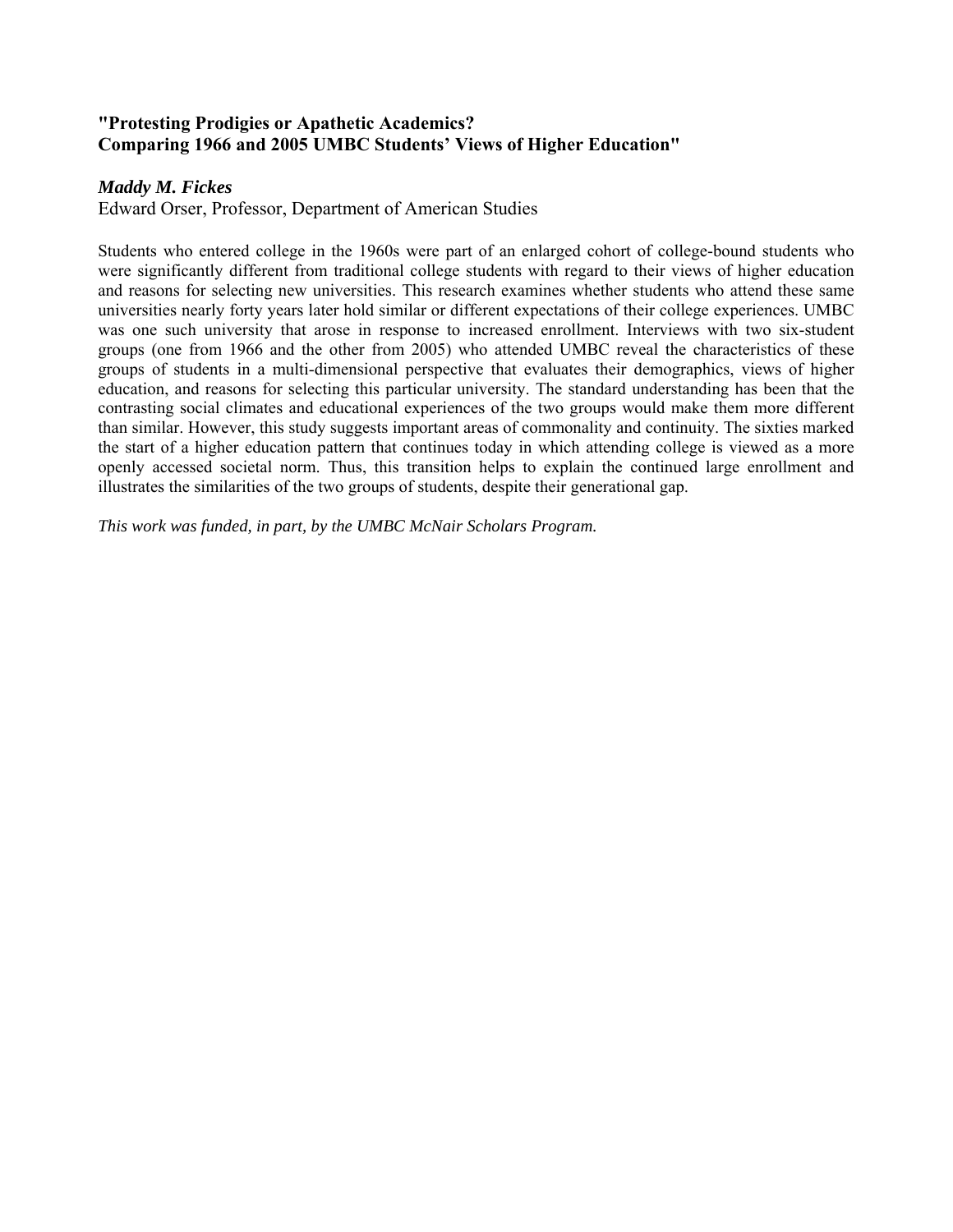**"Protesting Prodigies or Apathetic Academics?
Comparing 1966 and 2005 UMBC Students' Views of Higher Education"**

***Maddy M. Fickes***

Edward Orser, Professor, Department of American Studies

Students who entered college in the 1960s were part of an enlarged cohort of college-bound students who were significantly different from traditional college students with regard to their views of higher education and reasons for selecting new universities. This research examines whether students who attend these same universities nearly forty years later hold similar or different expectations of their college experiences. UMBC was one such university that arose in response to increased enrollment. Interviews with two six-student groups (one from 1966 and the other from 2005) who attended UMBC reveal the characteristics of these groups of students in a multi-dimensional perspective that evaluates their demographics, views of higher education, and reasons for selecting this particular university. The standard understanding has been that the contrasting social climates and educational experiences of the two groups would make them more different than similar. However, this study suggests important areas of commonality and continuity. The sixties marked the start of a higher education pattern that continues today in which attending college is viewed as a more openly accessed societal norm. Thus, this transition helps to explain the continued large enrollment and illustrates the similarities of the two groups of students, despite their generational gap.

*This work was funded, in part, by the UMBC McNair Scholars Program.*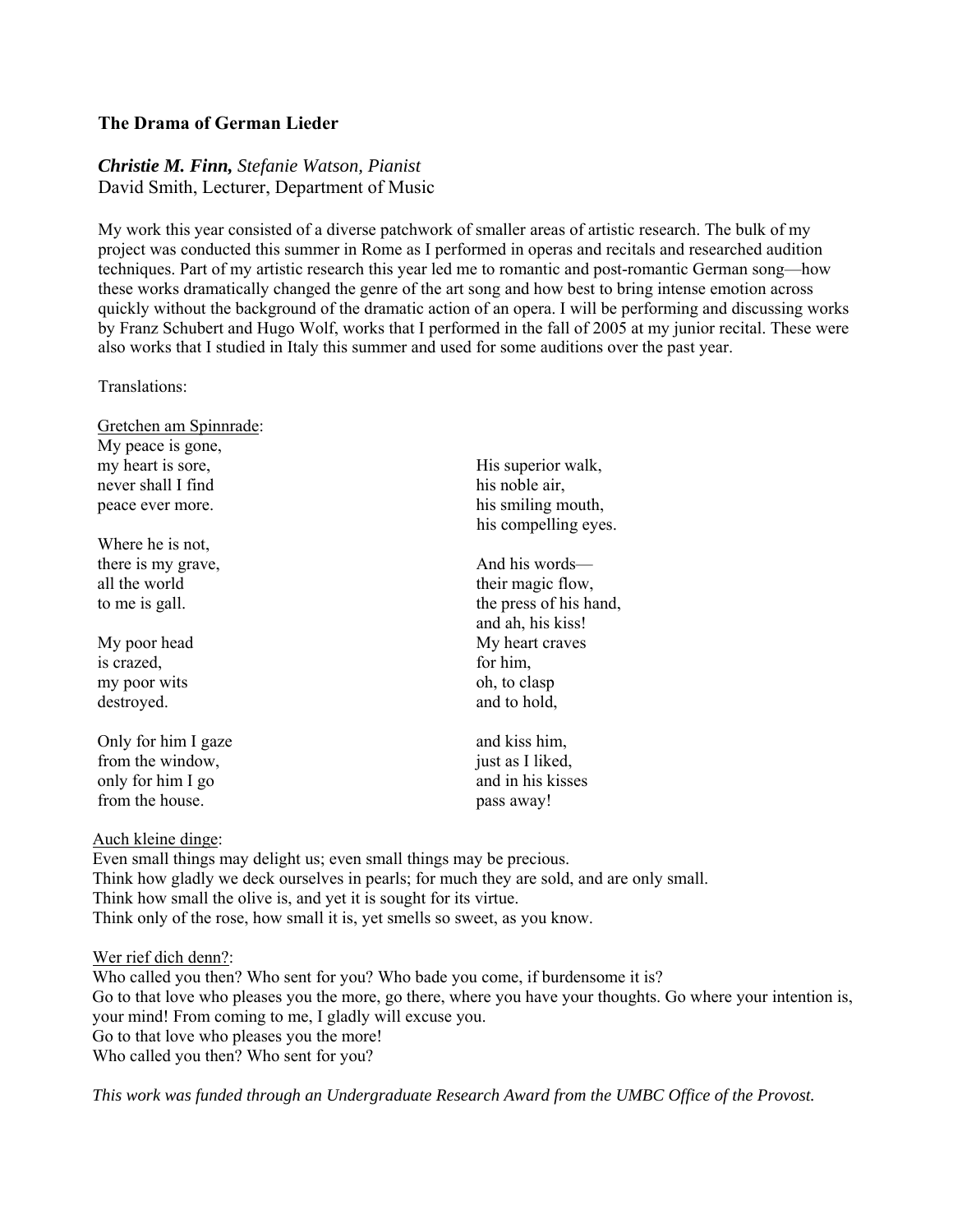### The Drama of German Lieder

***Christie M. Finn,*** *Stefanie Watson, Pianist*
David Smith, Lecturer, Department of Music

My work this year consisted of a diverse patchwork of smaller areas of artistic research. The bulk of my project was conducted this summer in Rome as I performed in operas and recitals and researched audition techniques. Part of my artistic research this year led me to romantic and post-romantic German song—how these works dramatically changed the genre of the art song and how best to bring intense emotion across quickly without the background of the dramatic action of an opera. I will be performing and discussing works by Franz Schubert and Hugo Wolf, works that I performed in the fall of 2005 at my junior recital. These were also works that I studied in Italy this summer and used for some auditions over the past year.

Translations:

<u>Gretchen am Spinnrade</u>:
My peace is gone,
my heart is sore,
never shall I find
peace ever more.

Where he is not,
there is my grave,
all the world
to me is gall.

My poor head
is crazed,
my poor wits
destroyed.

Only for him I gaze
from the window,
only for him I go
from the house.

His superior walk,
his noble air,
his smiling mouth,
his compelling eyes.

And his words—
their magic flow,
the press of his hand,
and ah, his kiss!
My heart craves
for him,
oh, to clasp
and to hold,

and kiss him,
just as I liked,
and in his kisses
pass away!

<u>Auch kleine dinge</u>:
Even small things may delight us; even small things may be precious.
Think how gladly we deck ourselves in pearls; for much they are sold, and are only small.
Think how small the olive is, and yet it is sought for its virtue.
Think only of the rose, how small it is, yet smells so sweet, as you know.

<u>Wer rief dich denn?</u>:
Who called you then? Who sent for you? Who bade you come, if burdensome it is?
Go to that love who pleases you the more, go there, where you have your thoughts. Go where your intention is, your mind! From coming to me, I gladly will excuse you.
Go to that love who pleases you the more!
Who called you then? Who sent for you?

*This work was funded through an Undergraduate Research Award from the UMBC Office of the Provost.*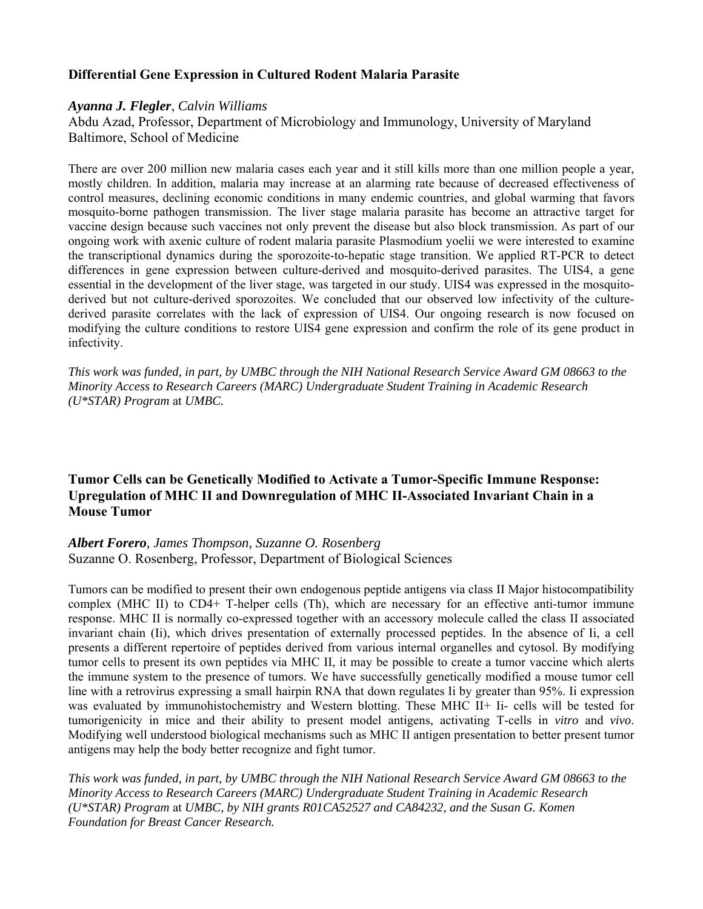### Differential Gene Expression in Cultured Rodent Malaria Parasite

***Ayanna J. Flegler***, *Calvin Williams*
Abdu Azad, Professor, Department of Microbiology and Immunology, University of Maryland Baltimore, School of Medicine

There are over 200 million new malaria cases each year and it still kills more than one million people a year, mostly children. In addition, malaria may increase at an alarming rate because of decreased effectiveness of control measures, declining economic conditions in many endemic countries, and global warming that favors mosquito-borne pathogen transmission. The liver stage malaria parasite has become an attractive target for vaccine design because such vaccines not only prevent the disease but also block transmission. As part of our ongoing work with axenic culture of rodent malaria parasite Plasmodium yoelii we were interested to examine the transcriptional dynamics during the sporozoite-to-hepatic stage transition. We applied RT-PCR to detect differences in gene expression between culture-derived and mosquito-derived parasites. The UIS4, a gene essential in the development of the liver stage, was targeted in our study. UIS4 was expressed in the mosquito-derived but not culture-derived sporozoites. We concluded that our observed low infectivity of the culture-derived parasite correlates with the lack of expression of UIS4. Our ongoing research is now focused on modifying the culture conditions to restore UIS4 gene expression and confirm the role of its gene product in infectivity.

*This work was funded, in part, by UMBC through the NIH National Research Service Award GM 08663 to the Minority Access to Research Careers (MARC) Undergraduate Student Training in Academic Research (U*STAR) Program* at *UMBC.*

### Tumor Cells can be Genetically Modified to Activate a Tumor-Specific Immune Response: Upregulation of MHC II and Downregulation of MHC II-Associated Invariant Chain in a Mouse Tumor

***Albert Forero***, *James Thompson, Suzanne O. Rosenberg*
Suzanne O. Rosenberg, Professor, Department of Biological Sciences

Tumors can be modified to present their own endogenous peptide antigens via class II Major histocompatibility complex (MHC II) to CD4+ T-helper cells (Th), which are necessary for an effective anti-tumor immune response. MHC II is normally co-expressed together with an accessory molecule called the class II associated invariant chain (Ii), which drives presentation of externally processed peptides. In the absence of Ii, a cell presents a different repertoire of peptides derived from various internal organelles and cytosol. By modifying tumor cells to present its own peptides via MHC II, it may be possible to create a tumor vaccine which alerts the immune system to the presence of tumors. We have successfully genetically modified a mouse tumor cell line with a retrovirus expressing a small hairpin RNA that down regulates Ii by greater than 95%. Ii expression was evaluated by immunohistochemistry and Western blotting. These MHC II+ Ii- cells will be tested for tumorigenicity in mice and their ability to present model antigens, activating T-cells in *vitro* and *vivo*. Modifying well understood biological mechanisms such as MHC II antigen presentation to better present tumor antigens may help the body better recognize and fight tumor.

*This work was funded, in part, by UMBC through the NIH National Research Service Award GM 08663 to the Minority Access to Research Careers (MARC) Undergraduate Student Training in Academic Research (U*STAR) Program* at *UMBC, by NIH grants R01CA52527 and CA84232, and the Susan G. Komen Foundation for Breast Cancer Research.*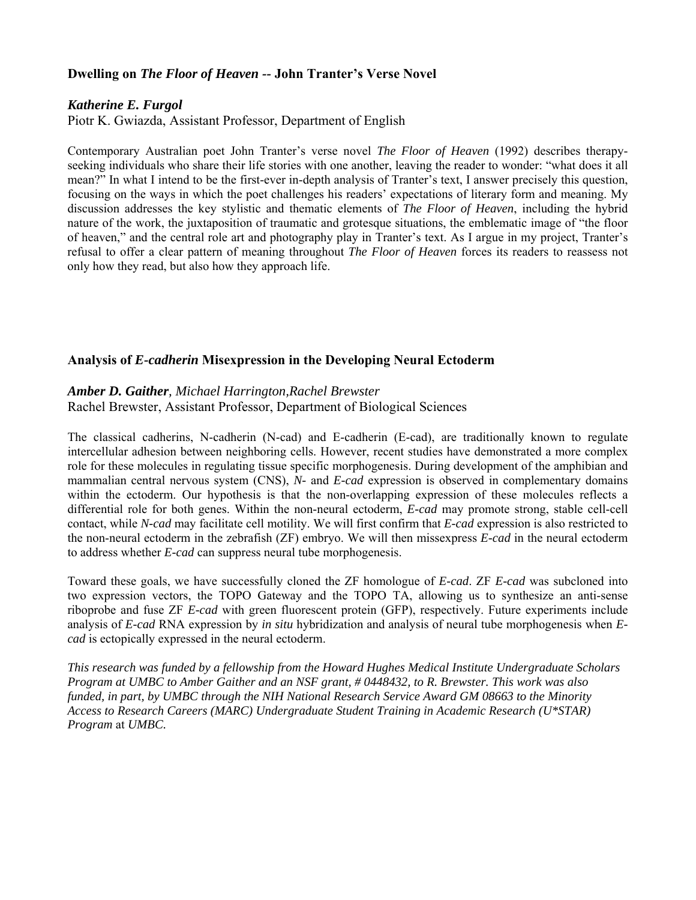### Dwelling on *The Floor of Heaven* -- John Tranter's Verse Novel

***Katherine E. Furgol***

Piotr K. Gwiazda, Assistant Professor, Department of English

Contemporary Australian poet John Tranter's verse novel *The Floor of Heaven* (1992) describes therapy-seeking individuals who share their life stories with one another, leaving the reader to wonder: "what does it all mean?" In what I intend to be the first-ever in-depth analysis of Tranter's text, I answer precisely this question, focusing on the ways in which the poet challenges his readers' expectations of literary form and meaning. My discussion addresses the key stylistic and thematic elements of *The Floor of Heaven*, including the hybrid nature of the work, the juxtaposition of traumatic and grotesque situations, the emblematic image of "the floor of heaven," and the central role art and photography play in Tranter's text. As I argue in my project, Tranter's refusal to offer a clear pattern of meaning throughout *The Floor of Heaven* forces its readers to reassess not only how they read, but also how they approach life.

### Analysis of *E-cadherin* Misexpression in the Developing Neural Ectoderm

***Amber D. Gaither**, Michael Harrington,Rachel Brewster*

Rachel Brewster, Assistant Professor, Department of Biological Sciences

The classical cadherins, N-cadherin (N-cad) and E-cadherin (E-cad), are traditionally known to regulate intercellular adhesion between neighboring cells. However, recent studies have demonstrated a more complex role for these molecules in regulating tissue specific morphogenesis. During development of the amphibian and mammalian central nervous system (CNS), *N*- and *E-cad* expression is observed in complementary domains within the ectoderm. Our hypothesis is that the non-overlapping expression of these molecules reflects a differential role for both genes. Within the non-neural ectoderm, *E-cad* may promote strong, stable cell-cell contact, while *N-cad* may facilitate cell motility. We will first confirm that *E-cad* expression is also restricted to the non-neural ectoderm in the zebrafish (ZF) embryo. We will then missexpress *E-cad* in the neural ectoderm to address whether *E-cad* can suppress neural tube morphogenesis.

Toward these goals, we have successfully cloned the ZF homologue of *E-cad*. ZF *E-cad* was subcloned into two expression vectors, the TOPO Gateway and the TOPO TA, allowing us to synthesize an anti-sense riboprobe and fuse ZF *E-cad* with green fluorescent protein (GFP), respectively. Future experiments include analysis of *E-cad* RNA expression by *in situ* hybridization and analysis of neural tube morphogenesis when *E-cad* is ectopically expressed in the neural ectoderm.

*This research was funded by a fellowship from the Howard Hughes Medical Institute Undergraduate Scholars Program at UMBC to Amber Gaither and an NSF grant, # 0448432, to R. Brewster. This work was also funded, in part, by UMBC through the NIH National Research Service Award GM 08663 to the Minority Access to Research Careers (MARC) Undergraduate Student Training in Academic Research (U\*STAR) Program* at *UMBC.*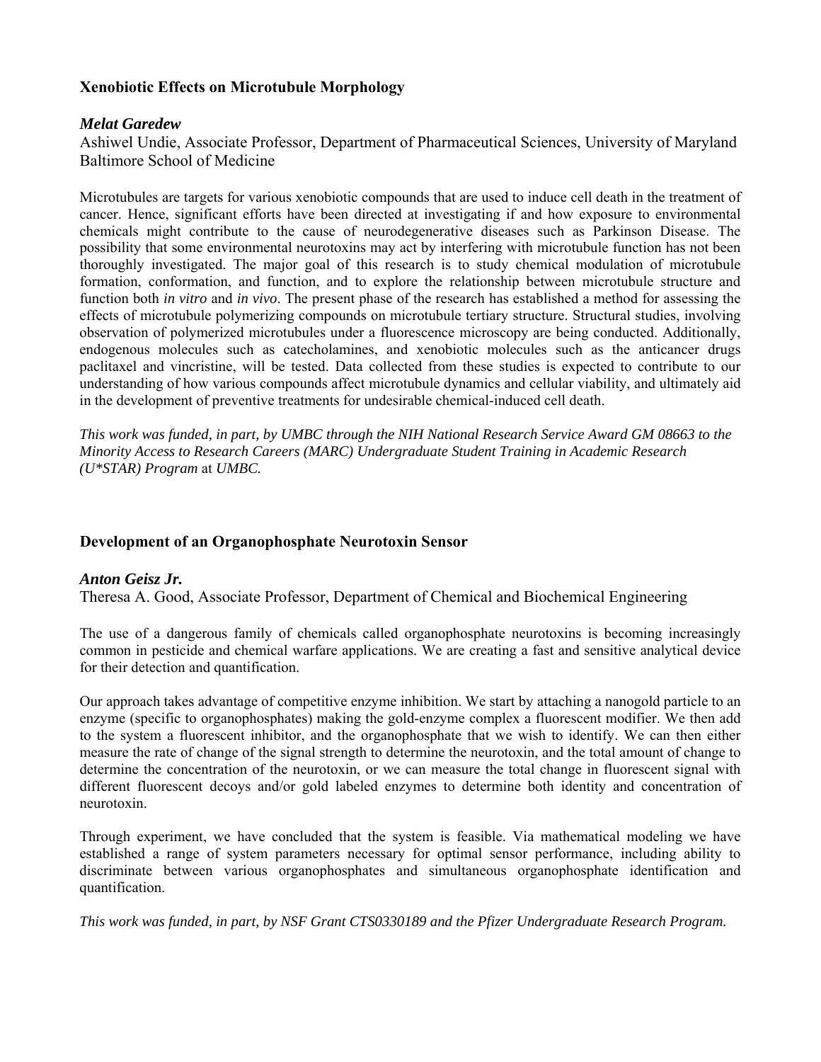### Xenobiotic Effects on Microtubule Morphology

***Melat Garedew***

Ashiwel Undie, Associate Professor, Department of Pharmaceutical Sciences, University of Maryland Baltimore School of Medicine

Microtubules are targets for various xenobiotic compounds that are used to induce cell death in the treatment of cancer. Hence, significant efforts have been directed at investigating if and how exposure to environmental chemicals might contribute to the cause of neurodegenerative diseases such as Parkinson Disease. The possibility that some environmental neurotoxins may act by interfering with microtubule function has not been thoroughly investigated. The major goal of this research is to study chemical modulation of microtubule formation, conformation, and function, and to explore the relationship between microtubule structure and function both *in vitro* and *in vivo*. The present phase of the research has established a method for assessing the effects of microtubule polymerizing compounds on microtubule tertiary structure. Structural studies, involving observation of polymerized microtubules under a fluorescence microscopy are being conducted. Additionally, endogenous molecules such as catecholamines, and xenobiotic molecules such as the anticancer drugs paclitaxel and vincristine, will be tested. Data collected from these studies is expected to contribute to our understanding of how various compounds affect microtubule dynamics and cellular viability, and ultimately aid in the development of preventive treatments for undesirable chemical-induced cell death.

*This work was funded, in part, by UMBC through the NIH National Research Service Award GM 08663 to the Minority Access to Research Careers (MARC) Undergraduate Student Training in Academic Research (U\*STAR) Program* at *UMBC.*

### Development of an Organophosphate Neurotoxin Sensor

***Anton Geisz Jr.***

Theresa A. Good, Associate Professor, Department of Chemical and Biochemical Engineering

The use of a dangerous family of chemicals called organophosphate neurotoxins is becoming increasingly common in pesticide and chemical warfare applications. We are creating a fast and sensitive analytical device for their detection and quantification.

Our approach takes advantage of competitive enzyme inhibition. We start by attaching a nanogold particle to an enzyme (specific to organophosphates) making the gold-enzyme complex a fluorescent modifier. We then add to the system a fluorescent inhibitor, and the organophosphate that we wish to identify. We can then either measure the rate of change of the signal strength to determine the neurotoxin, and the total amount of change to determine the concentration of the neurotoxin, or we can measure the total change in fluorescent signal with different fluorescent decoys and/or gold labeled enzymes to determine both identity and concentration of neurotoxin.

Through experiment, we have concluded that the system is feasible. Via mathematical modeling we have established a range of system parameters necessary for optimal sensor performance, including ability to discriminate between various organophosphates and simultaneous organophosphate identification and quantification.

*This work was funded, in part, by NSF Grant CTS0330189 and the Pfizer Undergraduate Research Program.*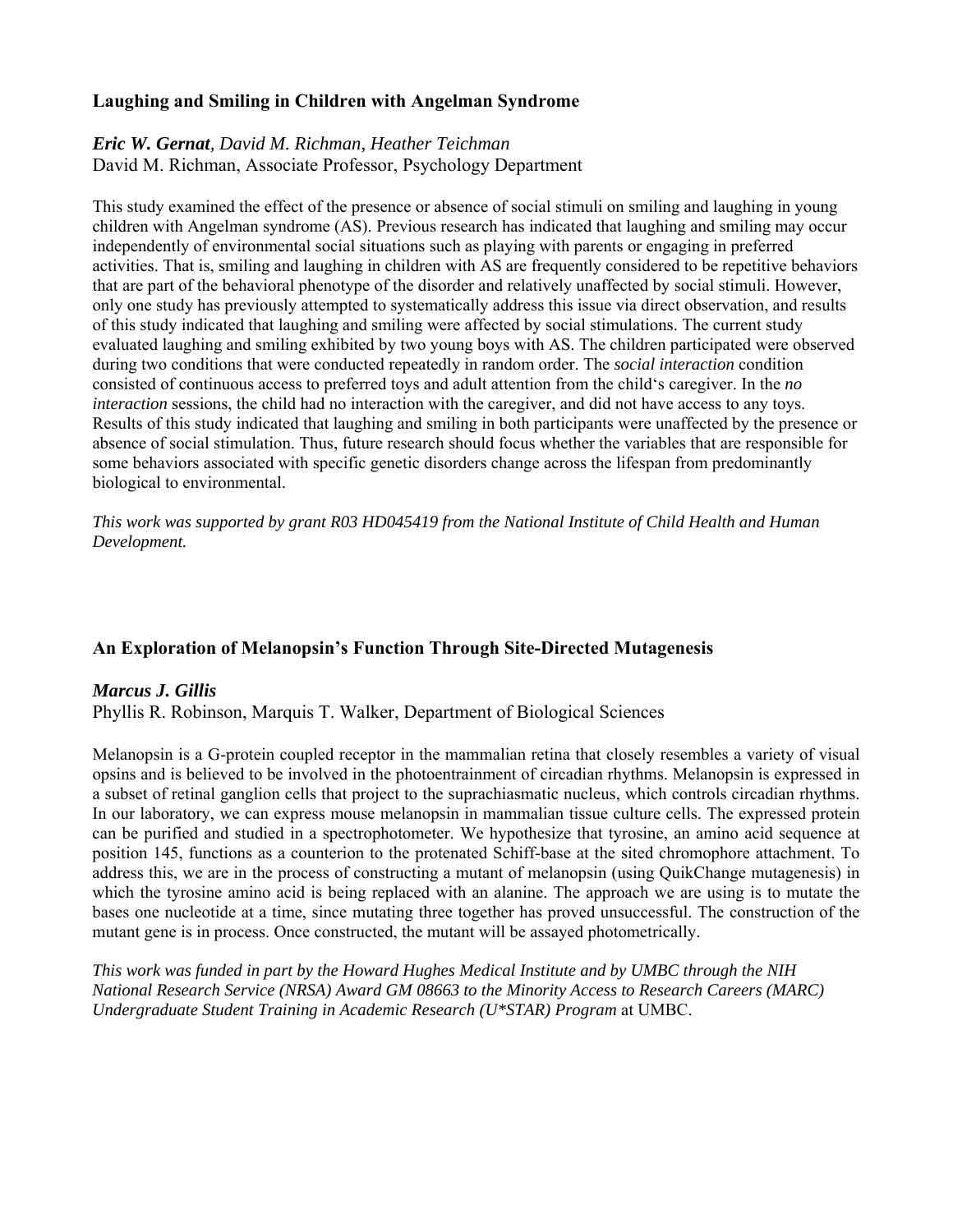### Laughing and Smiling in Children with Angelman Syndrome

***Eric W. Gernat**, David M. Richman, Heather Teichman*
David M. Richman, Associate Professor, Psychology Department

This study examined the effect of the presence or absence of social stimuli on smiling and laughing in young children with Angelman syndrome (AS). Previous research has indicated that laughing and smiling may occur independently of environmental social situations such as playing with parents or engaging in preferred activities. That is, smiling and laughing in children with AS are frequently considered to be repetitive behaviors that are part of the behavioral phenotype of the disorder and relatively unaffected by social stimuli. However, only one study has previously attempted to systematically address this issue via direct observation, and results of this study indicated that laughing and smiling were affected by social stimulations. The current study evaluated laughing and smiling exhibited by two young boys with AS. The children participated were observed during two conditions that were conducted repeatedly in random order. The *social interaction* condition consisted of continuous access to preferred toys and adult attention from the child's caregiver. In the *no interaction* sessions, the child had no interaction with the caregiver, and did not have access to any toys. Results of this study indicated that laughing and smiling in both participants were unaffected by the presence or absence of social stimulation. Thus, future research should focus whether the variables that are responsible for some behaviors associated with specific genetic disorders change across the lifespan from predominantly biological to environmental.

*This work was supported by grant R03 HD045419 from the National Institute of Child Health and Human Development.*

### An Exploration of Melanopsin's Function Through Site-Directed Mutagenesis

***Marcus J. Gillis***
Phyllis R. Robinson, Marquis T. Walker, Department of Biological Sciences

Melanopsin is a G-protein coupled receptor in the mammalian retina that closely resembles a variety of visual opsins and is believed to be involved in the photoentrainment of circadian rhythms. Melanopsin is expressed in a subset of retinal ganglion cells that project to the suprachiasmatic nucleus, which controls circadian rhythms. In our laboratory, we can express mouse melanopsin in mammalian tissue culture cells. The expressed protein can be purified and studied in a spectrophotometer. We hypothesize that tyrosine, an amino acid sequence at position 145, functions as a counterion to the protenated Schiff-base at the sited chromophore attachment. To address this, we are in the process of constructing a mutant of melanopsin (using QuikChange mutagenesis) in which the tyrosine amino acid is being replaced with an alanine. The approach we are using is to mutate the bases one nucleotide at a time, since mutating three together has proved unsuccessful. The construction of the mutant gene is in process. Once constructed, the mutant will be assayed photometrically.

*This work was funded in part by the Howard Hughes Medical Institute and by UMBC through the NIH National Research Service (NRSA) Award GM 08663 to the Minority Access to Research Careers (MARC) Undergraduate Student Training in Academic Research (U*STAR) Program* at UMBC.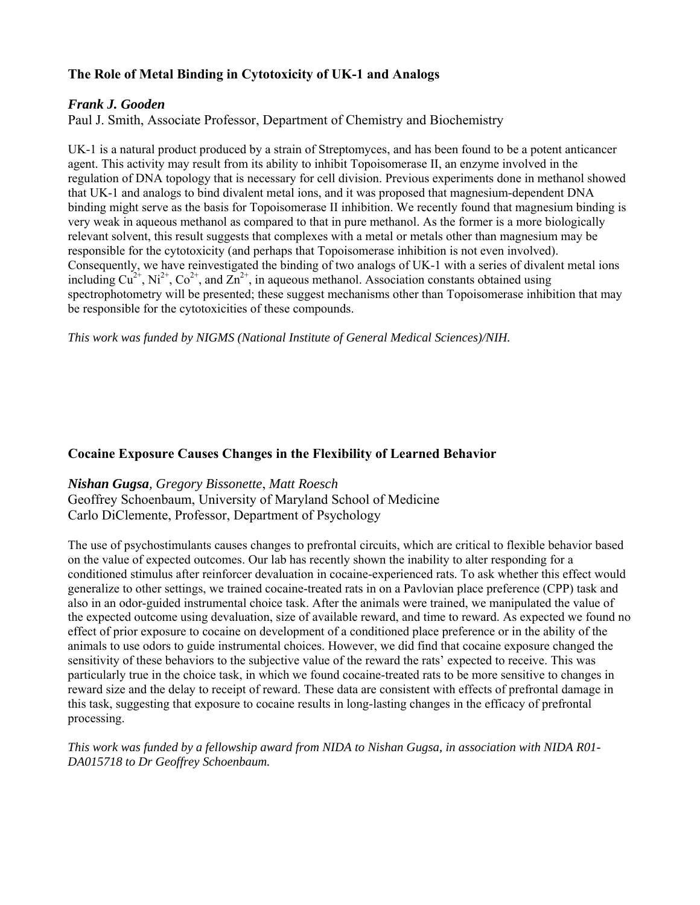### The Role of Metal Binding in Cytotoxicity of UK-1 and Analogs

***Frank J. Gooden***
Paul J. Smith, Associate Professor, Department of Chemistry and Biochemistry

UK-1 is a natural product produced by a strain of Streptomyces, and has been found to be a potent anticancer agent. This activity may result from its ability to inhibit Topoisomerase II, an enzyme involved in the regulation of DNA topology that is necessary for cell division. Previous experiments done in methanol showed that UK-1 and analogs to bind divalent metal ions, and it was proposed that magnesium-dependent DNA binding might serve as the basis for Topoisomerase II inhibition. We recently found that magnesium binding is very weak in aqueous methanol as compared to that in pure methanol. As the former is a more biologically relevant solvent, this result suggests that complexes with a metal or metals other than magnesium may be responsible for the cytotoxicity (and perhaps that Topoisomerase inhibition is not even involved). Consequently, we have reinvestigated the binding of two analogs of UK-1 with a series of divalent metal ions including $Cu^{2+}$, $Ni^{2+}$, $Co^{2+}$, and $Zn^{2+}$, in aqueous methanol. Association constants obtained using spectrophotometry will be presented; these suggest mechanisms other than Topoisomerase inhibition that may be responsible for the cytotoxicities of these compounds.

*This work was funded by NIGMS (National Institute of General Medical Sciences)/NIH.*

### Cocaine Exposure Causes Changes in the Flexibility of Learned Behavior

***Nishan Gugsa**, Gregory Bissonette, Matt Roesch*
Geoffrey Schoenbaum, University of Maryland School of Medicine
Carlo DiClemente, Professor, Department of Psychology

The use of psychostimulants causes changes to prefrontal circuits, which are critical to flexible behavior based on the value of expected outcomes. Our lab has recently shown the inability to alter responding for a conditioned stimulus after reinforcer devaluation in cocaine-experienced rats. To ask whether this effect would generalize to other settings, we trained cocaine-treated rats in on a Pavlovian place preference (CPP) task and also in an odor-guided instrumental choice task. After the animals were trained, we manipulated the value of the expected outcome using devaluation, size of available reward, and time to reward. As expected we found no effect of prior exposure to cocaine on development of a conditioned place preference or in the ability of the animals to use odors to guide instrumental choices. However, we did find that cocaine exposure changed the sensitivity of these behaviors to the subjective value of the reward the rats' expected to receive. This was particularly true in the choice task, in which we found cocaine-treated rats to be more sensitive to changes in reward size and the delay to receipt of reward. These data are consistent with effects of prefrontal damage in this task, suggesting that exposure to cocaine results in long-lasting changes in the efficacy of prefrontal processing.

*This work was funded by a fellowship award from NIDA to Nishan Gugsa, in association with NIDA R01-DA015718 to Dr Geoffrey Schoenbaum.*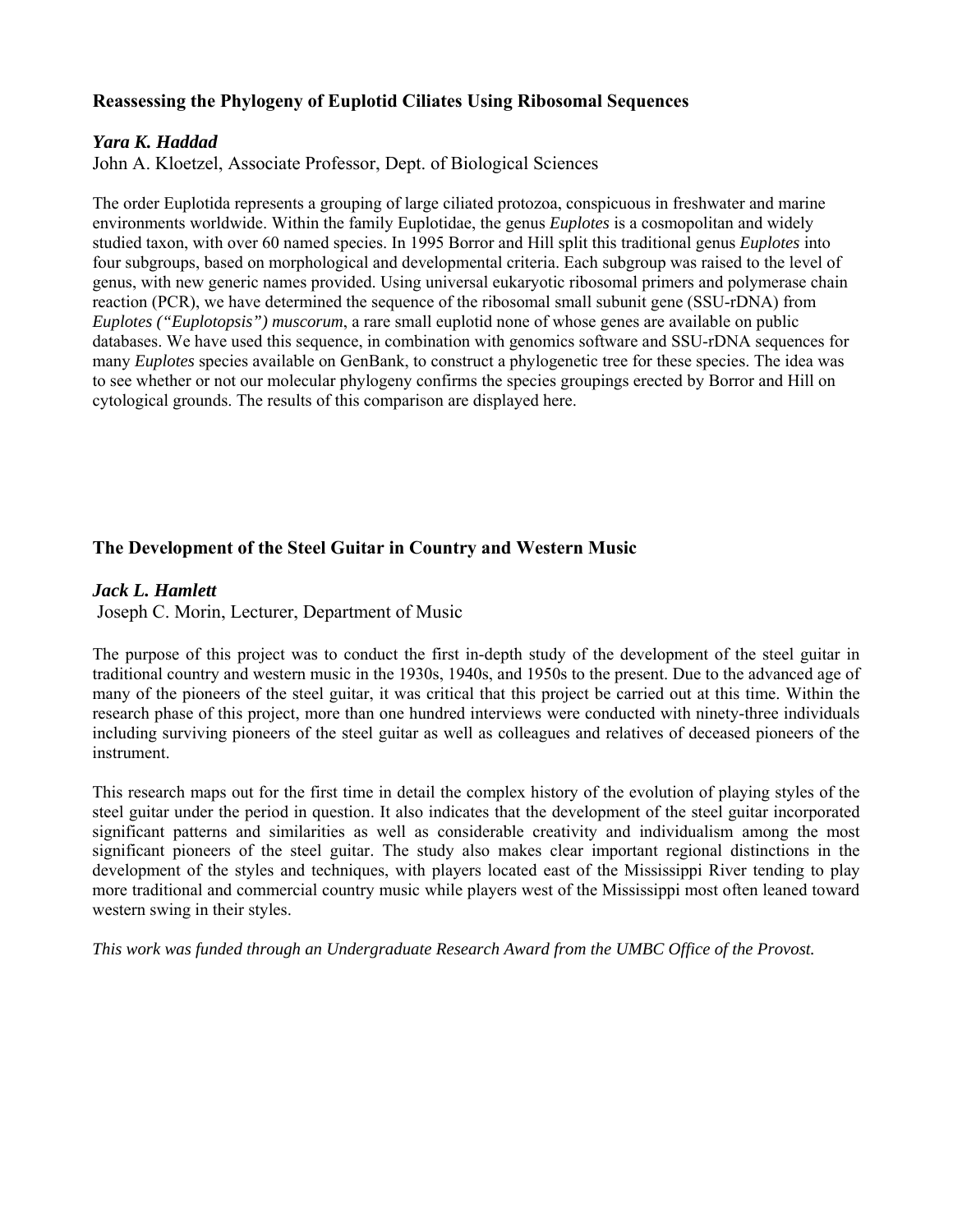### Reassessing the Phylogeny of Euplotid Ciliates Using Ribosomal Sequences

***Yara K. Haddad***

John A. Kloetzel, Associate Professor, Dept. of Biological Sciences

The order Euplotida represents a grouping of large ciliated protozoa, conspicuous in freshwater and marine environments worldwide. Within the family Euplotidae, the genus *Euplotes* is a cosmopolitan and widely studied taxon, with over 60 named species. In 1995 Borror and Hill split this traditional genus *Euplotes* into four subgroups, based on morphological and developmental criteria. Each subgroup was raised to the level of genus, with new generic names provided. Using universal eukaryotic ribosomal primers and polymerase chain reaction (PCR), we have determined the sequence of the ribosomal small subunit gene (SSU-rDNA) from *Euplotes ("Euplotopsis") muscorum*, a rare small euplotid none of whose genes are available on public databases. We have used this sequence, in combination with genomics software and SSU-rDNA sequences for many *Euplotes* species available on GenBank, to construct a phylogenetic tree for these species. The idea was to see whether or not our molecular phylogeny confirms the species groupings erected by Borror and Hill on cytological grounds. The results of this comparison are displayed here.

### The Development of the Steel Guitar in Country and Western Music

***Jack L. Hamlett***

Joseph C. Morin, Lecturer, Department of Music

The purpose of this project was to conduct the first in-depth study of the development of the steel guitar in traditional country and western music in the 1930s, 1940s, and 1950s to the present. Due to the advanced age of many of the pioneers of the steel guitar, it was critical that this project be carried out at this time. Within the research phase of this project, more than one hundred interviews were conducted with ninety-three individuals including surviving pioneers of the steel guitar as well as colleagues and relatives of deceased pioneers of the instrument.

This research maps out for the first time in detail the complex history of the evolution of playing styles of the steel guitar under the period in question. It also indicates that the development of the steel guitar incorporated significant patterns and similarities as well as considerable creativity and individualism among the most significant pioneers of the steel guitar. The study also makes clear important regional distinctions in the development of the styles and techniques, with players located east of the Mississippi River tending to play more traditional and commercial country music while players west of the Mississippi most often leaned toward western swing in their styles.

*This work was funded through an Undergraduate Research Award from the UMBC Office of the Provost.*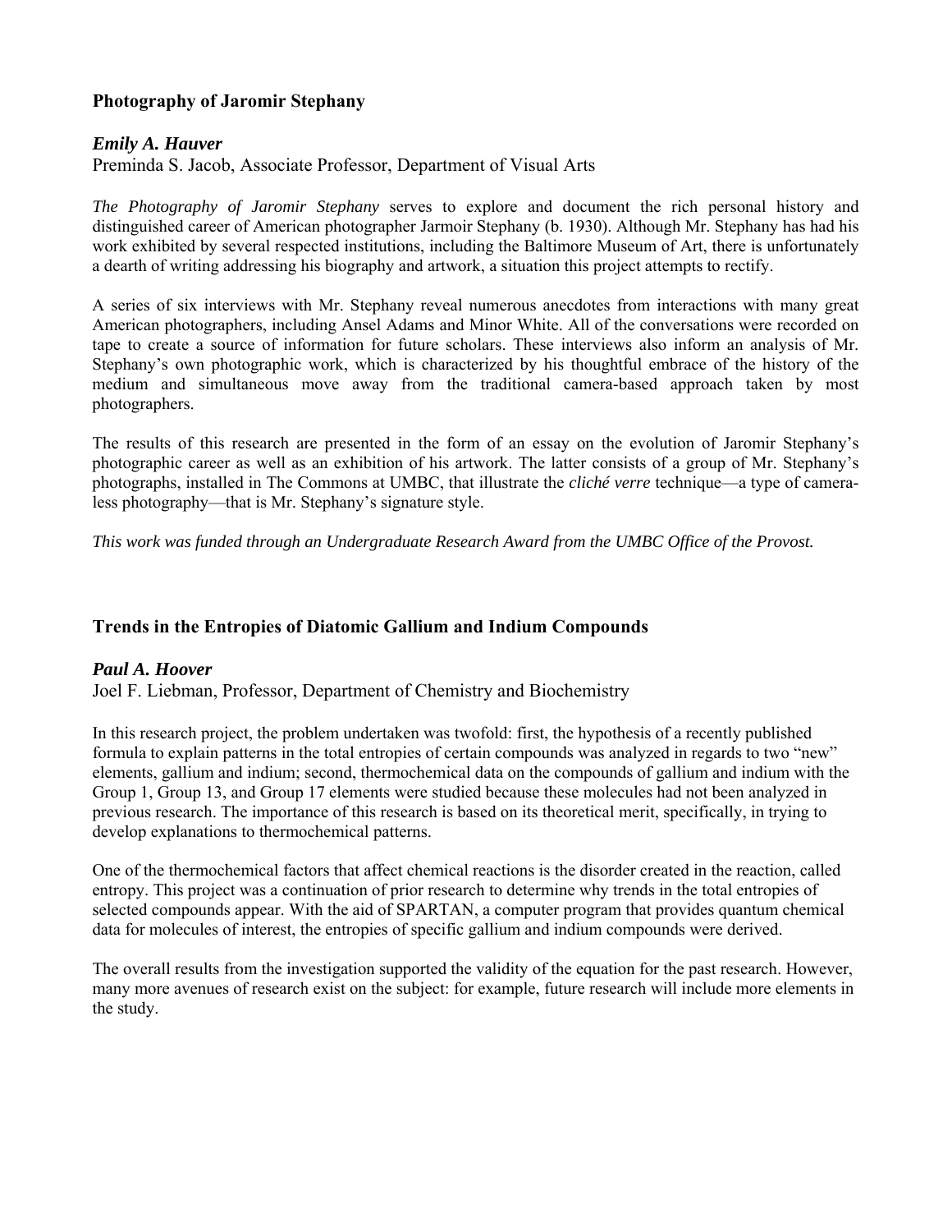### Photography of Jaromir Stephany

***Emily A. Hauver***

Preminda S. Jacob, Associate Professor, Department of Visual Arts

*The Photography of Jaromir Stephany* serves to explore and document the rich personal history and distinguished career of American photographer Jarmoir Stephany (b. 1930). Although Mr. Stephany has had his work exhibited by several respected institutions, including the Baltimore Museum of Art, there is unfortunately a dearth of writing addressing his biography and artwork, a situation this project attempts to rectify.

A series of six interviews with Mr. Stephany reveal numerous anecdotes from interactions with many great American photographers, including Ansel Adams and Minor White. All of the conversations were recorded on tape to create a source of information for future scholars. These interviews also inform an analysis of Mr. Stephany's own photographic work, which is characterized by his thoughtful embrace of the history of the medium and simultaneous move away from the traditional camera-based approach taken by most photographers.

The results of this research are presented in the form of an essay on the evolution of Jaromir Stephany's photographic career as well as an exhibition of his artwork. The latter consists of a group of Mr. Stephany's photographs, installed in The Commons at UMBC, that illustrate the *cliché verre* technique—a type of camera-less photography—that is Mr. Stephany's signature style.

*This work was funded through an Undergraduate Research Award from the UMBC Office of the Provost.*

### Trends in the Entropies of Diatomic Gallium and Indium Compounds

***Paul A. Hoover***

Joel F. Liebman, Professor, Department of Chemistry and Biochemistry

In this research project, the problem undertaken was twofold: first, the hypothesis of a recently published formula to explain patterns in the total entropies of certain compounds was analyzed in regards to two "new" elements, gallium and indium; second, thermochemical data on the compounds of gallium and indium with the Group 1, Group 13, and Group 17 elements were studied because these molecules had not been analyzed in previous research. The importance of this research is based on its theoretical merit, specifically, in trying to develop explanations to thermochemical patterns.

One of the thermochemical factors that affect chemical reactions is the disorder created in the reaction, called entropy. This project was a continuation of prior research to determine why trends in the total entropies of selected compounds appear. With the aid of SPARTAN, a computer program that provides quantum chemical data for molecules of interest, the entropies of specific gallium and indium compounds were derived.

The overall results from the investigation supported the validity of the equation for the past research. However, many more avenues of research exist on the subject: for example, future research will include more elements in the study.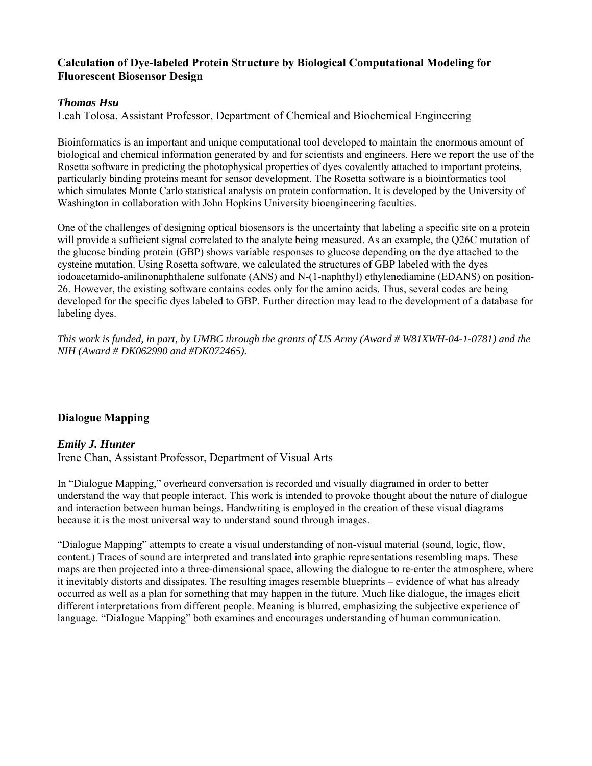## Calculation of Dye-labeled Protein Structure by Biological Computational Modeling for Fluorescent Biosensor Design

***Thomas Hsu***

Leah Tolosa, Assistant Professor, Department of Chemical and Biochemical Engineering

Bioinformatics is an important and unique computational tool developed to maintain the enormous amount of biological and chemical information generated by and for scientists and engineers. Here we report the use of the Rosetta software in predicting the photophysical properties of dyes covalently attached to important proteins, particularly binding proteins meant for sensor development. The Rosetta software is a bioinformatics tool which simulates Monte Carlo statistical analysis on protein conformation. It is developed by the University of Washington in collaboration with John Hopkins University bioengineering faculties.

One of the challenges of designing optical biosensors is the uncertainty that labeling a specific site on a protein will provide a sufficient signal correlated to the analyte being measured. As an example, the Q26C mutation of the glucose binding protein (GBP) shows variable responses to glucose depending on the dye attached to the cysteine mutation. Using Rosetta software, we calculated the structures of GBP labeled with the dyes iodoacetamido-anilinonaphthalene sulfonate (ANS) and N-(1-naphthyl) ethylenediamine (EDANS) on position-26. However, the existing software contains codes only for the amino acids. Thus, several codes are being developed for the specific dyes labeled to GBP. Further direction may lead to the development of a database for labeling dyes.

*This work is funded, in part, by UMBC through the grants of US Army (Award # W81XWH-04-1-0781) and the NIH (Award # DK062990 and #DK072465).*

## Dialogue Mapping

***Emily J. Hunter***

Irene Chan, Assistant Professor, Department of Visual Arts

In "Dialogue Mapping," overheard conversation is recorded and visually diagramed in order to better understand the way that people interact. This work is intended to provoke thought about the nature of dialogue and interaction between human beings. Handwriting is employed in the creation of these visual diagrams because it is the most universal way to understand sound through images.

"Dialogue Mapping" attempts to create a visual understanding of non-visual material (sound, logic, flow, content.) Traces of sound are interpreted and translated into graphic representations resembling maps. These maps are then projected into a three-dimensional space, allowing the dialogue to re-enter the atmosphere, where it inevitably distorts and dissipates. The resulting images resemble blueprints – evidence of what has already occurred as well as a plan for something that may happen in the future. Much like dialogue, the images elicit different interpretations from different people. Meaning is blurred, emphasizing the subjective experience of language. "Dialogue Mapping" both examines and encourages understanding of human communication.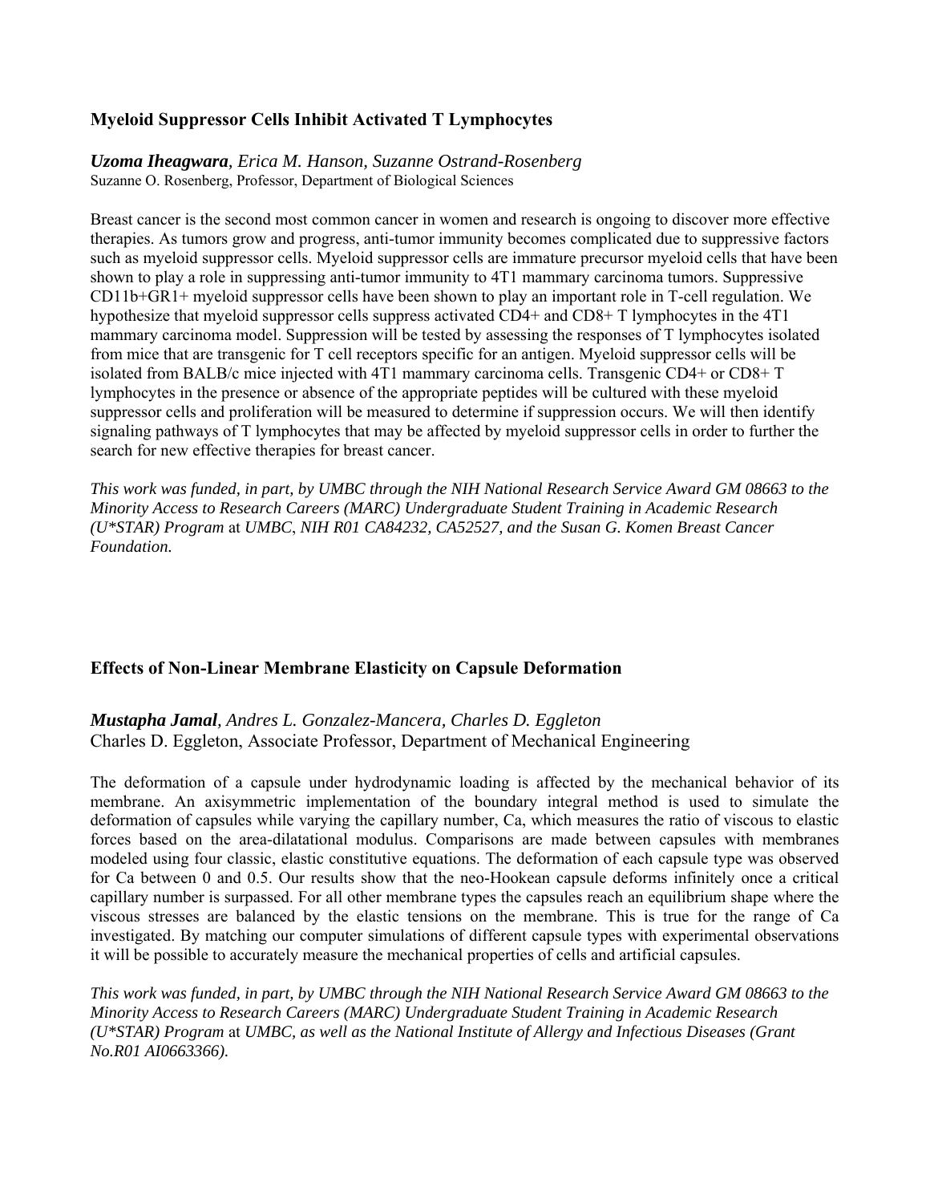### Myeloid Suppressor Cells Inhibit Activated T Lymphocytes

***Uzoma Iheagwara****, Erica M. Hanson, Suzanne Ostrand-Rosenberg*
Suzanne O. Rosenberg, Professor, Department of Biological Sciences

Breast cancer is the second most common cancer in women and research is ongoing to discover more effective therapies. As tumors grow and progress, anti-tumor immunity becomes complicated due to suppressive factors such as myeloid suppressor cells. Myeloid suppressor cells are immature precursor myeloid cells that have been shown to play a role in suppressing anti-tumor immunity to 4T1 mammary carcinoma tumors. Suppressive CD11b+GR1+ myeloid suppressor cells have been shown to play an important role in T-cell regulation. We hypothesize that myeloid suppressor cells suppress activated CD4+ and CD8+ T lymphocytes in the 4T1 mammary carcinoma model. Suppression will be tested by assessing the responses of T lymphocytes isolated from mice that are transgenic for T cell receptors specific for an antigen. Myeloid suppressor cells will be isolated from BALB/c mice injected with 4T1 mammary carcinoma cells. Transgenic CD4+ or CD8+ T lymphocytes in the presence or absence of the appropriate peptides will be cultured with these myeloid suppressor cells and proliferation will be measured to determine if suppression occurs. We will then identify signaling pathways of T lymphocytes that may be affected by myeloid suppressor cells in order to further the search for new effective therapies for breast cancer.

*This work was funded, in part, by UMBC through the NIH National Research Service Award GM 08663 to the Minority Access to Research Careers (MARC) Undergraduate Student Training in Academic Research (U*STAR) Program* at *UMBC*, *NIH R01 CA84232, CA52527, and the Susan G. Komen Breast Cancer Foundation.*

### Effects of Non-Linear Membrane Elasticity on Capsule Deformation

***Mustapha Jamal****, Andres L. Gonzalez-Mancera, Charles D. Eggleton*
Charles D. Eggleton, Associate Professor, Department of Mechanical Engineering

The deformation of a capsule under hydrodynamic loading is affected by the mechanical behavior of its membrane. An axisymmetric implementation of the boundary integral method is used to simulate the deformation of capsules while varying the capillary number, Ca, which measures the ratio of viscous to elastic forces based on the area-dilatational modulus. Comparisons are made between capsules with membranes modeled using four classic, elastic constitutive equations. The deformation of each capsule type was observed for Ca between 0 and 0.5. Our results show that the neo-Hookean capsule deforms infinitely once a critical capillary number is surpassed. For all other membrane types the capsules reach an equilibrium shape where the viscous stresses are balanced by the elastic tensions on the membrane. This is true for the range of Ca investigated. By matching our computer simulations of different capsule types with experimental observations it will be possible to accurately measure the mechanical properties of cells and artificial capsules.

*This work was funded, in part, by UMBC through the NIH National Research Service Award GM 08663 to the Minority Access to Research Careers (MARC) Undergraduate Student Training in Academic Research (U*STAR) Program* at *UMBC, as well as the National Institute of Allergy and Infectious Diseases (Grant No.R01 AI0663366).*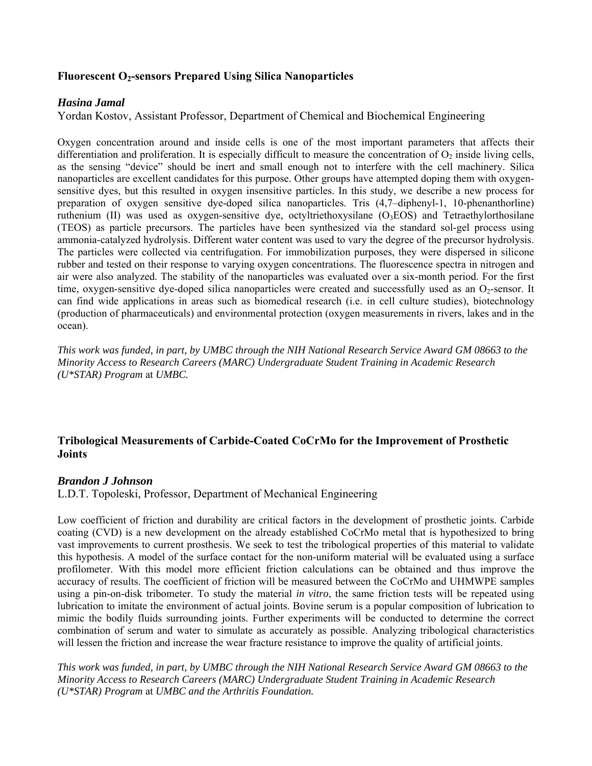### Fluorescent $O_2$-sensors Prepared Using Silica Nanoparticles

***Hasina Jamal***

Yordan Kostov, Assistant Professor, Department of Chemical and Biochemical Engineering

Oxygen concentration around and inside cells is one of the most important parameters that affects their differentiation and proliferation. It is especially difficult to measure the concentration of $O_2$ inside living cells, as the sensing "device" should be inert and small enough not to interfere with the cell machinery. Silica nanoparticles are excellent candidates for this purpose. Other groups have attempted doping them with oxygen-sensitive dyes, but this resulted in oxygen insensitive particles. In this study, we describe a new process for preparation of oxygen sensitive dye-doped silica nanoparticles. Tris (4,7–diphenyl-1, 10-phenanthorline) ruthenium (II) was used as oxygen-sensitive dye, octyltriethoxysilane ($O_3EOS$) and Tetraethylorthosilane (TEOS) as particle precursors. The particles have been synthesized via the standard sol-gel process using ammonia-catalyzed hydrolysis. Different water content was used to vary the degree of the precursor hydrolysis. The particles were collected via centrifugation. For immobilization purposes, they were dispersed in silicone rubber and tested on their response to varying oxygen concentrations. The fluorescence spectra in nitrogen and air were also analyzed. The stability of the nanoparticles was evaluated over a six-month period. For the first time, oxygen-sensitive dye-doped silica nanoparticles were created and successfully used as an $O_2$-sensor. It can find wide applications in areas such as biomedical research (i.e. in cell culture studies), biotechnology (production of pharmaceuticals) and environmental protection (oxygen measurements in rivers, lakes and in the ocean).

*This work was funded, in part, by UMBC through the NIH National Research Service Award GM 08663 to the Minority Access to Research Careers (MARC) Undergraduate Student Training in Academic Research (U*STAR) Program* at *UMBC.*

### Tribological Measurements of Carbide-Coated CoCrMo for the Improvement of Prosthetic Joints

***Brandon J Johnson***

L.D.T. Topoleski, Professor, Department of Mechanical Engineering

Low coefficient of friction and durability are critical factors in the development of prosthetic joints. Carbide coating (CVD) is a new development on the already established CoCrMo metal that is hypothesized to bring vast improvements to current prosthesis. We seek to test the tribological properties of this material to validate this hypothesis. A model of the surface contact for the non-uniform material will be evaluated using a surface profilometer. With this model more efficient friction calculations can be obtained and thus improve the accuracy of results. The coefficient of friction will be measured between the CoCrMo and UHMWPE samples using a pin-on-disk tribometer. To study the material *in vitro*, the same friction tests will be repeated using lubrication to imitate the environment of actual joints. Bovine serum is a popular composition of lubrication to mimic the bodily fluids surrounding joints. Further experiments will be conducted to determine the correct combination of serum and water to simulate as accurately as possible. Analyzing tribological characteristics will lessen the friction and increase the wear fracture resistance to improve the quality of artificial joints.

*This work was funded, in part, by UMBC through the NIH National Research Service Award GM 08663 to the Minority Access to Research Careers (MARC) Undergraduate Student Training in Academic Research (U*STAR) Program* at *UMBC and the Arthritis Foundation.*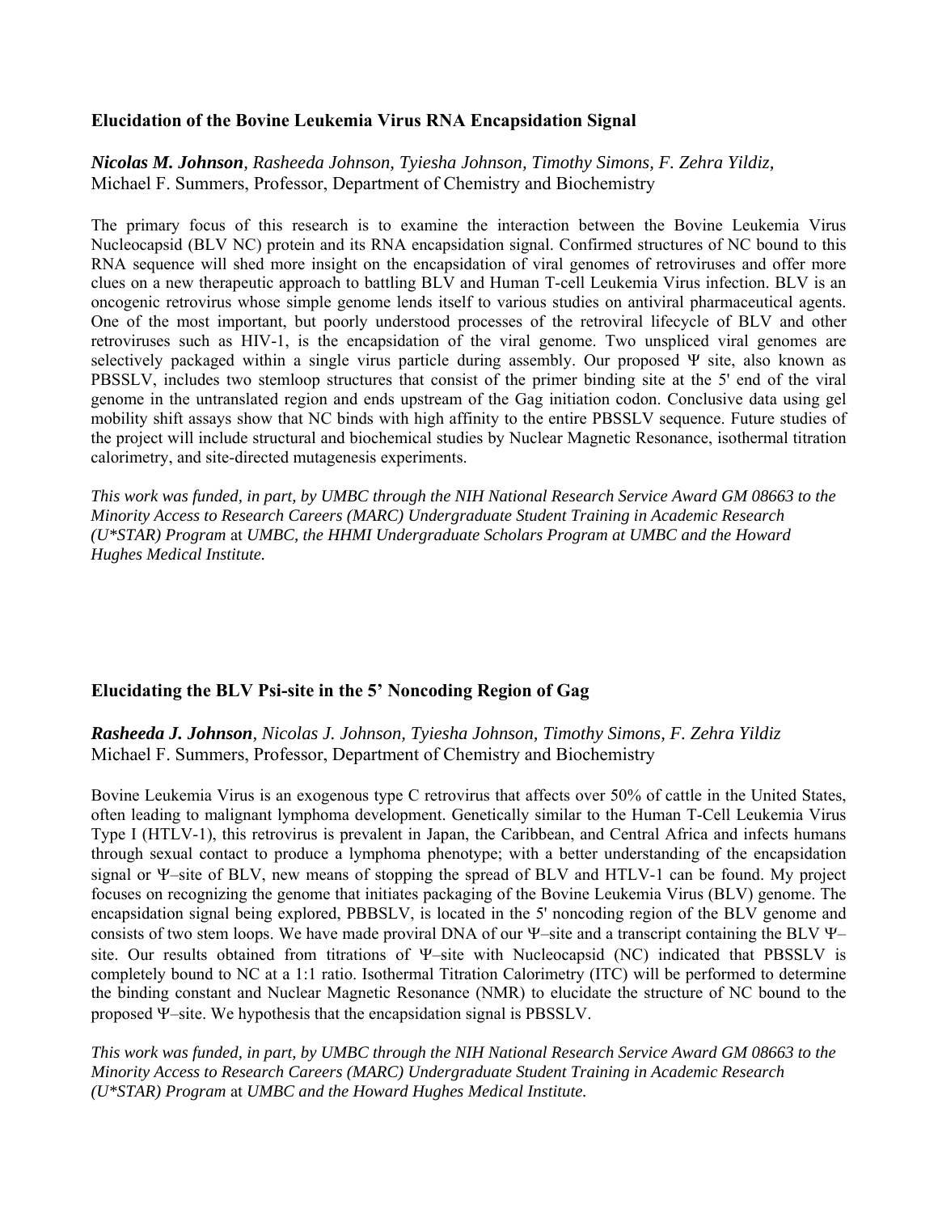## Elucidation of the Bovine Leukemia Virus RNA Encapsidation Signal

***Nicolas M. Johnson****, Rasheeda Johnson, Tyiesha Johnson, Timothy Simons, F. Zehra Yildiz,*
Michael F. Summers, Professor, Department of Chemistry and Biochemistry

The primary focus of this research is to examine the interaction between the Bovine Leukemia Virus Nucleocapsid (BLV NC) protein and its RNA encapsidation signal. Confirmed structures of NC bound to this RNA sequence will shed more insight on the encapsidation of viral genomes of retroviruses and offer more clues on a new therapeutic approach to battling BLV and Human T-cell Leukemia Virus infection. BLV is an oncogenic retrovirus whose simple genome lends itself to various studies on antiviral pharmaceutical agents. One of the most important, but poorly understood processes of the retroviral lifecycle of BLV and other retroviruses such as HIV-1, is the encapsidation of the viral genome. Two unspliced viral genomes are selectively packaged within a single virus particle during assembly. Our proposed Ψ site, also known as PBSSLV, includes two stemloop structures that consist of the primer binding site at the 5' end of the viral genome in the untranslated region and ends upstream of the Gag initiation codon. Conclusive data using gel mobility shift assays show that NC binds with high affinity to the entire PBSSLV sequence. Future studies of the project will include structural and biochemical studies by Nuclear Magnetic Resonance, isothermal titration calorimetry, and site-directed mutagenesis experiments.

*This work was funded, in part, by UMBC through the NIH National Research Service Award GM 08663 to the Minority Access to Research Careers (MARC) Undergraduate Student Training in Academic Research (U\*STAR) Program* at *UMBC, the HHMI Undergraduate Scholars Program at UMBC and the Howard Hughes Medical Institute.*

## Elucidating the BLV Psi-site in the 5' Noncoding Region of Gag

***Rasheeda J. Johnson****, Nicolas J. Johnson, Tyiesha Johnson, Timothy Simons, F. Zehra Yildiz*
Michael F. Summers, Professor, Department of Chemistry and Biochemistry

Bovine Leukemia Virus is an exogenous type C retrovirus that affects over 50% of cattle in the United States, often leading to malignant lymphoma development. Genetically similar to the Human T-Cell Leukemia Virus Type I (HTLV-1), this retrovirus is prevalent in Japan, the Caribbean, and Central Africa and infects humans through sexual contact to produce a lymphoma phenotype; with a better understanding of the encapsidation signal or Ψ–site of BLV, new means of stopping the spread of BLV and HTLV-1 can be found. My project focuses on recognizing the genome that initiates packaging of the Bovine Leukemia Virus (BLV) genome. The encapsidation signal being explored, PBBSLV, is located in the 5' noncoding region of the BLV genome and consists of two stem loops. We have made proviral DNA of our Ψ–site and a transcript containing the BLV Ψ–site. Our results obtained from titrations of Ψ–site with Nucleocapsid (NC) indicated that PBSSLV is completely bound to NC at a 1:1 ratio. Isothermal Titration Calorimetry (ITC) will be performed to determine the binding constant and Nuclear Magnetic Resonance (NMR) to elucidate the structure of NC bound to the proposed Ψ–site. We hypothesis that the encapsidation signal is PBSSLV.

*This work was funded, in part, by UMBC through the NIH National Research Service Award GM 08663 to the Minority Access to Research Careers (MARC) Undergraduate Student Training in Academic Research (U\*STAR) Program* at *UMBC and the Howard Hughes Medical Institute.*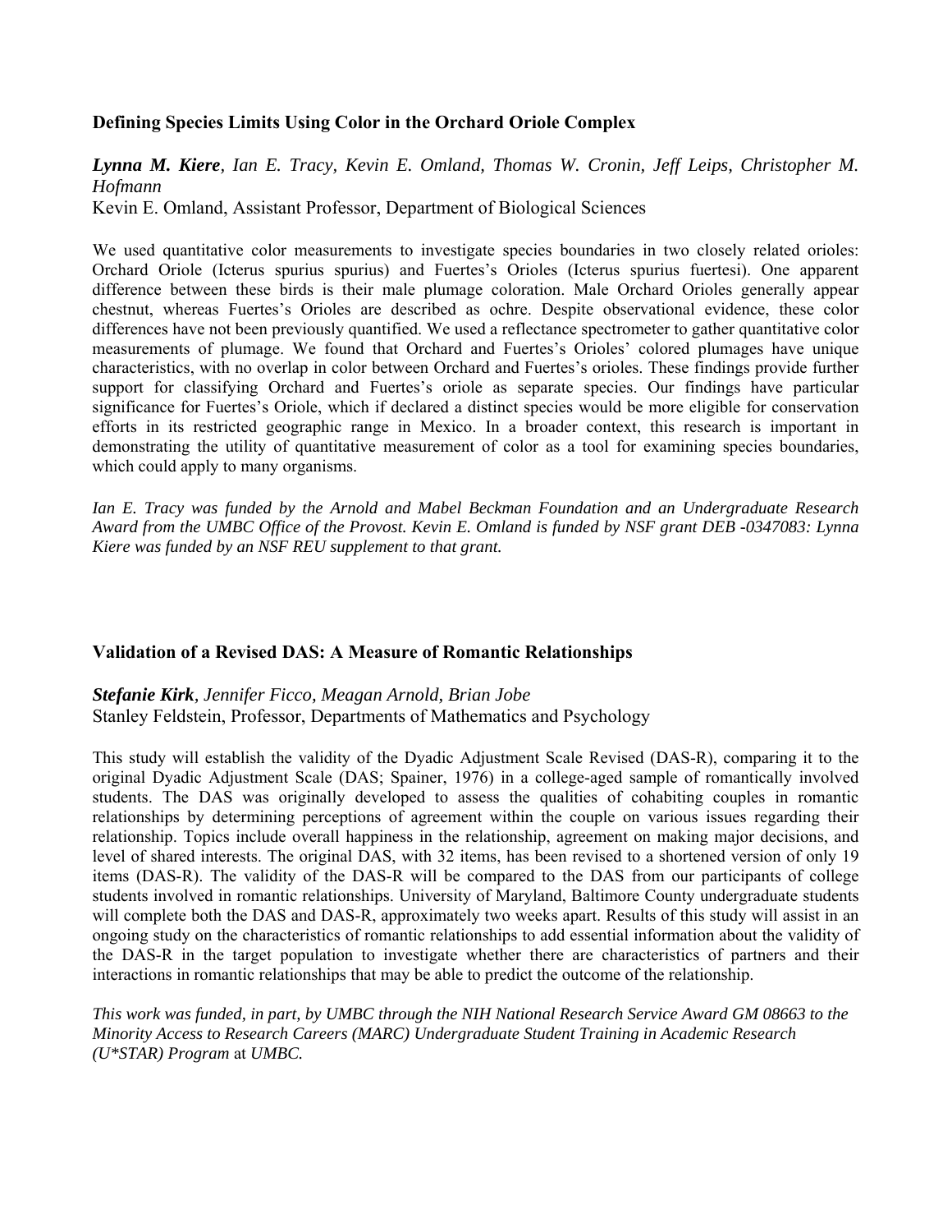### Defining Species Limits Using Color in the Orchard Oriole Complex

***Lynna M. Kiere**, Ian E. Tracy, Kevin E. Omland, Thomas W. Cronin, Jeff Leips, Christopher M. Hofmann*
Kevin E. Omland, Assistant Professor, Department of Biological Sciences

We used quantitative color measurements to investigate species boundaries in two closely related orioles: Orchard Oriole (Icterus spurius spurius) and Fuertes's Orioles (Icterus spurius fuertesi). One apparent difference between these birds is their male plumage coloration. Male Orchard Orioles generally appear chestnut, whereas Fuertes's Orioles are described as ochre. Despite observational evidence, these color differences have not been previously quantified. We used a reflectance spectrometer to gather quantitative color measurements of plumage. We found that Orchard and Fuertes's Orioles' colored plumages have unique characteristics, with no overlap in color between Orchard and Fuertes's orioles. These findings provide further support for classifying Orchard and Fuertes's oriole as separate species. Our findings have particular significance for Fuertes's Oriole, which if declared a distinct species would be more eligible for conservation efforts in its restricted geographic range in Mexico. In a broader context, this research is important in demonstrating the utility of quantitative measurement of color as a tool for examining species boundaries, which could apply to many organisms.

*Ian E. Tracy was funded by the Arnold and Mabel Beckman Foundation and an Undergraduate Research Award from the UMBC Office of the Provost. Kevin E. Omland is funded by NSF grant DEB -0347083: Lynna Kiere was funded by an NSF REU supplement to that grant.*

### Validation of a Revised DAS: A Measure of Romantic Relationships

***Stefanie Kirk**, Jennifer Ficco, Meagan Arnold, Brian Jobe*
Stanley Feldstein, Professor, Departments of Mathematics and Psychology

This study will establish the validity of the Dyadic Adjustment Scale Revised (DAS-R), comparing it to the original Dyadic Adjustment Scale (DAS; Spainer, 1976) in a college-aged sample of romantically involved students. The DAS was originally developed to assess the qualities of cohabiting couples in romantic relationships by determining perceptions of agreement within the couple on various issues regarding their relationship. Topics include overall happiness in the relationship, agreement on making major decisions, and level of shared interests. The original DAS, with 32 items, has been revised to a shortened version of only 19 items (DAS-R). The validity of the DAS-R will be compared to the DAS from our participants of college students involved in romantic relationships. University of Maryland, Baltimore County undergraduate students will complete both the DAS and DAS-R, approximately two weeks apart. Results of this study will assist in an ongoing study on the characteristics of romantic relationships to add essential information about the validity of the DAS-R in the target population to investigate whether there are characteristics of partners and their interactions in romantic relationships that may be able to predict the outcome of the relationship.

*This work was funded, in part, by UMBC through the NIH National Research Service Award GM 08663 to the Minority Access to Research Careers (MARC) Undergraduate Student Training in Academic Research (U\*STAR) Program* at *UMBC.*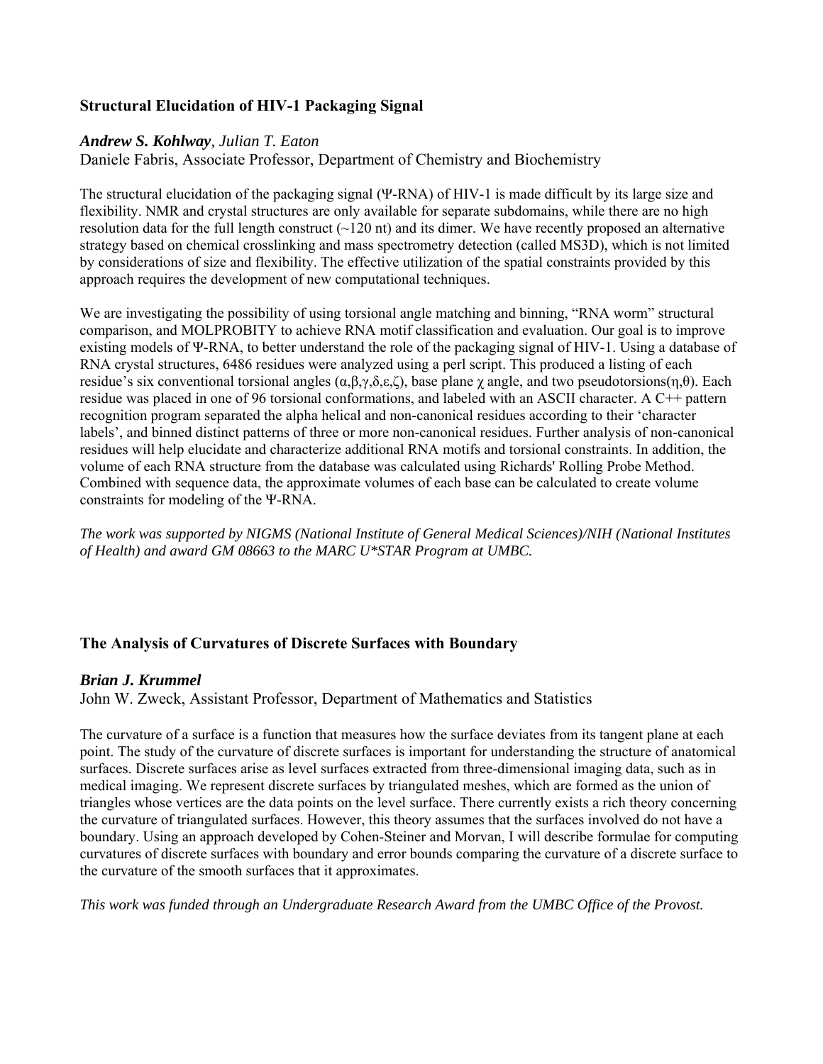### Structural Elucidation of HIV-1 Packaging Signal

***Andrew S. Kohlway**, Julian T. Eaton*
Daniele Fabris, Associate Professor, Department of Chemistry and Biochemistry

The structural elucidation of the packaging signal (Ψ-RNA) of HIV-1 is made difficult by its large size and flexibility. NMR and crystal structures are only available for separate subdomains, while there are no high resolution data for the full length construct (~120 nt) and its dimer. We have recently proposed an alternative strategy based on chemical crosslinking and mass spectrometry detection (called MS3D), which is not limited by considerations of size and flexibility. The effective utilization of the spatial constraints provided by this approach requires the development of new computational techniques.

We are investigating the possibility of using torsional angle matching and binning, "RNA worm" structural comparison, and MOLPROBITY to achieve RNA motif classification and evaluation. Our goal is to improve existing models of Ψ-RNA, to better understand the role of the packaging signal of HIV-1. Using a database of RNA crystal structures, 6486 residues were analyzed using a perl script. This produced a listing of each residue's six conventional torsional angles ($\alpha,\beta,\gamma,\delta,\varepsilon,\zeta$), base plane $\chi$ angle, and two pseudotorsions($\eta,\theta$). Each residue was placed in one of 96 torsional conformations, and labeled with an ASCII character. A C++ pattern recognition program separated the alpha helical and non-canonical residues according to their 'character labels', and binned distinct patterns of three or more non-canonical residues. Further analysis of non-canonical residues will help elucidate and characterize additional RNA motifs and torsional constraints. In addition, the volume of each RNA structure from the database was calculated using Richards' Rolling Probe Method. Combined with sequence data, the approximate volumes of each base can be calculated to create volume constraints for modeling of the Ψ-RNA.

*The work was supported by NIGMS (National Institute of General Medical Sciences)/NIH (National Institutes of Health) and award GM 08663 to the MARC U*STAR Program at UMBC.*

### The Analysis of Curvatures of Discrete Surfaces with Boundary

***Brian J. Krummel***
John W. Zweck, Assistant Professor, Department of Mathematics and Statistics

The curvature of a surface is a function that measures how the surface deviates from its tangent plane at each point. The study of the curvature of discrete surfaces is important for understanding the structure of anatomical surfaces. Discrete surfaces arise as level surfaces extracted from three-dimensional imaging data, such as in medical imaging. We represent discrete surfaces by triangulated meshes, which are formed as the union of triangles whose vertices are the data points on the level surface. There currently exists a rich theory concerning the curvature of triangulated surfaces. However, this theory assumes that the surfaces involved do not have a boundary. Using an approach developed by Cohen-Steiner and Morvan, I will describe formulae for computing curvatures of discrete surfaces with boundary and error bounds comparing the curvature of a discrete surface to the curvature of the smooth surfaces that it approximates.

*This work was funded through an Undergraduate Research Award from the UMBC Office of the Provost.*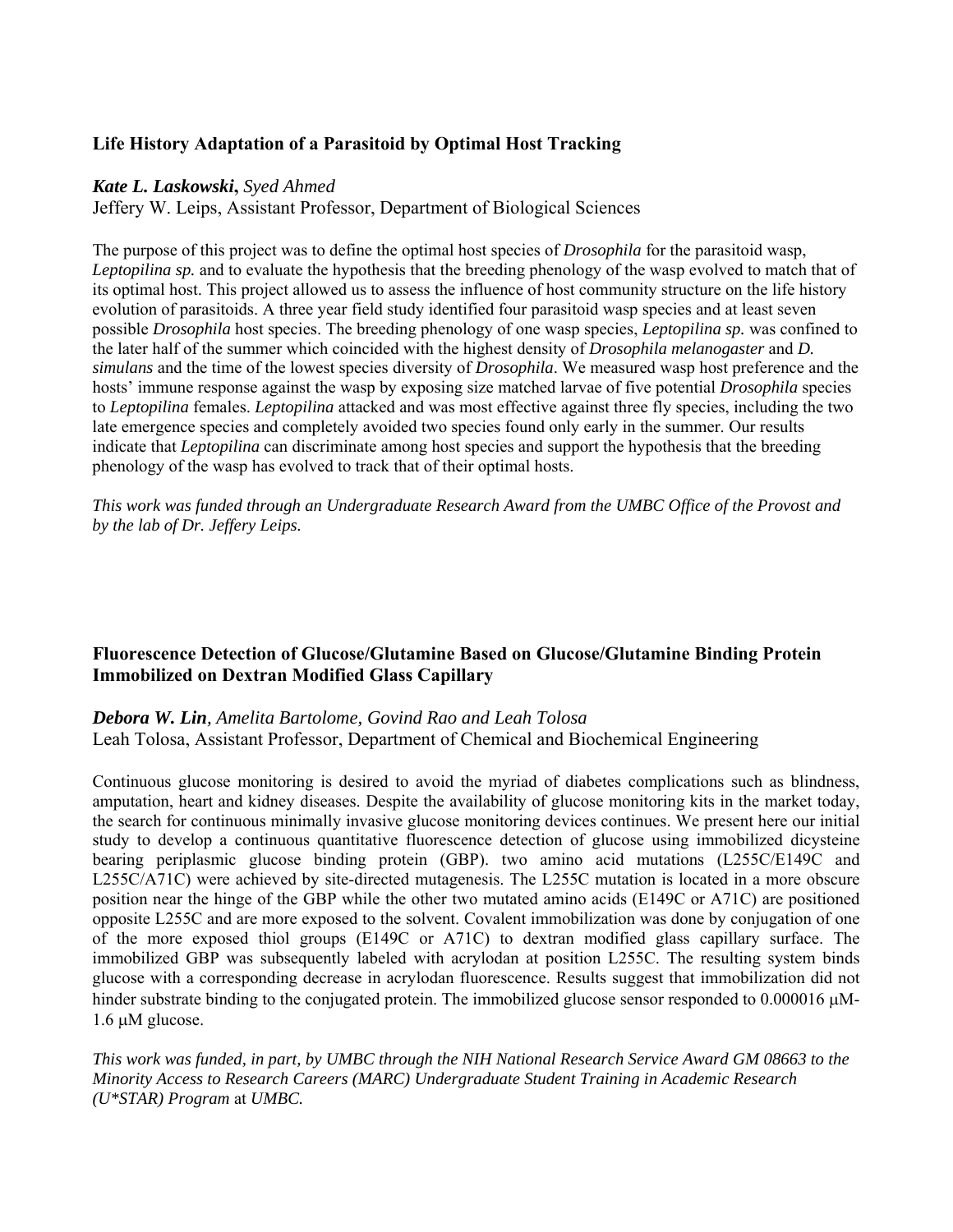### Life History Adaptation of a Parasitoid by Optimal Host Tracking

***Kate L. Laskowski**, Syed Ahmed*
Jeffery W. Leips, Assistant Professor, Department of Biological Sciences

The purpose of this project was to define the optimal host species of *Drosophila* for the parasitoid wasp, *Leptopilina sp.* and to evaluate the hypothesis that the breeding phenology of the wasp evolved to match that of its optimal host. This project allowed us to assess the influence of host community structure on the life history evolution of parasitoids. A three year field study identified four parasitoid wasp species and at least seven possible *Drosophila* host species. The breeding phenology of one wasp species, *Leptopilina sp.* was confined to the later half of the summer which coincided with the highest density of *Drosophila melanogaster* and *D. simulans* and the time of the lowest species diversity of *Drosophila*. We measured wasp host preference and the hosts' immune response against the wasp by exposing size matched larvae of five potential *Drosophila* species to *Leptopilina* females. *Leptopilina* attacked and was most effective against three fly species, including the two late emergence species and completely avoided two species found only early in the summer. Our results indicate that *Leptopilina* can discriminate among host species and support the hypothesis that the breeding phenology of the wasp has evolved to track that of their optimal hosts.

*This work was funded through an Undergraduate Research Award from the UMBC Office of the Provost and by the lab of Dr. Jeffery Leips.*

### Fluorescence Detection of Glucose/Glutamine Based on Glucose/Glutamine Binding Protein Immobilized on Dextran Modified Glass Capillary

***Debora W. Lin**, Amelita Bartolome, Govind Rao and Leah Tolosa*
Leah Tolosa, Assistant Professor, Department of Chemical and Biochemical Engineering

Continuous glucose monitoring is desired to avoid the myriad of diabetes complications such as blindness, amputation, heart and kidney diseases. Despite the availability of glucose monitoring kits in the market today, the search for continuous minimally invasive glucose monitoring devices continues. We present here our initial study to develop a continuous quantitative fluorescence detection of glucose using immobilized dicysteine bearing periplasmic glucose binding protein (GBP). two amino acid mutations (L255C/E149C and L255C/A71C) were achieved by site-directed mutagenesis. The L255C mutation is located in a more obscure position near the hinge of the GBP while the other two mutated amino acids (E149C or A71C) are positioned opposite L255C and are more exposed to the solvent. Covalent immobilization was done by conjugation of one of the more exposed thiol groups (E149C or A71C) to dextran modified glass capillary surface. The immobilized GBP was subsequently labeled with acrylodan at position L255C. The resulting system binds glucose with a corresponding decrease in acrylodan fluorescence. Results suggest that immobilization did not hinder substrate binding to the conjugated protein. The immobilized glucose sensor responded to 0.000016 μM-1.6 μM glucose.

*This work was funded, in part, by UMBC through the NIH National Research Service Award GM 08663 to the Minority Access to Research Careers (MARC) Undergraduate Student Training in Academic Research (U\*STAR) Program* at *UMBC.*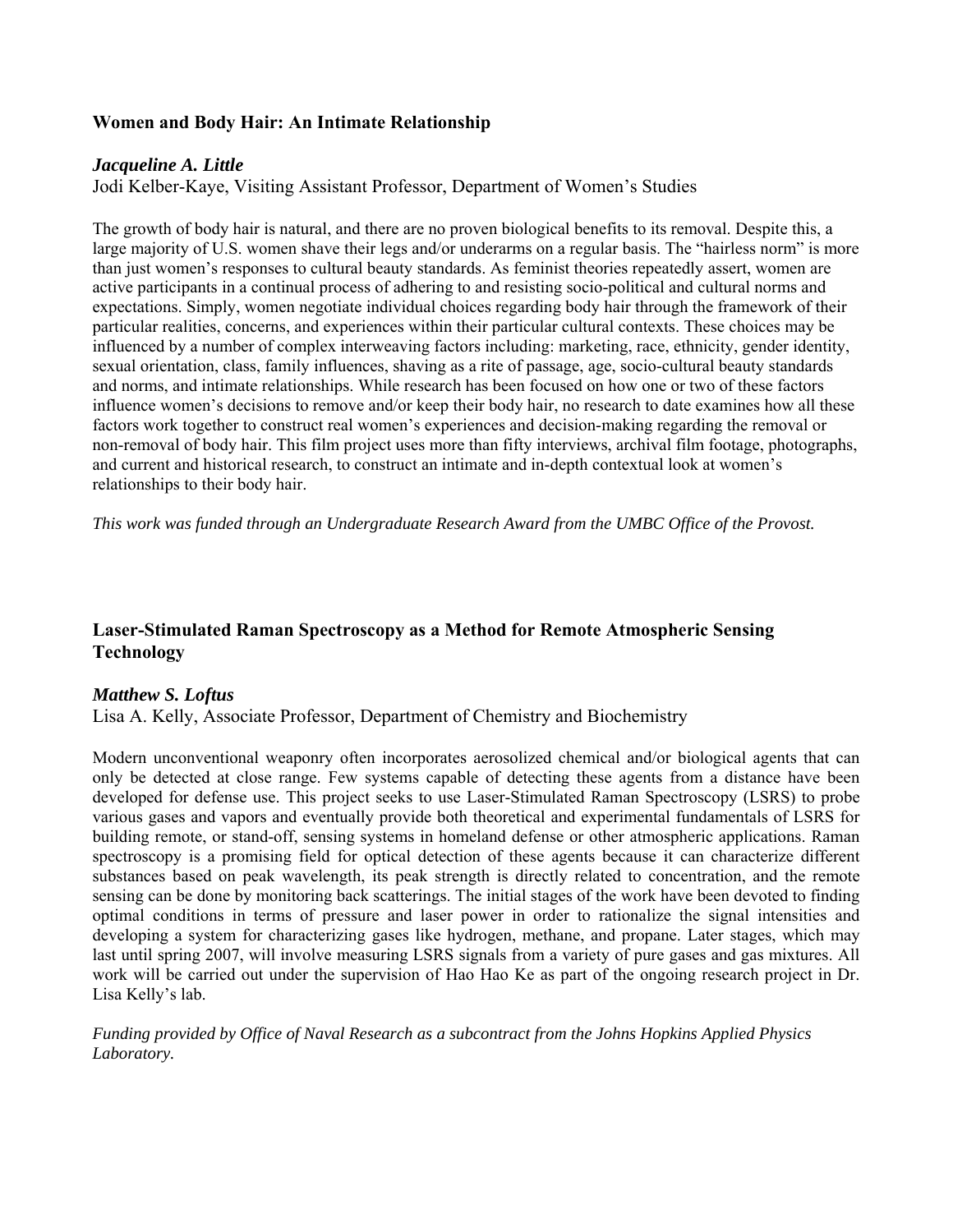### Women and Body Hair: An Intimate Relationship

***Jacqueline A. Little***

Jodi Kelber-Kaye, Visiting Assistant Professor, Department of Women's Studies

The growth of body hair is natural, and there are no proven biological benefits to its removal. Despite this, a large majority of U.S. women shave their legs and/or underarms on a regular basis. The "hairless norm" is more than just women's responses to cultural beauty standards. As feminist theories repeatedly assert, women are active participants in a continual process of adhering to and resisting socio-political and cultural norms and expectations. Simply, women negotiate individual choices regarding body hair through the framework of their particular realities, concerns, and experiences within their particular cultural contexts. These choices may be influenced by a number of complex interweaving factors including: marketing, race, ethnicity, gender identity, sexual orientation, class, family influences, shaving as a rite of passage, age, socio-cultural beauty standards and norms, and intimate relationships. While research has been focused on how one or two of these factors influence women's decisions to remove and/or keep their body hair, no research to date examines how all these factors work together to construct real women's experiences and decision-making regarding the removal or non-removal of body hair. This film project uses more than fifty interviews, archival film footage, photographs, and current and historical research, to construct an intimate and in-depth contextual look at women's relationships to their body hair.

*This work was funded through an Undergraduate Research Award from the UMBC Office of the Provost.*

### Laser-Stimulated Raman Spectroscopy as a Method for Remote Atmospheric Sensing Technology

***Matthew S. Loftus***

Lisa A. Kelly, Associate Professor, Department of Chemistry and Biochemistry

Modern unconventional weaponry often incorporates aerosolized chemical and/or biological agents that can only be detected at close range. Few systems capable of detecting these agents from a distance have been developed for defense use. This project seeks to use Laser-Stimulated Raman Spectroscopy (LSRS) to probe various gases and vapors and eventually provide both theoretical and experimental fundamentals of LSRS for building remote, or stand-off, sensing systems in homeland defense or other atmospheric applications. Raman spectroscopy is a promising field for optical detection of these agents because it can characterize different substances based on peak wavelength, its peak strength is directly related to concentration, and the remote sensing can be done by monitoring back scatterings. The initial stages of the work have been devoted to finding optimal conditions in terms of pressure and laser power in order to rationalize the signal intensities and developing a system for characterizing gases like hydrogen, methane, and propane. Later stages, which may last until spring 2007, will involve measuring LSRS signals from a variety of pure gases and gas mixtures. All work will be carried out under the supervision of Hao Hao Ke as part of the ongoing research project in Dr. Lisa Kelly's lab.

*Funding provided by Office of Naval Research as a subcontract from the Johns Hopkins Applied Physics Laboratory.*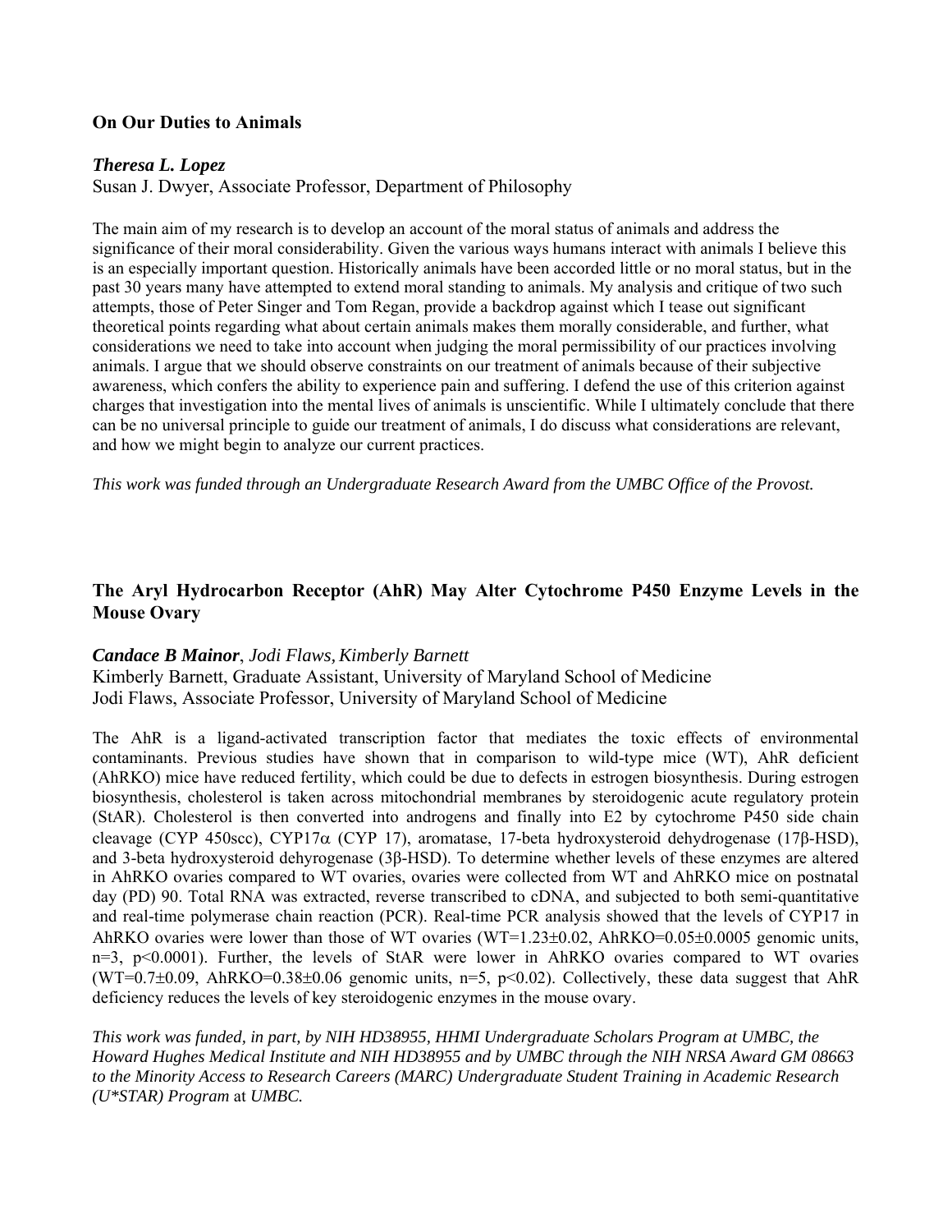### On Our Duties to Animals

***Theresa L. Lopez***
Susan J. Dwyer, Associate Professor, Department of Philosophy

The main aim of my research is to develop an account of the moral status of animals and address the significance of their moral considerability. Given the various ways humans interact with animals I believe this is an especially important question. Historically animals have been accorded little or no moral status, but in the past 30 years many have attempted to extend moral standing to animals. My analysis and critique of two such attempts, those of Peter Singer and Tom Regan, provide a backdrop against which I tease out significant theoretical points regarding what about certain animals makes them morally considerable, and further, what considerations we need to take into account when judging the moral permissibility of our practices involving animals. I argue that we should observe constraints on our treatment of animals because of their subjective awareness, which confers the ability to experience pain and suffering. I defend the use of this criterion against charges that investigation into the mental lives of animals is unscientific. While I ultimately conclude that there can be no universal principle to guide our treatment of animals, I do discuss what considerations are relevant, and how we might begin to analyze our current practices.

*This work was funded through an Undergraduate Research Award from the UMBC Office of the Provost.*

### The Aryl Hydrocarbon Receptor (AhR) May Alter Cytochrome P450 Enzyme Levels in the Mouse Ovary

***Candace B Mainor**, Jodi Flaws, Kimberly Barnett*
Kimberly Barnett, Graduate Assistant, University of Maryland School of Medicine
Jodi Flaws, Associate Professor, University of Maryland School of Medicine

The AhR is a ligand-activated transcription factor that mediates the toxic effects of environmental contaminants. Previous studies have shown that in comparison to wild-type mice (WT), AhR deficient (AhRKO) mice have reduced fertility, which could be due to defects in estrogen biosynthesis. During estrogen biosynthesis, cholesterol is taken across mitochondrial membranes by steroidogenic acute regulatory protein (StAR). Cholesterol is then converted into androgens and finally into E2 by cytochrome P450 side chain cleavage (CYP 450scc), CYP17$\alpha$ (CYP 17), aromatase, 17-beta hydroxysteroid dehydrogenase (17$\beta$-HSD), and 3-beta hydroxysteroid dehyrogenase (3$\beta$-HSD). To determine whether levels of these enzymes are altered in AhRKO ovaries compared to WT ovaries, ovaries were collected from WT and AhRKO mice on postnatal day (PD) 90. Total RNA was extracted, reverse transcribed to cDNA, and subjected to both semi-quantitative and real-time polymerase chain reaction (PCR). Real-time PCR analysis showed that the levels of CYP17 in AhRKO ovaries were lower than those of WT ovaries (WT=$1.23\pm0.02$, AhRKO=$0.05\pm0.0005$ genomic units, n=3, $p<0.0001$). Further, the levels of StAR were lower in AhRKO ovaries compared to WT ovaries (WT=$0.7\pm0.09$, AhRKO=$0.38\pm0.06$ genomic units, n=5, $p<0.02$). Collectively, these data suggest that AhR deficiency reduces the levels of key steroidogenic enzymes in the mouse ovary.

*This work was funded, in part, by NIH HD38955, HHMI Undergraduate Scholars Program at UMBC, the Howard Hughes Medical Institute and NIH HD38955 and by UMBC through the NIH NRSA Award GM 08663 to the Minority Access to Research Careers (MARC) Undergraduate Student Training in Academic Research (U\*STAR) Program* at *UMBC.*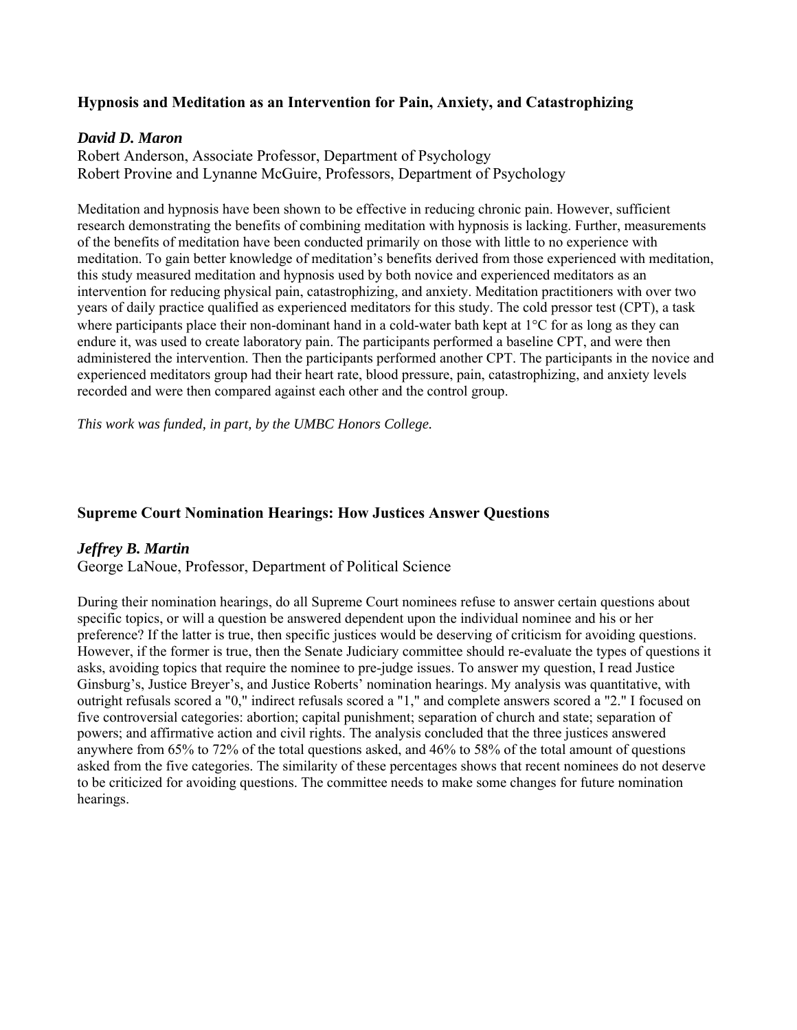### Hypnosis and Meditation as an Intervention for Pain, Anxiety, and Catastrophizing

***David D. Maron***

Robert Anderson, Associate Professor, Department of Psychology
Robert Provine and Lynanne McGuire, Professors, Department of Psychology

Meditation and hypnosis have been shown to be effective in reducing chronic pain. However, sufficient research demonstrating the benefits of combining meditation with hypnosis is lacking. Further, measurements of the benefits of meditation have been conducted primarily on those with little to no experience with meditation. To gain better knowledge of meditation's benefits derived from those experienced with meditation, this study measured meditation and hypnosis used by both novice and experienced meditators as an intervention for reducing physical pain, catastrophizing, and anxiety. Meditation practitioners with over two years of daily practice qualified as experienced meditators for this study. The cold pressor test (CPT), a task where participants place their non-dominant hand in a cold-water bath kept at 1°C for as long as they can endure it, was used to create laboratory pain. The participants performed a baseline CPT, and were then administered the intervention. Then the participants performed another CPT. The participants in the novice and experienced meditators group had their heart rate, blood pressure, pain, catastrophizing, and anxiety levels recorded and were then compared against each other and the control group.

*This work was funded, in part, by the UMBC Honors College.*

### Supreme Court Nomination Hearings: How Justices Answer Questions

***Jeffrey B. Martin***

George LaNoue, Professor, Department of Political Science

During their nomination hearings, do all Supreme Court nominees refuse to answer certain questions about specific topics, or will a question be answered dependent upon the individual nominee and his or her preference? If the latter is true, then specific justices would be deserving of criticism for avoiding questions. However, if the former is true, then the Senate Judiciary committee should re-evaluate the types of questions it asks, avoiding topics that require the nominee to pre-judge issues. To answer my question, I read Justice Ginsburg's, Justice Breyer's, and Justice Roberts' nomination hearings. My analysis was quantitative, with outright refusals scored a "0," indirect refusals scored a "1," and complete answers scored a "2." I focused on five controversial categories: abortion; capital punishment; separation of church and state; separation of powers; and affirmative action and civil rights. The analysis concluded that the three justices answered anywhere from 65% to 72% of the total questions asked, and 46% to 58% of the total amount of questions asked from the five categories. The similarity of these percentages shows that recent nominees do not deserve to be criticized for avoiding questions. The committee needs to make some changes for future nomination hearings.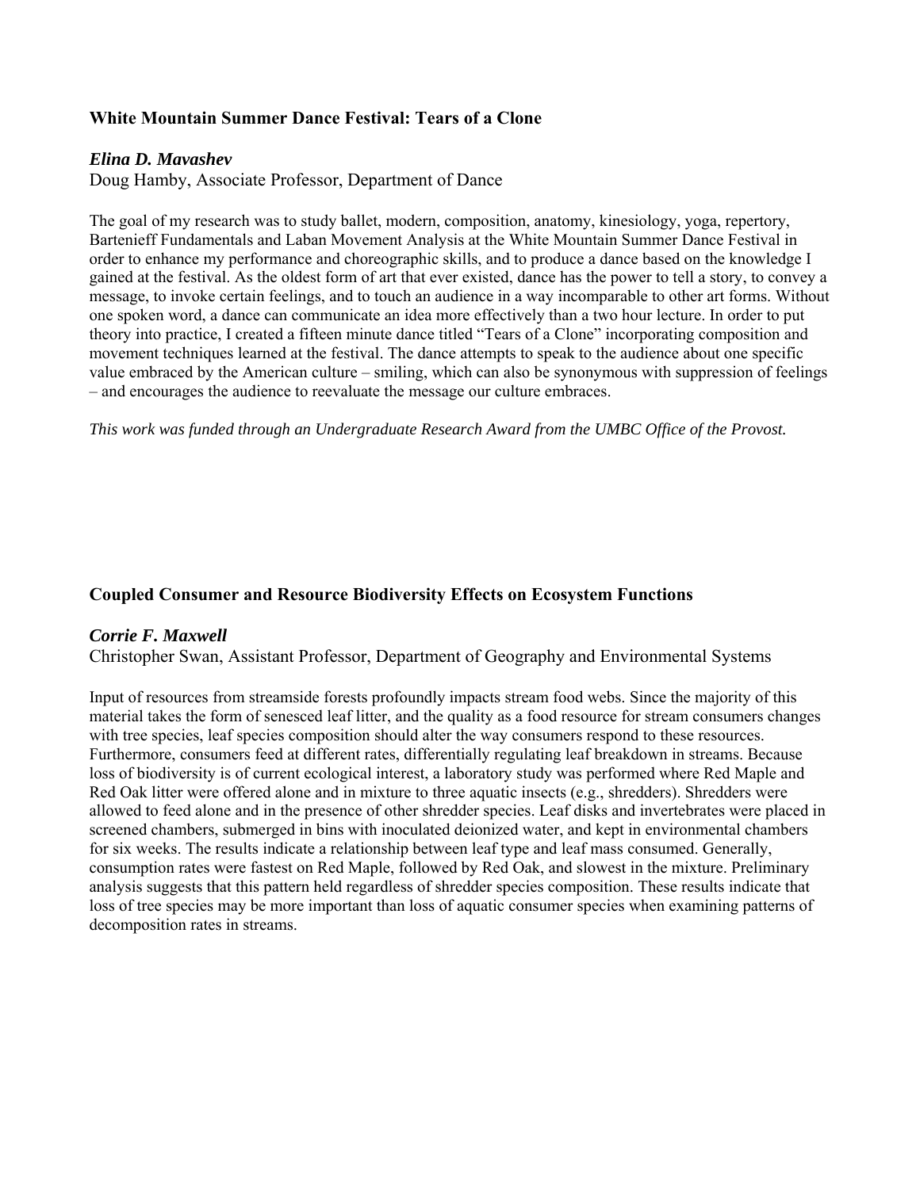### White Mountain Summer Dance Festival: Tears of a Clone

***Elina D. Mavashev***

Doug Hamby, Associate Professor, Department of Dance

The goal of my research was to study ballet, modern, composition, anatomy, kinesiology, yoga, repertory, Bartenieff Fundamentals and Laban Movement Analysis at the White Mountain Summer Dance Festival in order to enhance my performance and choreographic skills, and to produce a dance based on the knowledge I gained at the festival. As the oldest form of art that ever existed, dance has the power to tell a story, to convey a message, to invoke certain feelings, and to touch an audience in a way incomparable to other art forms. Without one spoken word, a dance can communicate an idea more effectively than a two hour lecture. In order to put theory into practice, I created a fifteen minute dance titled "Tears of a Clone" incorporating composition and movement techniques learned at the festival. The dance attempts to speak to the audience about one specific value embraced by the American culture – smiling, which can also be synonymous with suppression of feelings – and encourages the audience to reevaluate the message our culture embraces.

*This work was funded through an Undergraduate Research Award from the UMBC Office of the Provost.*

### Coupled Consumer and Resource Biodiversity Effects on Ecosystem Functions

***Corrie F. Maxwell***

Christopher Swan, Assistant Professor, Department of Geography and Environmental Systems

Input of resources from streamside forests profoundly impacts stream food webs. Since the majority of this material takes the form of senesced leaf litter, and the quality as a food resource for stream consumers changes with tree species, leaf species composition should alter the way consumers respond to these resources. Furthermore, consumers feed at different rates, differentially regulating leaf breakdown in streams. Because loss of biodiversity is of current ecological interest, a laboratory study was performed where Red Maple and Red Oak litter were offered alone and in mixture to three aquatic insects (e.g., shredders). Shredders were allowed to feed alone and in the presence of other shredder species. Leaf disks and invertebrates were placed in screened chambers, submerged in bins with inoculated deionized water, and kept in environmental chambers for six weeks. The results indicate a relationship between leaf type and leaf mass consumed. Generally, consumption rates were fastest on Red Maple, followed by Red Oak, and slowest in the mixture. Preliminary analysis suggests that this pattern held regardless of shredder species composition. These results indicate that loss of tree species may be more important than loss of aquatic consumer species when examining patterns of decomposition rates in streams.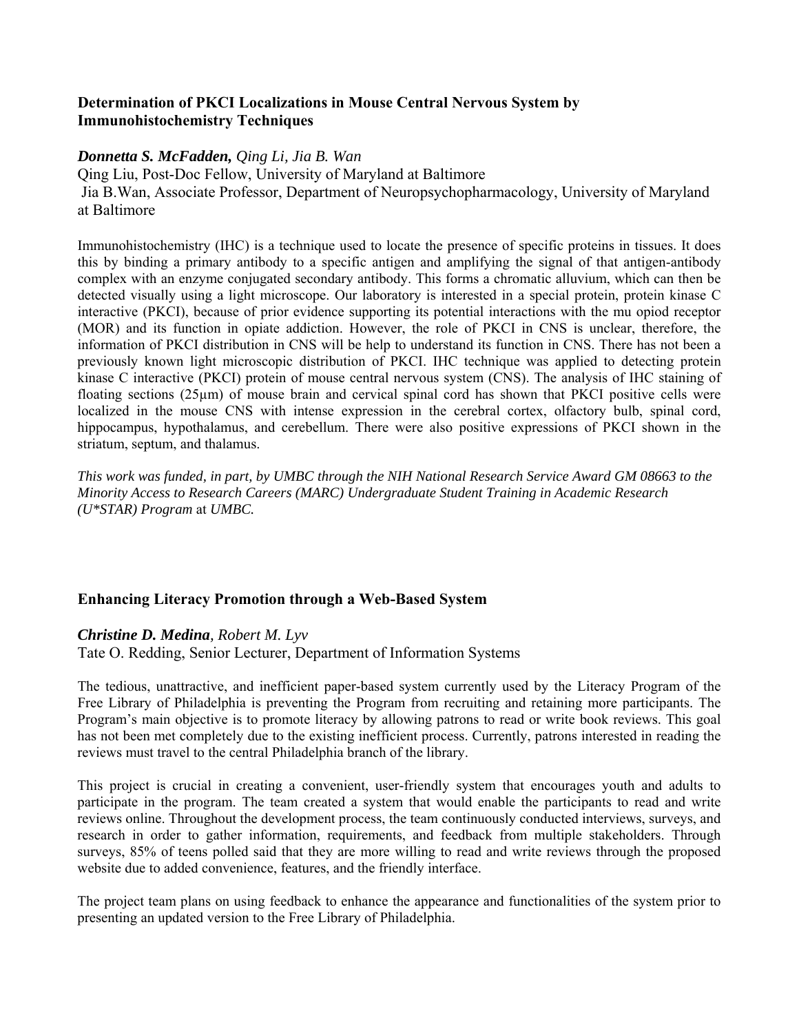### Determination of PKCI Localizations in Mouse Central Nervous System by Immunohistochemistry Techniques

***Donnetta S. McFadden,*** *Qing Li, Jia B. Wan*

Qing Liu, Post-Doc Fellow, University of Maryland at Baltimore
Jia B.Wan, Associate Professor, Department of Neuropsychopharmacology, University of Maryland at Baltimore

Immunohistochemistry (IHC) is a technique used to locate the presence of specific proteins in tissues. It does this by binding a primary antibody to a specific antigen and amplifying the signal of that antigen-antibody complex with an enzyme conjugated secondary antibody. This forms a chromatic alluvium, which can then be detected visually using a light microscope. Our laboratory is interested in a special protein, protein kinase C interactive (PKCI), because of prior evidence supporting its potential interactions with the mu opiod receptor (MOR) and its function in opiate addiction. However, the role of PKCI in CNS is unclear, therefore, the information of PKCI distribution in CNS will be help to understand its function in CNS. There has not been a previously known light microscopic distribution of PKCI. IHC technique was applied to detecting protein kinase C interactive (PKCI) protein of mouse central nervous system (CNS). The analysis of IHC staining of floating sections (25µm) of mouse brain and cervical spinal cord has shown that PKCI positive cells were localized in the mouse CNS with intense expression in the cerebral cortex, olfactory bulb, spinal cord, hippocampus, hypothalamus, and cerebellum. There were also positive expressions of PKCI shown in the striatum, septum, and thalamus.

*This work was funded, in part, by UMBC through the NIH National Research Service Award GM 08663 to the Minority Access to Research Careers (MARC) Undergraduate Student Training in Academic Research (U\*STAR) Program* at *UMBC.*

### Enhancing Literacy Promotion through a Web-Based System

***Christine D. Medina****, Robert M. Lyv*

Tate O. Redding, Senior Lecturer, Department of Information Systems

The tedious, unattractive, and inefficient paper-based system currently used by the Literacy Program of the Free Library of Philadelphia is preventing the Program from recruiting and retaining more participants. The Program's main objective is to promote literacy by allowing patrons to read or write book reviews. This goal has not been met completely due to the existing inefficient process. Currently, patrons interested in reading the reviews must travel to the central Philadelphia branch of the library.

This project is crucial in creating a convenient, user-friendly system that encourages youth and adults to participate in the program. The team created a system that would enable the participants to read and write reviews online. Throughout the development process, the team continuously conducted interviews, surveys, and research in order to gather information, requirements, and feedback from multiple stakeholders. Through surveys, 85% of teens polled said that they are more willing to read and write reviews through the proposed website due to added convenience, features, and the friendly interface.

The project team plans on using feedback to enhance the appearance and functionalities of the system prior to presenting an updated version to the Free Library of Philadelphia.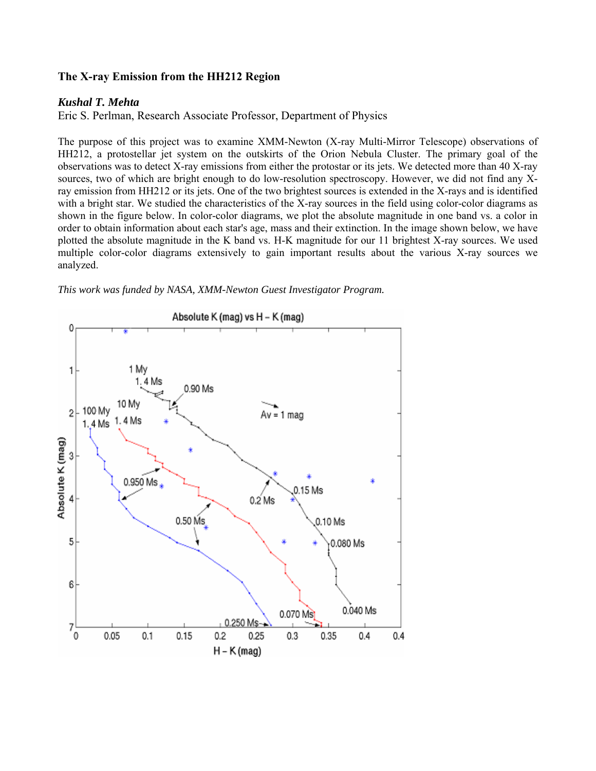### The X-ray Emission from the HH212 Region

***Kushal T. Mehta***
Eric S. Perlman, Research Associate Professor, Department of Physics

The purpose of this project was to examine XMM-Newton (X-ray Multi-Mirror Telescope) observations of HH212, a protostellar jet system on the outskirts of the Orion Nebula Cluster. The primary goal of the observations was to detect X-ray emissions from either the protostar or its jets. We detected more than 40 X-ray sources, two of which are bright enough to do low-resolution spectroscopy. However, we did not find any X-ray emission from HH212 or its jets. One of the two brightest sources is extended in the X-rays and is identified with a bright star. We studied the characteristics of the X-ray sources in the field using color-color diagrams as shown in the figure below. In color-color diagrams, we plot the absolute magnitude in one band vs. a color in order to obtain information about each star's age, mass and their extinction. In the image shown below, we have plotted the absolute magnitude in the K band vs. H-K magnitude for our 11 brightest X-ray sources. We used multiple color-color diagrams extensively to gain important results about the various X-ray sources we analyzed.

*This work was funded by NASA, XMM-Newton Guest Investigator Program.*

Absolute K (mag) vs H – K (mag)

Absolute K (mag)

H – K (mag)

0
1
2
3
4
5
6
7

0
0.05
0.1
0.15
0.2
0.25
0.3
0.35
0.4

1 My
1.4 Ms
0.90 Ms
10 My
1.4 Ms
100 My
1.4 Ms
Av = 1 mag
0.950 Ms
0.2 Ms
0.15 Ms
0.50 Ms
0.10 Ms
0.080 Ms
0.070 Ms
0.040 Ms
0.250 Ms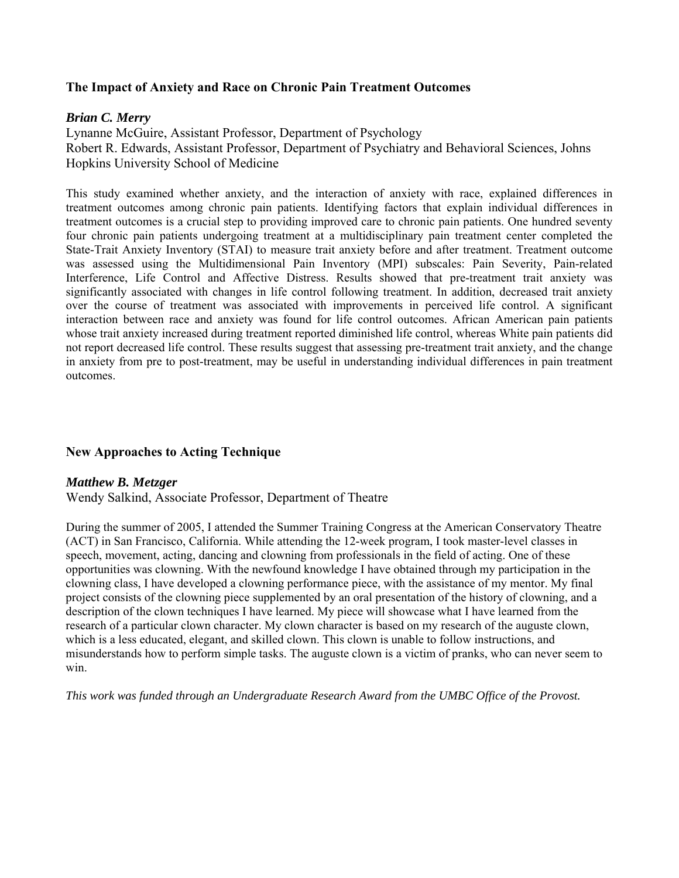### The Impact of Anxiety and Race on Chronic Pain Treatment Outcomes

***Brian C. Merry***

Lynanne McGuire, Assistant Professor, Department of Psychology

Robert R. Edwards, Assistant Professor, Department of Psychiatry and Behavioral Sciences, Johns Hopkins University School of Medicine

This study examined whether anxiety, and the interaction of anxiety with race, explained differences in treatment outcomes among chronic pain patients. Identifying factors that explain individual differences in treatment outcomes is a crucial step to providing improved care to chronic pain patients. One hundred seventy four chronic pain patients undergoing treatment at a multidisciplinary pain treatment center completed the State-Trait Anxiety Inventory (STAI) to measure trait anxiety before and after treatment. Treatment outcome was assessed using the Multidimensional Pain Inventory (MPI) subscales: Pain Severity, Pain-related Interference, Life Control and Affective Distress. Results showed that pre-treatment trait anxiety was significantly associated with changes in life control following treatment. In addition, decreased trait anxiety over the course of treatment was associated with improvements in perceived life control. A significant interaction between race and anxiety was found for life control outcomes. African American pain patients whose trait anxiety increased during treatment reported diminished life control, whereas White pain patients did not report decreased life control. These results suggest that assessing pre-treatment trait anxiety, and the change in anxiety from pre to post-treatment, may be useful in understanding individual differences in pain treatment outcomes.

### New Approaches to Acting Technique

***Matthew B. Metzger***

Wendy Salkind, Associate Professor, Department of Theatre

During the summer of 2005, I attended the Summer Training Congress at the American Conservatory Theatre (ACT) in San Francisco, California. While attending the 12-week program, I took master-level classes in speech, movement, acting, dancing and clowning from professionals in the field of acting. One of these opportunities was clowning. With the newfound knowledge I have obtained through my participation in the clowning class, I have developed a clowning performance piece, with the assistance of my mentor. My final project consists of the clowning piece supplemented by an oral presentation of the history of clowning, and a description of the clown techniques I have learned. My piece will showcase what I have learned from the research of a particular clown character. My clown character is based on my research of the auguste clown, which is a less educated, elegant, and skilled clown. This clown is unable to follow instructions, and misunderstands how to perform simple tasks. The auguste clown is a victim of pranks, who can never seem to win.

*This work was funded through an Undergraduate Research Award from the UMBC Office of the Provost.*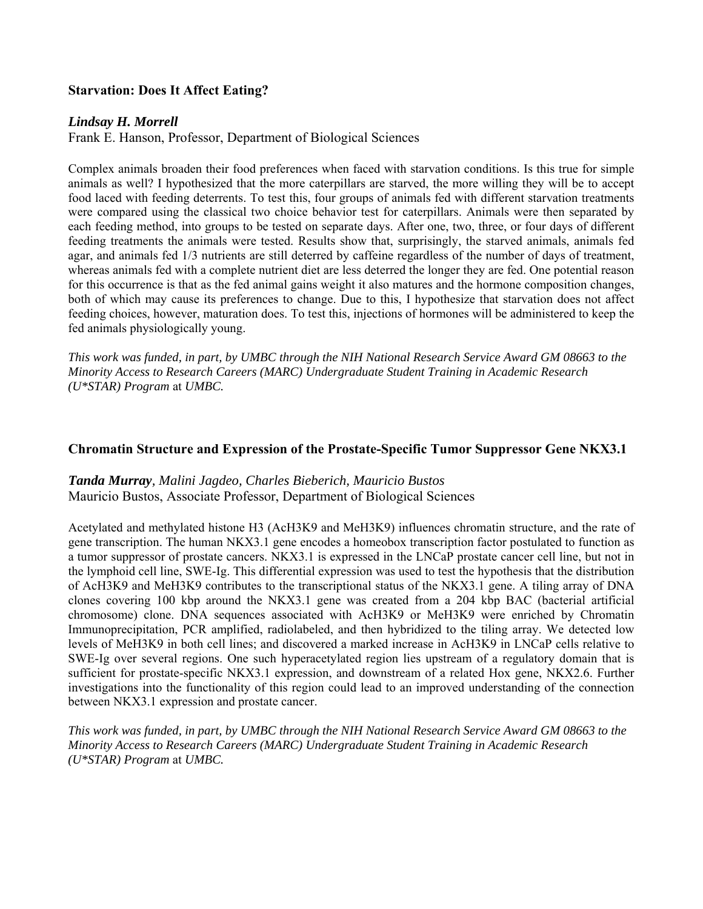### Starvation: Does It Affect Eating?

***Lindsay H. Morrell***
Frank E. Hanson, Professor, Department of Biological Sciences

Complex animals broaden their food preferences when faced with starvation conditions. Is this true for simple animals as well? I hypothesized that the more caterpillars are starved, the more willing they will be to accept food laced with feeding deterrents. To test this, four groups of animals fed with different starvation treatments were compared using the classical two choice behavior test for caterpillars. Animals were then separated by each feeding method, into groups to be tested on separate days. After one, two, three, or four days of different feeding treatments the animals were tested. Results show that, surprisingly, the starved animals, animals fed agar, and animals fed 1/3 nutrients are still deterred by caffeine regardless of the number of days of treatment, whereas animals fed with a complete nutrient diet are less deterred the longer they are fed. One potential reason for this occurrence is that as the fed animal gains weight it also matures and the hormone composition changes, both of which may cause its preferences to change. Due to this, I hypothesize that starvation does not affect feeding choices, however, maturation does. To test this, injections of hormones will be administered to keep the fed animals physiologically young.

*This work was funded, in part, by UMBC through the NIH National Research Service Award GM 08663 to the Minority Access to Research Careers (MARC) Undergraduate Student Training in Academic Research (U\*STAR) Program* at *UMBC.*

### Chromatin Structure and Expression of the Prostate-Specific Tumor Suppressor Gene NKX3.1

***Tanda Murray****, Malini Jagdeo, Charles Bieberich, Mauricio Bustos*
Mauricio Bustos, Associate Professor, Department of Biological Sciences

Acetylated and methylated histone H3 (AcH3K9 and MeH3K9) influences chromatin structure, and the rate of gene transcription. The human NKX3.1 gene encodes a homeobox transcription factor postulated to function as a tumor suppressor of prostate cancers. NKX3.1 is expressed in the LNCaP prostate cancer cell line, but not in the lymphoid cell line, SWE-Ig. This differential expression was used to test the hypothesis that the distribution of AcH3K9 and MeH3K9 contributes to the transcriptional status of the NKX3.1 gene. A tiling array of DNA clones covering 100 kbp around the NKX3.1 gene was created from a 204 kbp BAC (bacterial artificial chromosome) clone. DNA sequences associated with AcH3K9 or MeH3K9 were enriched by Chromatin Immunoprecipitation, PCR amplified, radiolabeled, and then hybridized to the tiling array. We detected low levels of MeH3K9 in both cell lines; and discovered a marked increase in AcH3K9 in LNCaP cells relative to SWE-Ig over several regions. One such hyperacetylated region lies upstream of a regulatory domain that is sufficient for prostate-specific NKX3.1 expression, and downstream of a related Hox gene, NKX2.6. Further investigations into the functionality of this region could lead to an improved understanding of the connection between NKX3.1 expression and prostate cancer.

*This work was funded, in part, by UMBC through the NIH National Research Service Award GM 08663 to the Minority Access to Research Careers (MARC) Undergraduate Student Training in Academic Research (U\*STAR) Program* at *UMBC.*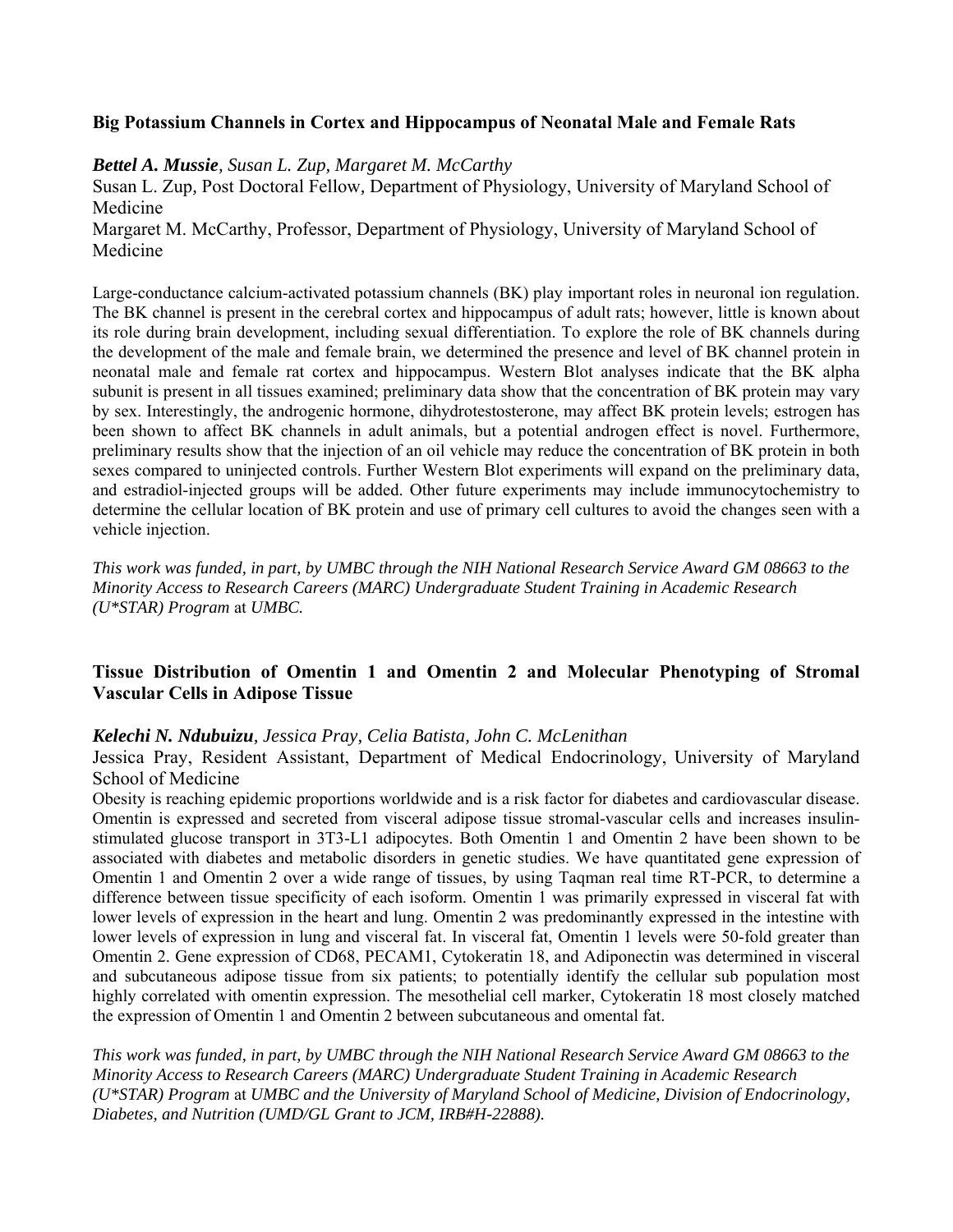### Big Potassium Channels in Cortex and Hippocampus of Neonatal Male and Female Rats

***Bettel A. Mussie****, Susan L. Zup, Margaret M. McCarthy*

Susan L. Zup, Post Doctoral Fellow, Department of Physiology, University of Maryland School of Medicine

Margaret M. McCarthy, Professor, Department of Physiology, University of Maryland School of Medicine

Large-conductance calcium-activated potassium channels (BK) play important roles in neuronal ion regulation. The BK channel is present in the cerebral cortex and hippocampus of adult rats; however, little is known about its role during brain development, including sexual differentiation. To explore the role of BK channels during the development of the male and female brain, we determined the presence and level of BK channel protein in neonatal male and female rat cortex and hippocampus. Western Blot analyses indicate that the BK alpha subunit is present in all tissues examined; preliminary data show that the concentration of BK protein may vary by sex. Interestingly, the androgenic hormone, dihydrotestosterone, may affect BK protein levels; estrogen has been shown to affect BK channels in adult animals, but a potential androgen effect is novel. Furthermore, preliminary results show that the injection of an oil vehicle may reduce the concentration of BK protein in both sexes compared to uninjected controls. Further Western Blot experiments will expand on the preliminary data, and estradiol-injected groups will be added. Other future experiments may include immunocytochemistry to determine the cellular location of BK protein and use of primary cell cultures to avoid the changes seen with a vehicle injection.

*This work was funded, in part, by UMBC through the NIH National Research Service Award GM 08663 to the Minority Access to Research Careers (MARC) Undergraduate Student Training in Academic Research (U*STAR) Program* at *UMBC.*

### Tissue Distribution of Omentin 1 and Omentin 2 and Molecular Phenotyping of Stromal Vascular Cells in Adipose Tissue

***Kelechi N. Ndubuizu****, Jessica Pray, Celia Batista, John C. McLenithan*

Jessica Pray, Resident Assistant, Department of Medical Endocrinology, University of Maryland School of Medicine

Obesity is reaching epidemic proportions worldwide and is a risk factor for diabetes and cardiovascular disease. Omentin is expressed and secreted from visceral adipose tissue stromal-vascular cells and increases insulin-stimulated glucose transport in 3T3-L1 adipocytes. Both Omentin 1 and Omentin 2 have been shown to be associated with diabetes and metabolic disorders in genetic studies. We have quantitated gene expression of Omentin 1 and Omentin 2 over a wide range of tissues, by using Taqman real time RT-PCR, to determine a difference between tissue specificity of each isoform. Omentin 1 was primarily expressed in visceral fat with lower levels of expression in the heart and lung. Omentin 2 was predominantly expressed in the intestine with lower levels of expression in lung and visceral fat. In visceral fat, Omentin 1 levels were 50-fold greater than Omentin 2. Gene expression of CD68, PECAM1, Cytokeratin 18, and Adiponectin was determined in visceral and subcutaneous adipose tissue from six patients; to potentially identify the cellular sub population most highly correlated with omentin expression. The mesothelial cell marker, Cytokeratin 18 most closely matched the expression of Omentin 1 and Omentin 2 between subcutaneous and omental fat.

*This work was funded, in part, by UMBC through the NIH National Research Service Award GM 08663 to the Minority Access to Research Careers (MARC) Undergraduate Student Training in Academic Research (U*STAR) Program* at *UMBC and the University of Maryland School of Medicine, Division of Endocrinology, Diabetes, and Nutrition (UMD/GL Grant to JCM, IRB#H-22888).*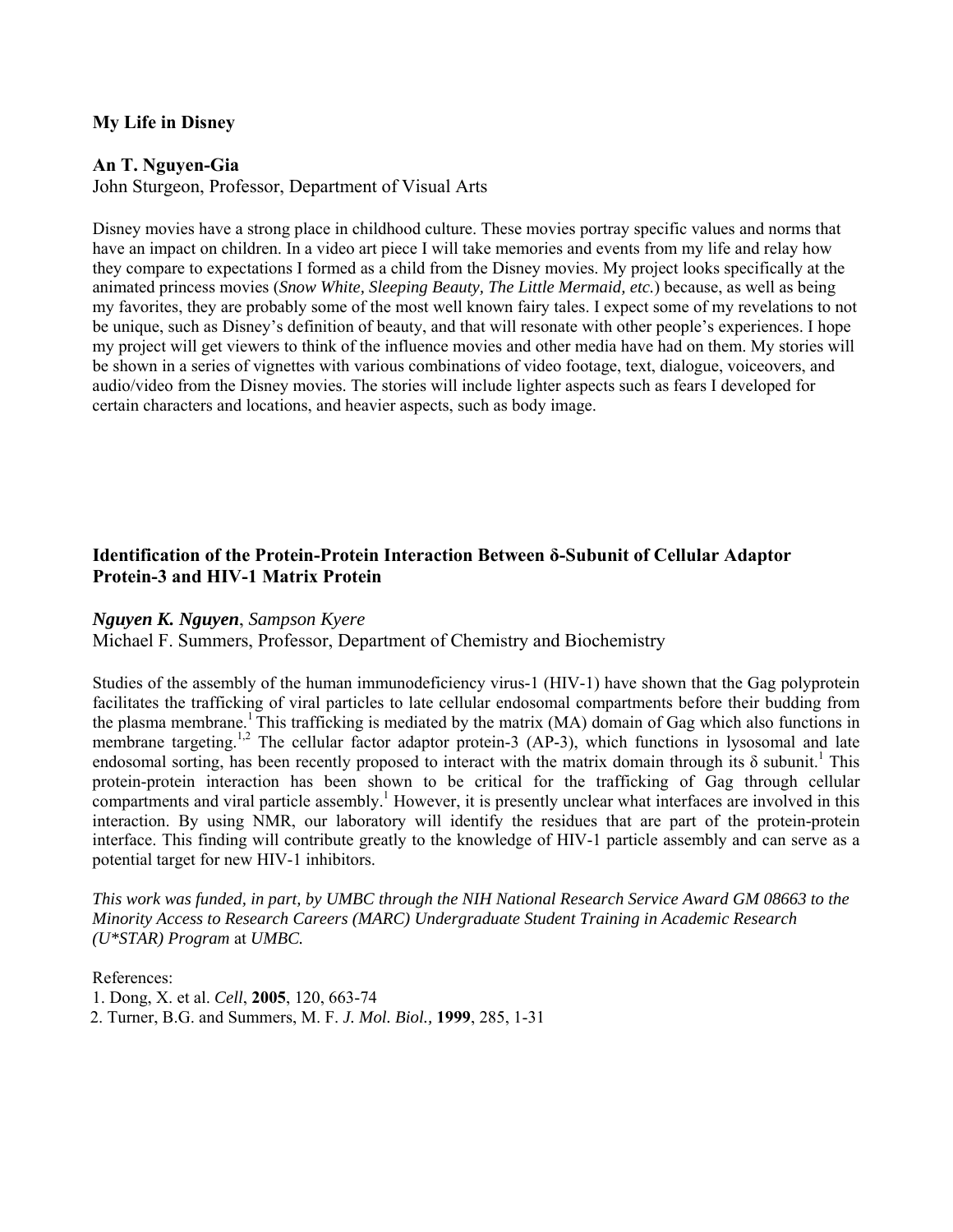## My Life in Disney

**An T. Nguyen-Gia**
John Sturgeon, Professor, Department of Visual Arts

Disney movies have a strong place in childhood culture. These movies portray specific values and norms that have an impact on children. In a video art piece I will take memories and events from my life and relay how they compare to expectations I formed as a child from the Disney movies. My project looks specifically at the animated princess movies (*Snow White, Sleeping Beauty, The Little Mermaid, etc.*) because, as well as being my favorites, they are probably some of the most well known fairy tales. I expect some of my revelations to not be unique, such as Disney's definition of beauty, and that will resonate with other people's experiences. I hope my project will get viewers to think of the influence movies and other media have had on them. My stories will be shown in a series of vignettes with various combinations of video footage, text, dialogue, voiceovers, and audio/video from the Disney movies. The stories will include lighter aspects such as fears I developed for certain characters and locations, and heavier aspects, such as body image.

## Identification of the Protein-Protein Interaction Between δ-Subunit of Cellular Adaptor Protein-3 and HIV-1 Matrix Protein

***Nguyen K. Nguyen***, *Sampson Kyere*
Michael F. Summers, Professor, Department of Chemistry and Biochemistry

Studies of the assembly of the human immunodeficiency virus-1 (HIV-1) have shown that the Gag polyprotein facilitates the trafficking of viral particles to late cellular endosomal compartments before their budding from the plasma membrane.[1] This trafficking is mediated by the matrix (MA) domain of Gag which also functions in membrane targeting.[1,2] The cellular factor adaptor protein-3 (AP-3), which functions in lysosomal and late endosomal sorting, has been recently proposed to interact with the matrix domain through its δ subunit.[1] This protein-protein interaction has been shown to be critical for the trafficking of Gag through cellular compartments and viral particle assembly.[1] However, it is presently unclear what interfaces are involved in this interaction. By using NMR, our laboratory will identify the residues that are part of the protein-protein interface. This finding will contribute greatly to the knowledge of HIV-1 particle assembly and can serve as a potential target for new HIV-1 inhibitors.

*This work was funded, in part, by UMBC through the NIH National Research Service Award GM 08663 to the Minority Access to Research Careers (MARC) Undergraduate Student Training in Academic Research (U\*STAR) Program* at *UMBC.*

References:
1. Dong, X. et al. *Cell*, **2005**, 120, 663-74
2. Turner, B.G. and Summers, M. F. *J. Mol. Biol.,* **1999**, 285, 1-31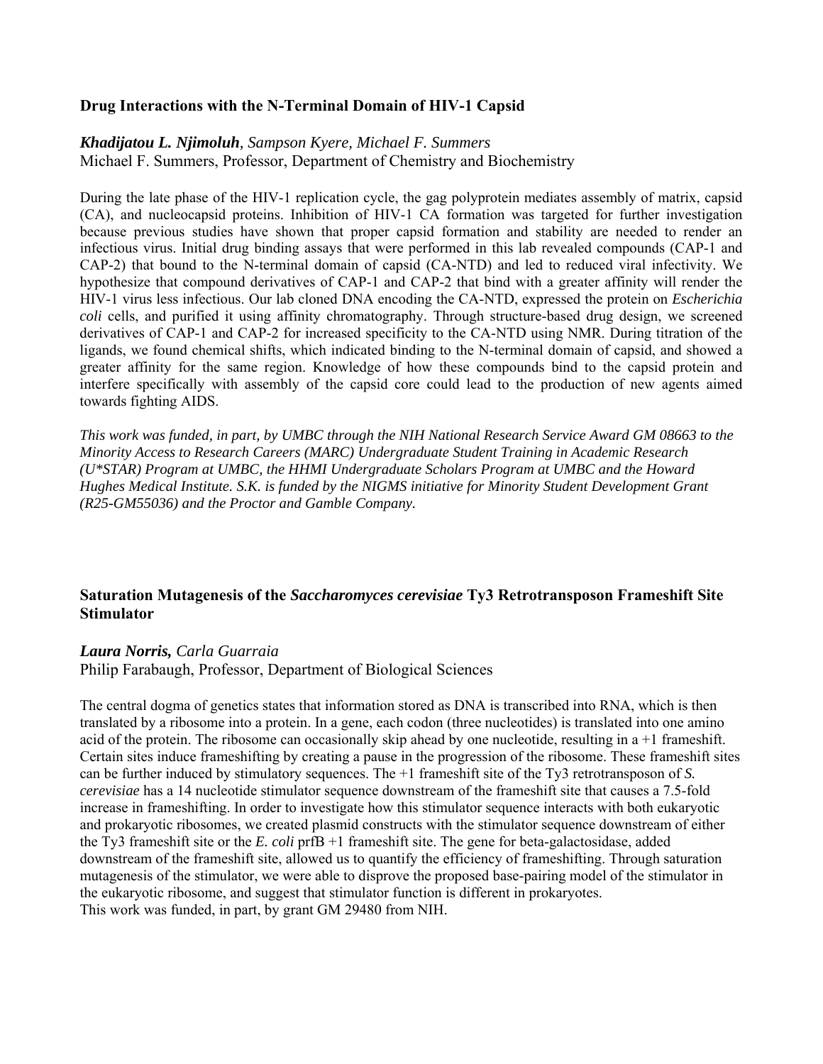## Drug Interactions with the N-Terminal Domain of HIV-1 Capsid

***Khadijatou L. Njimoluh****, Sampson Kyere, Michael F. Summers*
Michael F. Summers, Professor, Department of Chemistry and Biochemistry

During the late phase of the HIV-1 replication cycle, the gag polyprotein mediates assembly of matrix, capsid (CA), and nucleocapsid proteins. Inhibition of HIV-1 CA formation was targeted for further investigation because previous studies have shown that proper capsid formation and stability are needed to render an infectious virus. Initial drug binding assays that were performed in this lab revealed compounds (CAP-1 and CAP-2) that bound to the N-terminal domain of capsid (CA-NTD) and led to reduced viral infectivity. We hypothesize that compound derivatives of CAP-1 and CAP-2 that bind with a greater affinity will render the HIV-1 virus less infectious. Our lab cloned DNA encoding the CA-NTD, expressed the protein on *Escherichia coli* cells, and purified it using affinity chromatography. Through structure-based drug design, we screened derivatives of CAP-1 and CAP-2 for increased specificity to the CA-NTD using NMR. During titration of the ligands, we found chemical shifts, which indicated binding to the N-terminal domain of capsid, and showed a greater affinity for the same region. Knowledge of how these compounds bind to the capsid protein and interfere specifically with assembly of the capsid core could lead to the production of new agents aimed towards fighting AIDS.

*This work was funded, in part, by UMBC through the NIH National Research Service Award GM 08663 to the Minority Access to Research Careers (MARC) Undergraduate Student Training in Academic Research (U*STAR) Program at UMBC, the HHMI Undergraduate Scholars Program at UMBC and the Howard Hughes Medical Institute. S.K. is funded by the NIGMS initiative for Minority Student Development Grant (R25-GM55036) and the Proctor and Gamble Company.*

## Saturation Mutagenesis of the *Saccharomyces cerevisiae* Ty3 Retrotransposon Frameshift Site Stimulator

***Laura Norris,*** *Carla Guarraia*
Philip Farabaugh, Professor, Department of Biological Sciences

The central dogma of genetics states that information stored as DNA is transcribed into RNA, which is then translated by a ribosome into a protein. In a gene, each codon (three nucleotides) is translated into one amino acid of the protein. The ribosome can occasionally skip ahead by one nucleotide, resulting in a +1 frameshift. Certain sites induce frameshifting by creating a pause in the progression of the ribosome. These frameshift sites can be further induced by stimulatory sequences. The +1 frameshift site of the Ty3 retrotransposon of *S. cerevisiae* has a 14 nucleotide stimulator sequence downstream of the frameshift site that causes a 7.5-fold increase in frameshifting. In order to investigate how this stimulator sequence interacts with both eukaryotic and prokaryotic ribosomes, we created plasmid constructs with the stimulator sequence downstream of either the Ty3 frameshift site or the *E. coli* prfB +1 frameshift site. The gene for beta-galactosidase, added downstream of the frameshift site, allowed us to quantify the efficiency of frameshifting. Through saturation mutagenesis of the stimulator, we were able to disprove the proposed base-pairing model of the stimulator in the eukaryotic ribosome, and suggest that stimulator function is different in prokaryotes.
This work was funded, in part, by grant GM 29480 from NIH.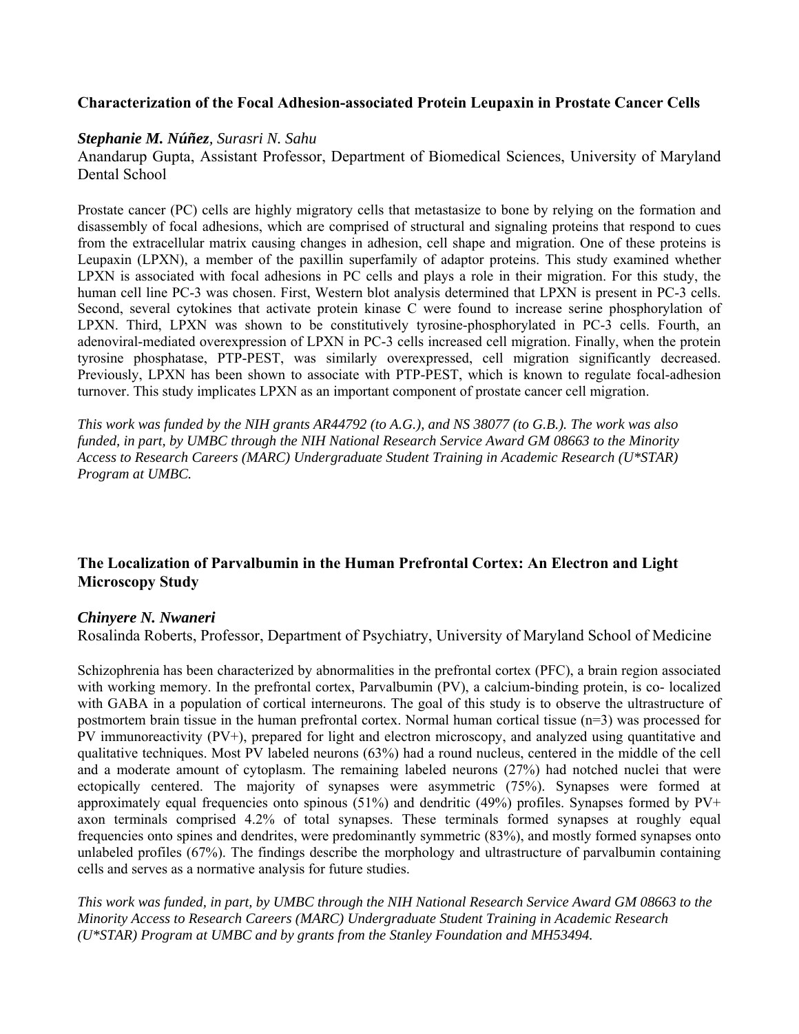### Characterization of the Focal Adhesion-associated Protein Leupaxin in Prostate Cancer Cells

***Stephanie M. Núñez***, *Surasri N. Sahu*

Anandarup Gupta, Assistant Professor, Department of Biomedical Sciences, University of Maryland Dental School

Prostate cancer (PC) cells are highly migratory cells that metastasize to bone by relying on the formation and disassembly of focal adhesions, which are comprised of structural and signaling proteins that respond to cues from the extracellular matrix causing changes in adhesion, cell shape and migration. One of these proteins is Leupaxin (LPXN), a member of the paxillin superfamily of adaptor proteins. This study examined whether LPXN is associated with focal adhesions in PC cells and plays a role in their migration. For this study, the human cell line PC-3 was chosen. First, Western blot analysis determined that LPXN is present in PC-3 cells. Second, several cytokines that activate protein kinase C were found to increase serine phosphorylation of LPXN. Third, LPXN was shown to be constitutively tyrosine-phosphorylated in PC-3 cells. Fourth, an adenoviral-mediated overexpression of LPXN in PC-3 cells increased cell migration. Finally, when the protein tyrosine phosphatase, PTP-PEST, was similarly overexpressed, cell migration significantly decreased. Previously, LPXN has been shown to associate with PTP-PEST, which is known to regulate focal-adhesion turnover. This study implicates LPXN as an important component of prostate cancer cell migration.

*This work was funded by the NIH grants AR44792 (to A.G.), and NS 38077 (to G.B.). The work was also funded, in part, by UMBC through the NIH National Research Service Award GM 08663 to the Minority Access to Research Careers (MARC) Undergraduate Student Training in Academic Research (U*STAR) Program at UMBC.*

### The Localization of Parvalbumin in the Human Prefrontal Cortex: An Electron and Light Microscopy Study

***Chinyere N. Nwaneri***

Rosalinda Roberts, Professor, Department of Psychiatry, University of Maryland School of Medicine

Schizophrenia has been characterized by abnormalities in the prefrontal cortex (PFC), a brain region associated with working memory. In the prefrontal cortex, Parvalbumin (PV), a calcium-binding protein, is co- localized with GABA in a population of cortical interneurons. The goal of this study is to observe the ultrastructure of postmortem brain tissue in the human prefrontal cortex. Normal human cortical tissue (n=3) was processed for PV immunoreactivity (PV+), prepared for light and electron microscopy, and analyzed using quantitative and qualitative techniques. Most PV labeled neurons (63%) had a round nucleus, centered in the middle of the cell and a moderate amount of cytoplasm. The remaining labeled neurons (27%) had notched nuclei that were ectopically centered. The majority of synapses were asymmetric (75%). Synapses were formed at approximately equal frequencies onto spinous (51%) and dendritic (49%) profiles. Synapses formed by PV+ axon terminals comprised 4.2% of total synapses. These terminals formed synapses at roughly equal frequencies onto spines and dendrites, were predominantly symmetric (83%), and mostly formed synapses onto unlabeled profiles (67%). The findings describe the morphology and ultrastructure of parvalbumin containing cells and serves as a normative analysis for future studies.

*This work was funded, in part, by UMBC through the NIH National Research Service Award GM 08663 to the Minority Access to Research Careers (MARC) Undergraduate Student Training in Academic Research (U*STAR) Program at UMBC and by grants from the Stanley Foundation and MH53494.*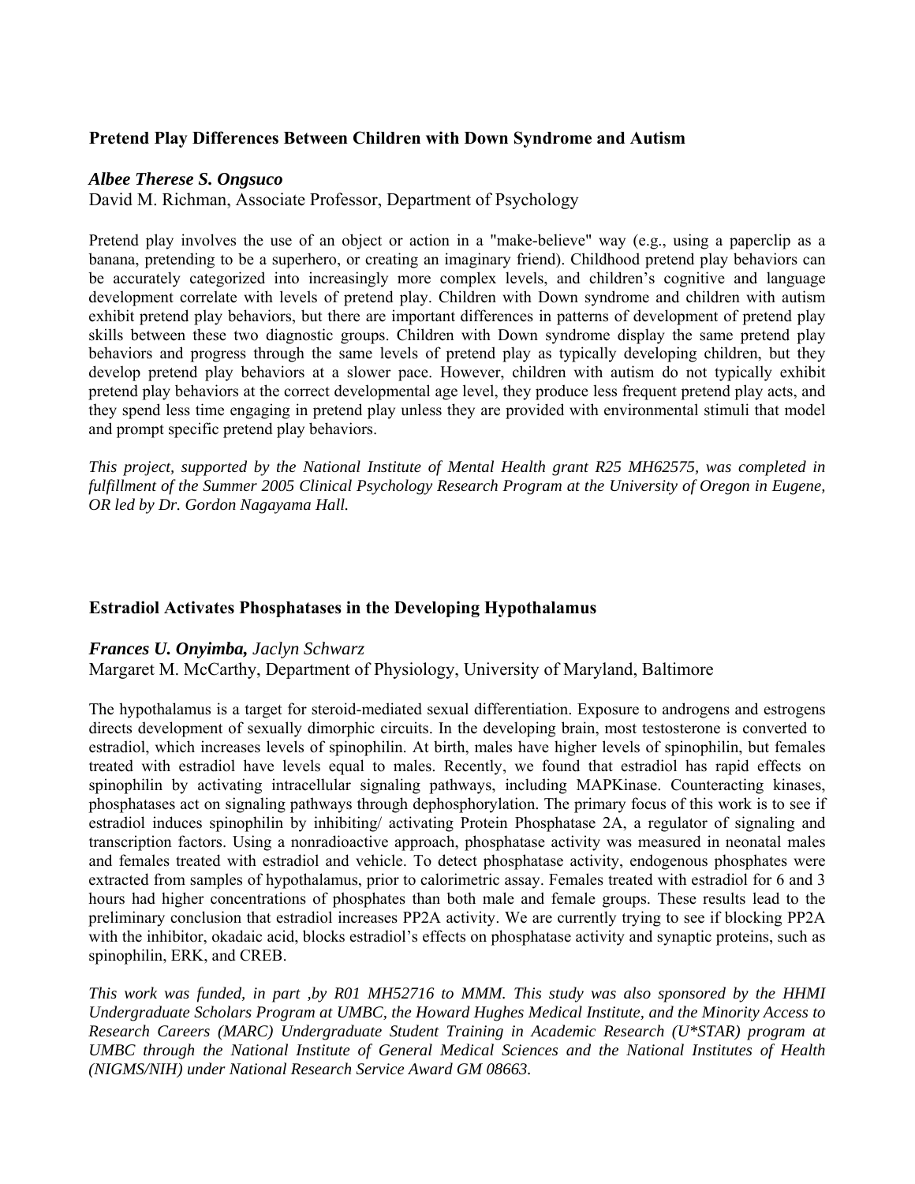### Pretend Play Differences Between Children with Down Syndrome and Autism

***Albee Therese S. Ongsuco***
David M. Richman, Associate Professor, Department of Psychology

Pretend play involves the use of an object or action in a "make-believe" way (e.g., using a paperclip as a banana, pretending to be a superhero, or creating an imaginary friend). Childhood pretend play behaviors can be accurately categorized into increasingly more complex levels, and children's cognitive and language development correlate with levels of pretend play. Children with Down syndrome and children with autism exhibit pretend play behaviors, but there are important differences in patterns of development of pretend play skills between these two diagnostic groups. Children with Down syndrome display the same pretend play behaviors and progress through the same levels of pretend play as typically developing children, but they develop pretend play behaviors at a slower pace. However, children with autism do not typically exhibit pretend play behaviors at the correct developmental age level, they produce less frequent pretend play acts, and they spend less time engaging in pretend play unless they are provided with environmental stimuli that model and prompt specific pretend play behaviors.

*This project, supported by the National Institute of Mental Health grant R25 MH62575, was completed in fulfillment of the Summer 2005 Clinical Psychology Research Program at the University of Oregon in Eugene, OR led by Dr. Gordon Nagayama Hall.*

### Estradiol Activates Phosphatases in the Developing Hypothalamus

***Frances U. Onyimba,*** *Jaclyn Schwarz*
Margaret M. McCarthy, Department of Physiology, University of Maryland, Baltimore

The hypothalamus is a target for steroid-mediated sexual differentiation. Exposure to androgens and estrogens directs development of sexually dimorphic circuits. In the developing brain, most testosterone is converted to estradiol, which increases levels of spinophilin. At birth, males have higher levels of spinophilin, but females treated with estradiol have levels equal to males. Recently, we found that estradiol has rapid effects on spinophilin by activating intracellular signaling pathways, including MAPKinase. Counteracting kinases, phosphatases act on signaling pathways through dephosphorylation. The primary focus of this work is to see if estradiol induces spinophilin by inhibiting/ activating Protein Phosphatase 2A, a regulator of signaling and transcription factors. Using a nonradioactive approach, phosphatase activity was measured in neonatal males and females treated with estradiol and vehicle. To detect phosphatase activity, endogenous phosphates were extracted from samples of hypothalamus, prior to calorimetric assay. Females treated with estradiol for 6 and 3 hours had higher concentrations of phosphates than both male and female groups. These results lead to the preliminary conclusion that estradiol increases PP2A activity. We are currently trying to see if blocking PP2A with the inhibitor, okadaic acid, blocks estradiol's effects on phosphatase activity and synaptic proteins, such as spinophilin, ERK, and CREB.

*This work was funded, in part ,by R01 MH52716 to MMM. This study was also sponsored by the HHMI Undergraduate Scholars Program at UMBC, the Howard Hughes Medical Institute, and the Minority Access to Research Careers (MARC) Undergraduate Student Training in Academic Research (U*STAR) program at UMBC through the National Institute of General Medical Sciences and the National Institutes of Health (NIGMS/NIH) under National Research Service Award GM 08663.*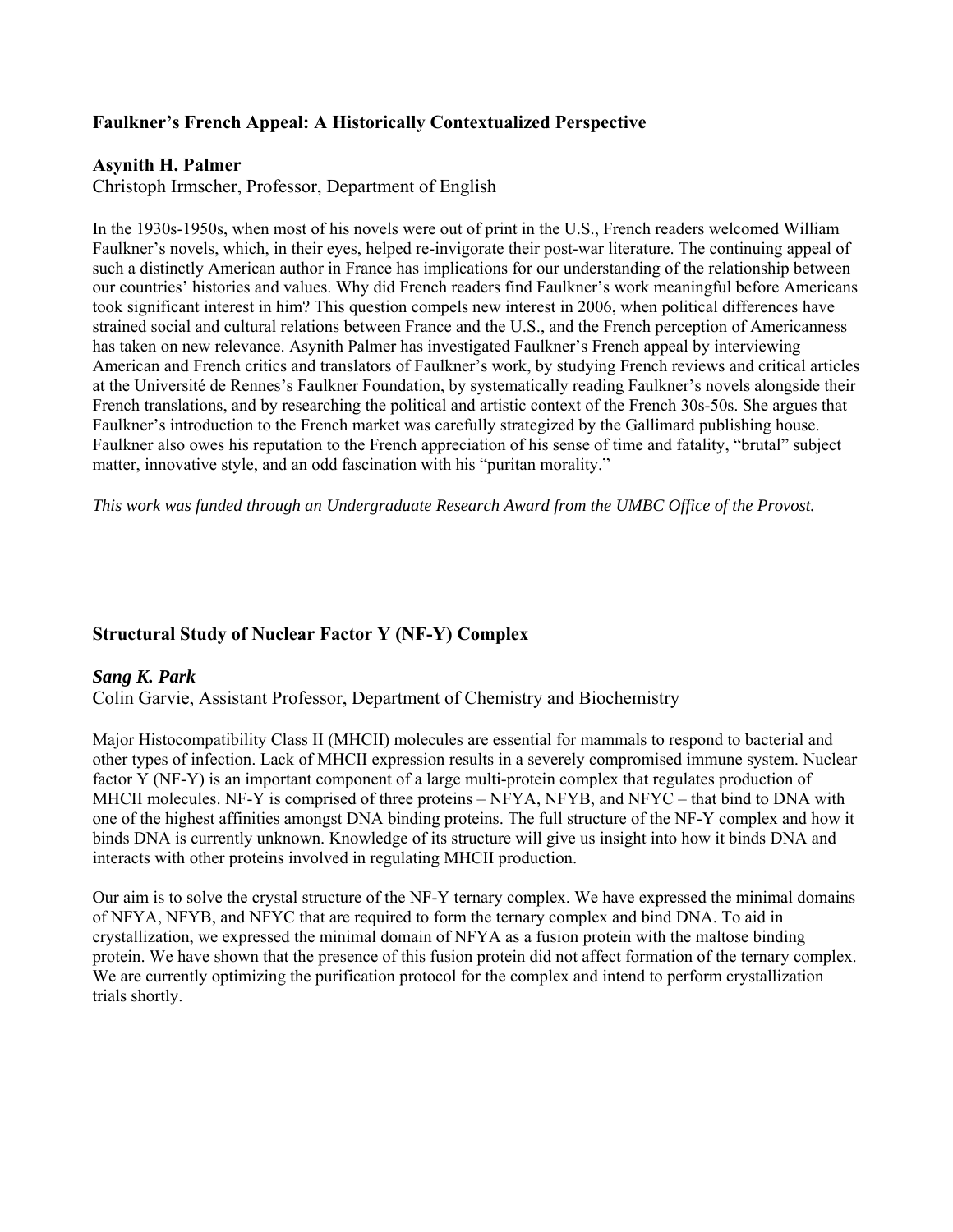### Faulkner's French Appeal: A Historically Contextualized Perspective

**Asynith H. Palmer**

Christoph Irmscher, Professor, Department of English

In the 1930s-1950s, when most of his novels were out of print in the U.S., French readers welcomed William Faulkner's novels, which, in their eyes, helped re-invigorate their post-war literature. The continuing appeal of such a distinctly American author in France has implications for our understanding of the relationship between our countries' histories and values. Why did French readers find Faulkner's work meaningful before Americans took significant interest in him? This question compels new interest in 2006, when political differences have strained social and cultural relations between France and the U.S., and the French perception of Americanness has taken on new relevance. Asynith Palmer has investigated Faulkner's French appeal by interviewing American and French critics and translators of Faulkner's work, by studying French reviews and critical articles at the Université de Rennes's Faulkner Foundation, by systematically reading Faulkner's novels alongside their French translations, and by researching the political and artistic context of the French 30s-50s. She argues that Faulkner's introduction to the French market was carefully strategized by the Gallimard publishing house. Faulkner also owes his reputation to the French appreciation of his sense of time and fatality, "brutal" subject matter, innovative style, and an odd fascination with his "puritan morality."

*This work was funded through an Undergraduate Research Award from the UMBC Office of the Provost.*

### Structural Study of Nuclear Factor Y (NF-Y) Complex

***Sang K. Park***

Colin Garvie, Assistant Professor, Department of Chemistry and Biochemistry

Major Histocompatibility Class II (MHCII) molecules are essential for mammals to respond to bacterial and other types of infection. Lack of MHCII expression results in a severely compromised immune system. Nuclear factor Y (NF-Y) is an important component of a large multi-protein complex that regulates production of MHCII molecules. NF-Y is comprised of three proteins – NFYA, NFYB, and NFYC – that bind to DNA with one of the highest affinities amongst DNA binding proteins. The full structure of the NF-Y complex and how it binds DNA is currently unknown. Knowledge of its structure will give us insight into how it binds DNA and interacts with other proteins involved in regulating MHCII production.

Our aim is to solve the crystal structure of the NF-Y ternary complex. We have expressed the minimal domains of NFYA, NFYB, and NFYC that are required to form the ternary complex and bind DNA. To aid in crystallization, we expressed the minimal domain of NFYA as a fusion protein with the maltose binding protein. We have shown that the presence of this fusion protein did not affect formation of the ternary complex. We are currently optimizing the purification protocol for the complex and intend to perform crystallization trials shortly.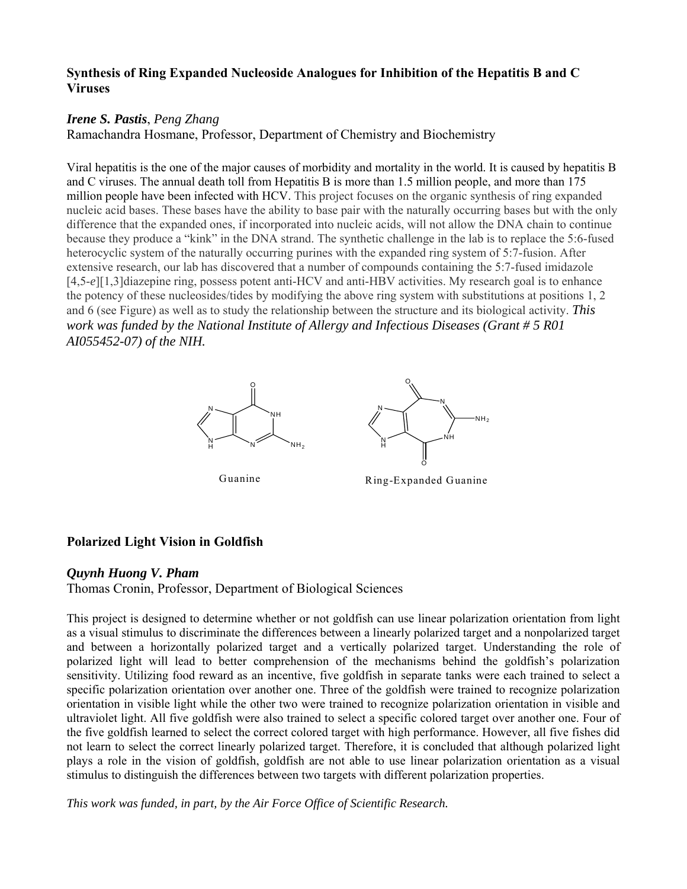**Synthesis of Ring Expanded Nucleoside Analogues for Inhibition of the Hepatitis B and C Viruses**

***Irene S. Pastis***, *Peng Zhang*
Ramachandra Hosmane, Professor, Department of Chemistry and Biochemistry

Viral hepatitis is the one of the major causes of morbidity and mortality in the world. It is caused by hepatitis B and C viruses. The annual death toll from Hepatitis B is more than 1.5 million people, and more than 175 million people have been infected with HCV. This project focuses on the organic synthesis of ring expanded nucleic acid bases. These bases have the ability to base pair with the naturally occurring bases but with the only difference that the expanded ones, if incorporated into nucleic acids, will not allow the DNA chain to continue because they produce a "kink" in the DNA strand. The synthetic challenge in the lab is to replace the 5:6-fused heterocyclic system of the naturally occurring purines with the expanded ring system of 5:7-fusion. After extensive research, our lab has discovered that a number of compounds containing the 5:7-fused imidazole [4,5-*e*][1,3]diazepine ring, possess potent anti-HCV and anti-HBV activities. My research goal is to enhance the potency of these nucleosides/tides by modifying the above ring system with substitutions at positions 1, 2 and 6 (see Figure) as well as to study the relationship between the structure and its biological activity. *This work was funded by the National Institute of Allergy and Infectious Diseases (Grant # 5 R01 AI055452-07) of the NIH.*

Guanine

Ring-Expanded Guanine

**Polarized Light Vision in Goldfish**

***Quynh Huong V. Pham***
Thomas Cronin, Professor, Department of Biological Sciences

This project is designed to determine whether or not goldfish can use linear polarization orientation from light as a visual stimulus to discriminate the differences between a linearly polarized target and a nonpolarized target and between a horizontally polarized target and a vertically polarized target. Understanding the role of polarized light will lead to better comprehension of the mechanisms behind the goldfish's polarization sensitivity. Utilizing food reward as an incentive, five goldfish in separate tanks were each trained to select a specific polarization orientation over another one. Three of the goldfish were trained to recognize polarization orientation in visible light while the other two were trained to recognize polarization orientation in visible and ultraviolet light. All five goldfish were also trained to select a specific colored target over another one. Four of the five goldfish learned to select the correct colored target with high performance. However, all five fishes did not learn to select the correct linearly polarized target. Therefore, it is concluded that although polarized light plays a role in the vision of goldfish, goldfish are not able to use linear polarization orientation as a visual stimulus to distinguish the differences between two targets with different polarization properties.

*This work was funded, in part, by the Air Force Office of Scientific Research.*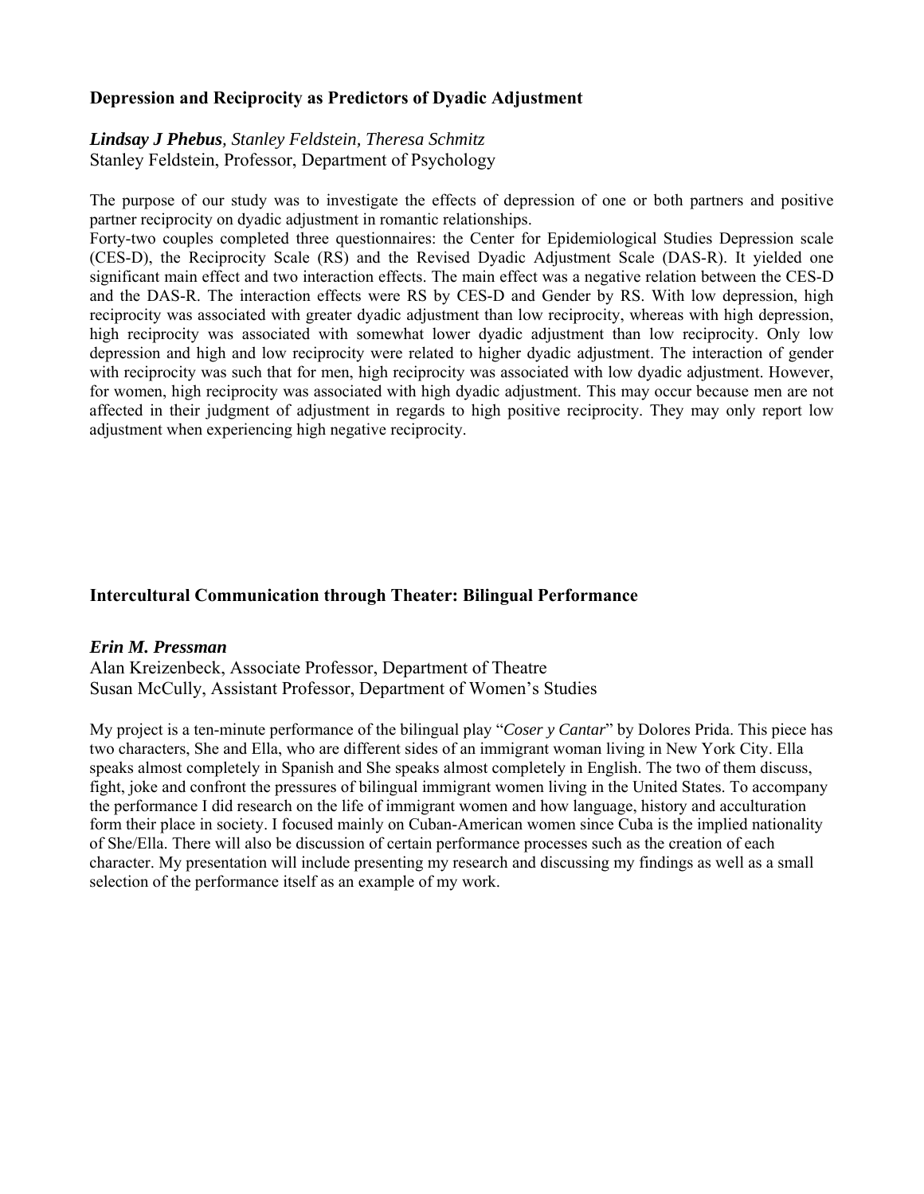### Depression and Reciprocity as Predictors of Dyadic Adjustment

***Lindsay J Phebus****, Stanley Feldstein, Theresa Schmitz*
Stanley Feldstein, Professor, Department of Psychology

The purpose of our study was to investigate the effects of depression of one or both partners and positive partner reciprocity on dyadic adjustment in romantic relationships.
Forty-two couples completed three questionnaires: the Center for Epidemiological Studies Depression scale (CES-D), the Reciprocity Scale (RS) and the Revised Dyadic Adjustment Scale (DAS-R). It yielded one significant main effect and two interaction effects. The main effect was a negative relation between the CES-D and the DAS-R. The interaction effects were RS by CES-D and Gender by RS. With low depression, high reciprocity was associated with greater dyadic adjustment than low reciprocity, whereas with high depression, high reciprocity was associated with somewhat lower dyadic adjustment than low reciprocity. Only low depression and high and low reciprocity were related to higher dyadic adjustment. The interaction of gender with reciprocity was such that for men, high reciprocity was associated with low dyadic adjustment. However, for women, high reciprocity was associated with high dyadic adjustment. This may occur because men are not affected in their judgment of adjustment in regards to high positive reciprocity. They may only report low adjustment when experiencing high negative reciprocity.

### Intercultural Communication through Theater: Bilingual Performance

***Erin M. Pressman***
Alan Kreizenbeck, Associate Professor, Department of Theatre
Susan McCully, Assistant Professor, Department of Women's Studies

My project is a ten-minute performance of the bilingual play "*Coser y Cantar*" by Dolores Prida. This piece has two characters, She and Ella, who are different sides of an immigrant woman living in New York City. Ella speaks almost completely in Spanish and She speaks almost completely in English. The two of them discuss, fight, joke and confront the pressures of bilingual immigrant women living in the United States. To accompany the performance I did research on the life of immigrant women and how language, history and acculturation form their place in society. I focused mainly on Cuban-American women since Cuba is the implied nationality of She/Ella. There will also be discussion of certain performance processes such as the creation of each character. My presentation will include presenting my research and discussing my findings as well as a small selection of the performance itself as an example of my work.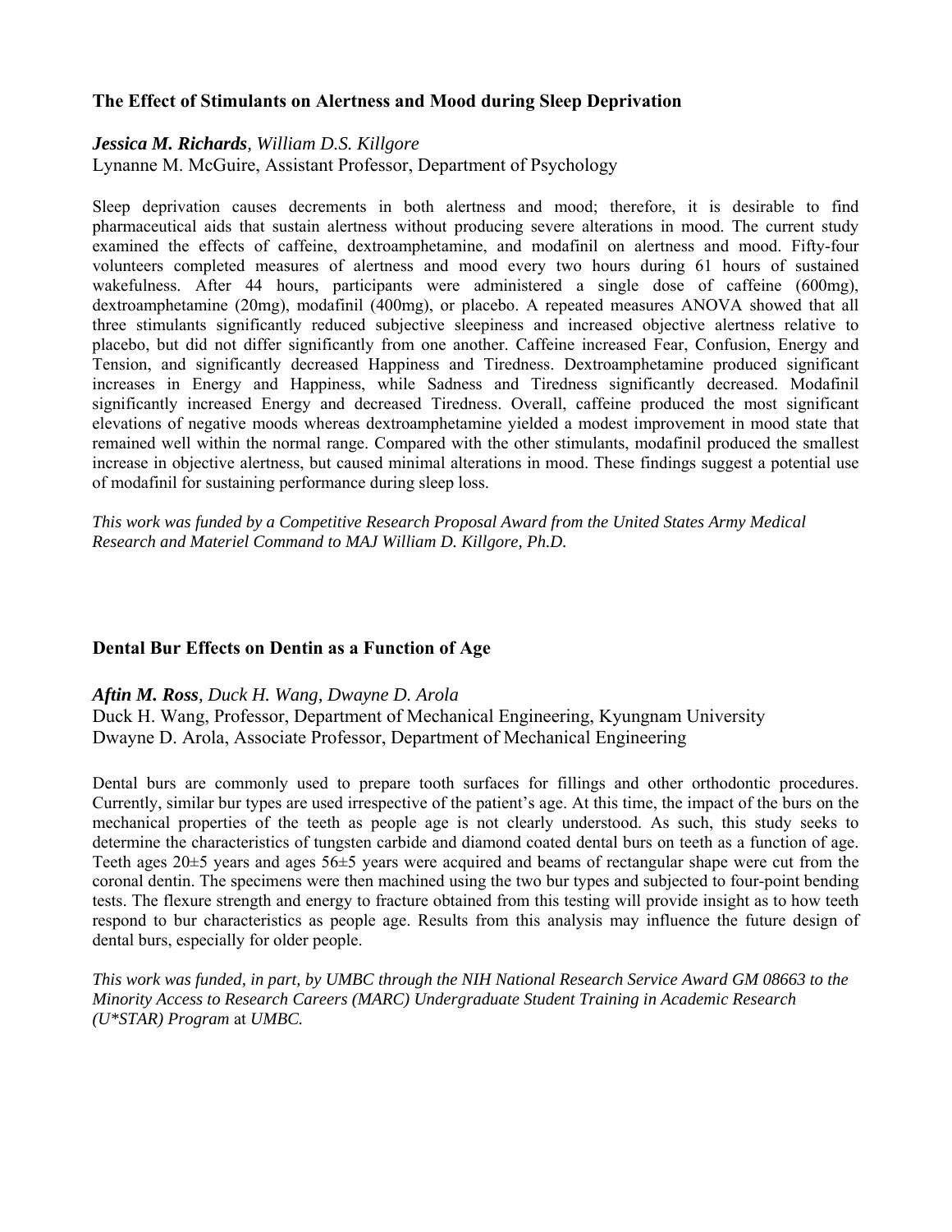### The Effect of Stimulants on Alertness and Mood during Sleep Deprivation

***Jessica M. Richards****, William D.S. Killgore*

Lynanne M. McGuire, Assistant Professor, Department of Psychology

Sleep deprivation causes decrements in both alertness and mood; therefore, it is desirable to find pharmaceutical aids that sustain alertness without producing severe alterations in mood. The current study examined the effects of caffeine, dextroamphetamine, and modafinil on alertness and mood. Fifty-four volunteers completed measures of alertness and mood every two hours during 61 hours of sustained wakefulness. After 44 hours, participants were administered a single dose of caffeine (600mg), dextroamphetamine (20mg), modafinil (400mg), or placebo. A repeated measures ANOVA showed that all three stimulants significantly reduced subjective sleepiness and increased objective alertness relative to placebo, but did not differ significantly from one another. Caffeine increased Fear, Confusion, Energy and Tension, and significantly decreased Happiness and Tiredness. Dextroamphetamine produced significant increases in Energy and Happiness, while Sadness and Tiredness significantly decreased. Modafinil significantly increased Energy and decreased Tiredness. Overall, caffeine produced the most significant elevations of negative moods whereas dextroamphetamine yielded a modest improvement in mood state that remained well within the normal range. Compared with the other stimulants, modafinil produced the smallest increase in objective alertness, but caused minimal alterations in mood. These findings suggest a potential use of modafinil for sustaining performance during sleep loss.

*This work was funded by a Competitive Research Proposal Award from the United States Army Medical Research and Materiel Command to MAJ William D. Killgore, Ph.D.*

### Dental Bur Effects on Dentin as a Function of Age

***Aftin M. Ross****, Duck H. Wang, Dwayne D. Arola*

Duck H. Wang, Professor, Department of Mechanical Engineering, Kyungnam University

Dwayne D. Arola, Associate Professor, Department of Mechanical Engineering

Dental burs are commonly used to prepare tooth surfaces for fillings and other orthodontic procedures. Currently, similar bur types are used irrespective of the patient's age. At this time, the impact of the burs on the mechanical properties of the teeth as people age is not clearly understood. As such, this study seeks to determine the characteristics of tungsten carbide and diamond coated dental burs on teeth as a function of age. Teeth ages 20±5 years and ages 56±5 years were acquired and beams of rectangular shape were cut from the coronal dentin. The specimens were then machined using the two bur types and subjected to four-point bending tests. The flexure strength and energy to fracture obtained from this testing will provide insight as to how teeth respond to bur characteristics as people age. Results from this analysis may influence the future design of dental burs, especially for older people.

*This work was funded, in part, by UMBC through the NIH National Research Service Award GM 08663 to the Minority Access to Research Careers (MARC) Undergraduate Student Training in Academic Research (U\*STAR) Program* at *UMBC.*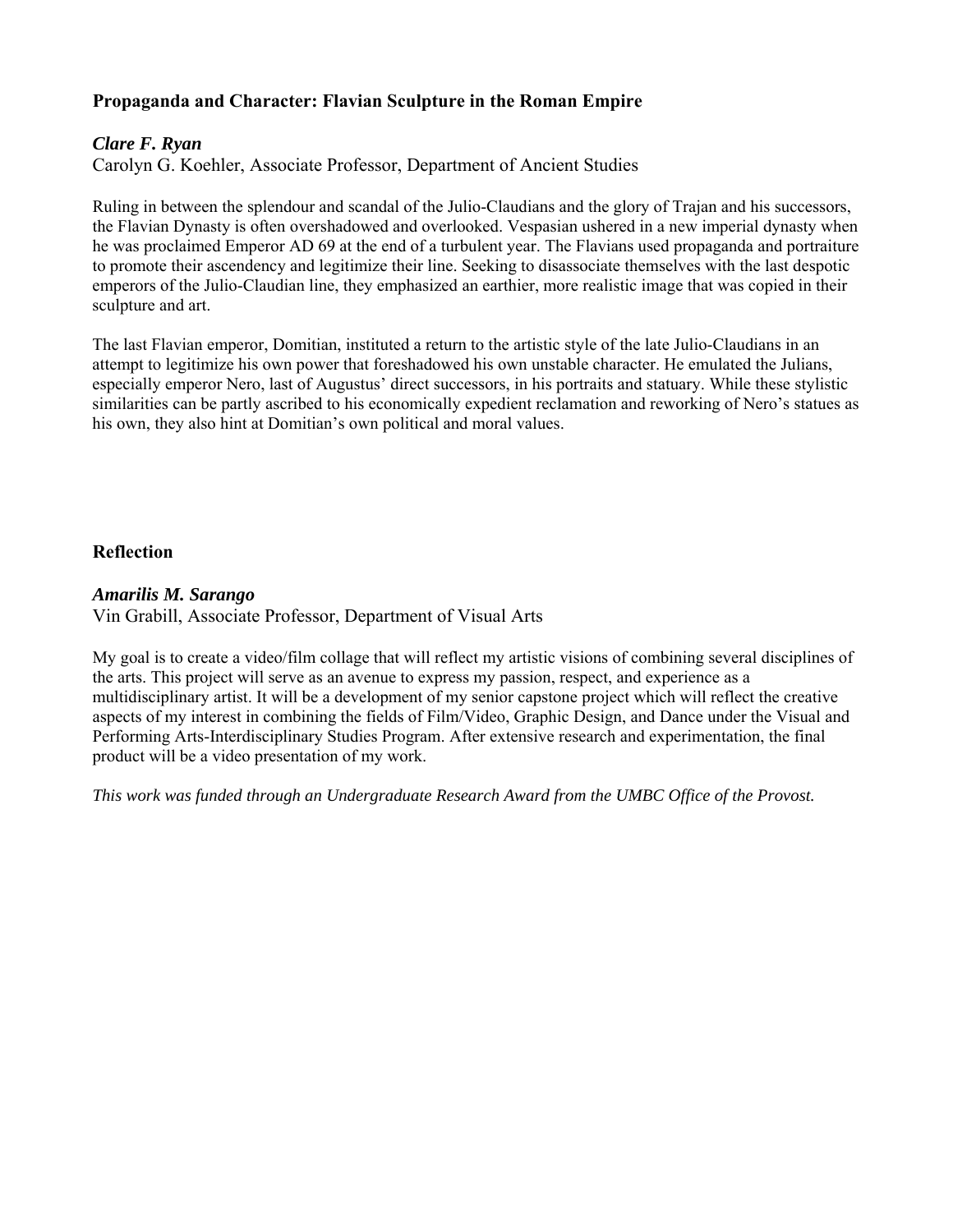### Propaganda and Character: Flavian Sculpture in the Roman Empire

***Clare F. Ryan***
Carolyn G. Koehler, Associate Professor, Department of Ancient Studies

Ruling in between the splendour and scandal of the Julio-Claudians and the glory of Trajan and his successors, the Flavian Dynasty is often overshadowed and overlooked. Vespasian ushered in a new imperial dynasty when he was proclaimed Emperor AD 69 at the end of a turbulent year. The Flavians used propaganda and portraiture to promote their ascendency and legitimize their line. Seeking to disassociate themselves with the last despotic emperors of the Julio-Claudian line, they emphasized an earthier, more realistic image that was copied in their sculpture and art.

The last Flavian emperor, Domitian, instituted a return to the artistic style of the late Julio-Claudians in an attempt to legitimize his own power that foreshadowed his own unstable character. He emulated the Julians, especially emperor Nero, last of Augustus' direct successors, in his portraits and statuary. While these stylistic similarities can be partly ascribed to his economically expedient reclamation and reworking of Nero's statues as his own, they also hint at Domitian's own political and moral values.

### Reflection

***Amarilis M. Sarango***
Vin Grabill, Associate Professor, Department of Visual Arts

My goal is to create a video/film collage that will reflect my artistic visions of combining several disciplines of the arts. This project will serve as an avenue to express my passion, respect, and experience as a multidisciplinary artist. It will be a development of my senior capstone project which will reflect the creative aspects of my interest in combining the fields of Film/Video, Graphic Design, and Dance under the Visual and Performing Arts-Interdisciplinary Studies Program. After extensive research and experimentation, the final product will be a video presentation of my work.

*This work was funded through an Undergraduate Research Award from the UMBC Office of the Provost.*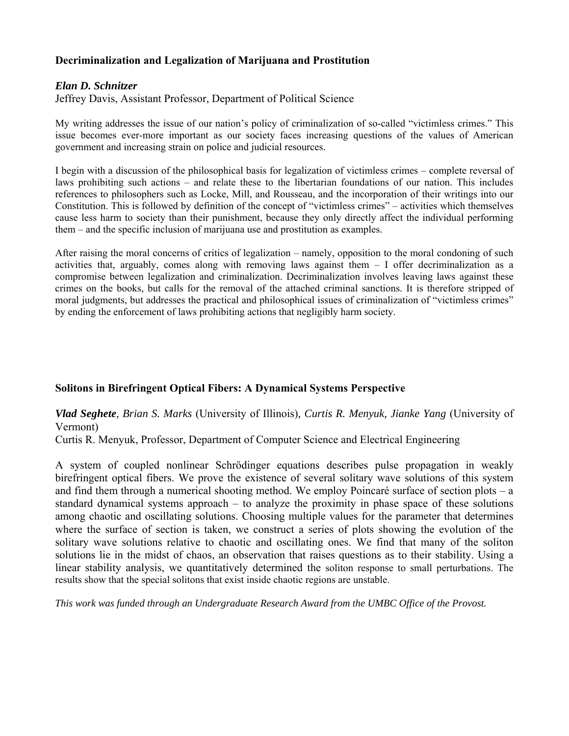### Decriminalization and Legalization of Marijuana and Prostitution

***Elan D. Schnitzer***
Jeffrey Davis, Assistant Professor, Department of Political Science

My writing addresses the issue of our nation's policy of criminalization of so-called "victimless crimes." This issue becomes ever-more important as our society faces increasing questions of the values of American government and increasing strain on police and judicial resources.

I begin with a discussion of the philosophical basis for legalization of victimless crimes – complete reversal of laws prohibiting such actions – and relate these to the libertarian foundations of our nation. This includes references to philosophers such as Locke, Mill, and Rousseau, and the incorporation of their writings into our Constitution. This is followed by definition of the concept of "victimless crimes" – activities which themselves cause less harm to society than their punishment, because they only directly affect the individual performing them – and the specific inclusion of marijuana use and prostitution as examples.

After raising the moral concerns of critics of legalization – namely, opposition to the moral condoning of such activities that, arguably, comes along with removing laws against them – I offer decriminalization as a compromise between legalization and criminalization. Decriminalization involves leaving laws against these crimes on the books, but calls for the removal of the attached criminal sanctions. It is therefore stripped of moral judgments, but addresses the practical and philosophical issues of criminalization of "victimless crimes" by ending the enforcement of laws prohibiting actions that negligibly harm society.

### Solitons in Birefringent Optical Fibers: A Dynamical Systems Perspective

***Vlad Seghete***, *Brian S. Marks* (University of Illinois), *Curtis R. Menyuk, Jianke Yang* (University of Vermont)
Curtis R. Menyuk, Professor, Department of Computer Science and Electrical Engineering

A system of coupled nonlinear Schrödinger equations describes pulse propagation in weakly birefringent optical fibers. We prove the existence of several solitary wave solutions of this system and find them through a numerical shooting method. We employ Poincaré surface of section plots – a standard dynamical systems approach – to analyze the proximity in phase space of these solutions among chaotic and oscillating solutions. Choosing multiple values for the parameter that determines where the surface of section is taken, we construct a series of plots showing the evolution of the solitary wave solutions relative to chaotic and oscillating ones. We find that many of the soliton solutions lie in the midst of chaos, an observation that raises questions as to their stability. Using a linear stability analysis, we quantitatively determined the soliton response to small perturbations. The results show that the special solitons that exist inside chaotic regions are unstable.

*This work was funded through an Undergraduate Research Award from the UMBC Office of the Provost.*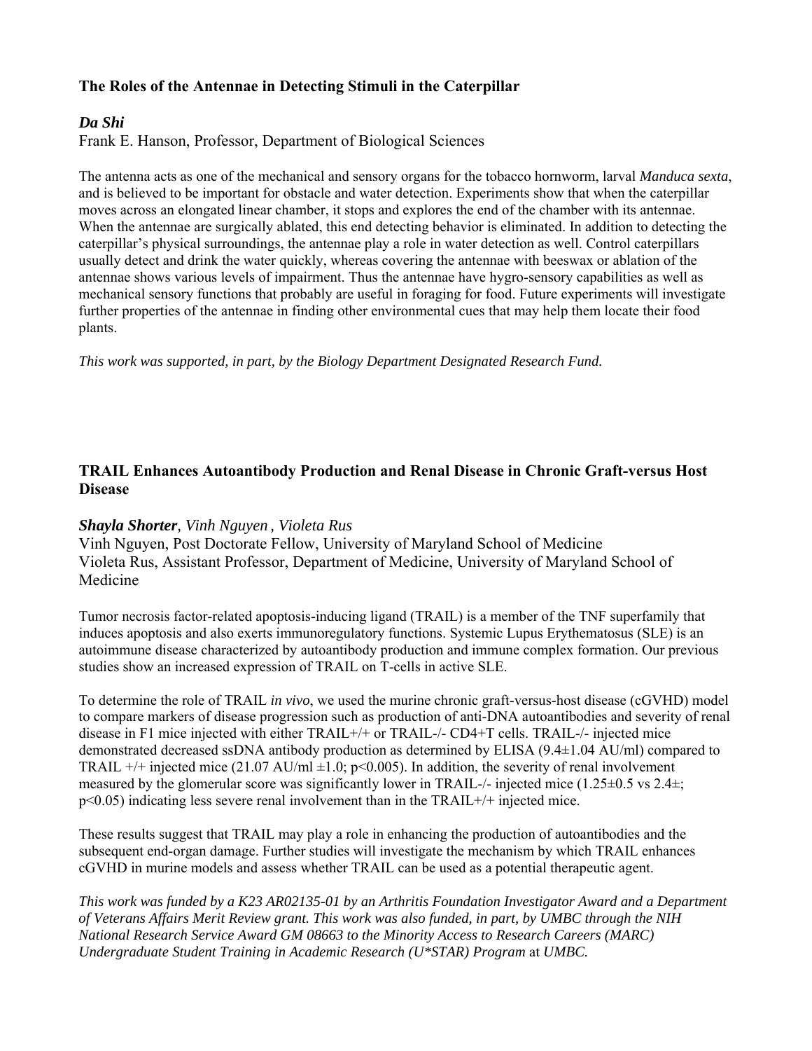### The Roles of the Antennae in Detecting Stimuli in the Caterpillar

***Da Shi***
Frank E. Hanson, Professor, Department of Biological Sciences

The antenna acts as one of the mechanical and sensory organs for the tobacco hornworm, larval *Manduca sexta*, and is believed to be important for obstacle and water detection. Experiments show that when the caterpillar moves across an elongated linear chamber, it stops and explores the end of the chamber with its antennae. When the antennae are surgically ablated, this end detecting behavior is eliminated. In addition to detecting the caterpillar's physical surroundings, the antennae play a role in water detection as well. Control caterpillars usually detect and drink the water quickly, whereas covering the antennae with beeswax or ablation of the antennae shows various levels of impairment. Thus the antennae have hygro-sensory capabilities as well as mechanical sensory functions that probably are useful in foraging for food. Future experiments will investigate further properties of the antennae in finding other environmental cues that may help them locate their food plants.

*This work was supported, in part, by the Biology Department Designated Research Fund.*

### TRAIL Enhances Autoantibody Production and Renal Disease in Chronic Graft-versus Host Disease

***Shayla Shorter**, Vinh Nguyen , Violeta Rus*
Vinh Nguyen, Post Doctorate Fellow, University of Maryland School of Medicine
Violeta Rus, Assistant Professor, Department of Medicine, University of Maryland School of Medicine

Tumor necrosis factor-related apoptosis-inducing ligand (TRAIL) is a member of the TNF superfamily that induces apoptosis and also exerts immunoregulatory functions. Systemic Lupus Erythematosus (SLE) is an autoimmune disease characterized by autoantibody production and immune complex formation. Our previous studies show an increased expression of TRAIL on T-cells in active SLE.

To determine the role of TRAIL *in vivo*, we used the murine chronic graft-versus-host disease (cGVHD) model to compare markers of disease progression such as production of anti-DNA autoantibodies and severity of renal disease in F1 mice injected with either TRAIL+/+ or TRAIL-/- CD4+T cells. TRAIL-/- injected mice demonstrated decreased ssDNA antibody production as determined by ELISA (9.4±1.04 AU/ml) compared to TRAIL +/+ injected mice (21.07 AU/ml ±1.0; $p<0.005$). In addition, the severity of renal involvement measured by the glomerular score was significantly lower in TRAIL-/- injected mice (1.25±0.5 vs 2.4±; $p<0.05$) indicating less severe renal involvement than in the TRAIL+/+ injected mice.

These results suggest that TRAIL may play a role in enhancing the production of autoantibodies and the subsequent end-organ damage. Further studies will investigate the mechanism by which TRAIL enhances cGVHD in murine models and assess whether TRAIL can be used as a potential therapeutic agent.

*This work was funded by a K23 AR02135-01 by an Arthritis Foundation Investigator Award and a Department of Veterans Affairs Merit Review grant. This work was also funded, in part, by UMBC through the NIH National Research Service Award GM 08663 to the Minority Access to Research Careers (MARC) Undergraduate Student Training in Academic Research (U\*STAR) Program* at *UMBC.*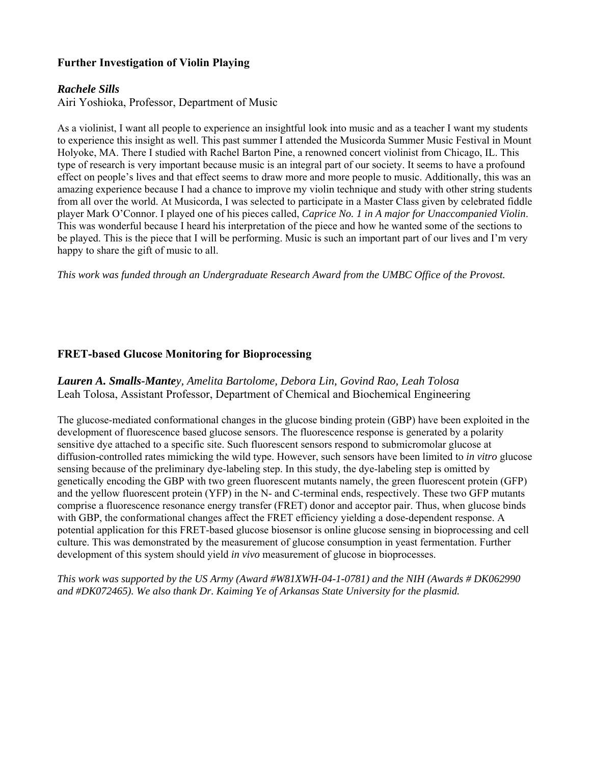### Further Investigation of Violin Playing

***Rachele Sills***
Airi Yoshioka, Professor, Department of Music

As a violinist, I want all people to experience an insightful look into music and as a teacher I want my students to experience this insight as well. This past summer I attended the Musicorda Summer Music Festival in Mount Holyoke, MA. There I studied with Rachel Barton Pine, a renowned concert violinist from Chicago, IL. This type of research is very important because music is an integral part of our society. It seems to have a profound effect on people's lives and that effect seems to draw more and more people to music. Additionally, this was an amazing experience because I had a chance to improve my violin technique and study with other string students from all over the world. At Musicorda, I was selected to participate in a Master Class given by celebrated fiddle player Mark O'Connor. I played one of his pieces called, *Caprice No. 1 in A major for Unaccompanied Violin*. This was wonderful because I heard his interpretation of the piece and how he wanted some of the sections to be played. This is the piece that I will be performing. Music is such an important part of our lives and I'm very happy to share the gift of music to all.

*This work was funded through an Undergraduate Research Award from the UMBC Office of the Provost.*

### FRET-based Glucose Monitoring for Bioprocessing

***Lauren A. Smalls-Mantey****, Amelita Bartolome, Debora Lin, Govind Rao, Leah Tolosa*
Leah Tolosa, Assistant Professor, Department of Chemical and Biochemical Engineering

The glucose-mediated conformational changes in the glucose binding protein (GBP) have been exploited in the development of fluorescence based glucose sensors. The fluorescence response is generated by a polarity sensitive dye attached to a specific site. Such fluorescent sensors respond to submicromolar glucose at diffusion-controlled rates mimicking the wild type. However, such sensors have been limited to *in vitro* glucose sensing because of the preliminary dye-labeling step. In this study, the dye-labeling step is omitted by genetically encoding the GBP with two green fluorescent mutants namely, the green fluorescent protein (GFP) and the yellow fluorescent protein (YFP) in the N- and C-terminal ends, respectively. These two GFP mutants comprise a fluorescence resonance energy transfer (FRET) donor and acceptor pair. Thus, when glucose binds with GBP, the conformational changes affect the FRET efficiency yielding a dose-dependent response. A potential application for this FRET-based glucose biosensor is online glucose sensing in bioprocessing and cell culture. This was demonstrated by the measurement of glucose consumption in yeast fermentation. Further development of this system should yield *in vivo* measurement of glucose in bioprocesses.

*This work was supported by the US Army (Award #W81XWH-04-1-0781) and the NIH (Awards # DK062990 and #DK072465). We also thank Dr. Kaiming Ye of Arkansas State University for the plasmid.*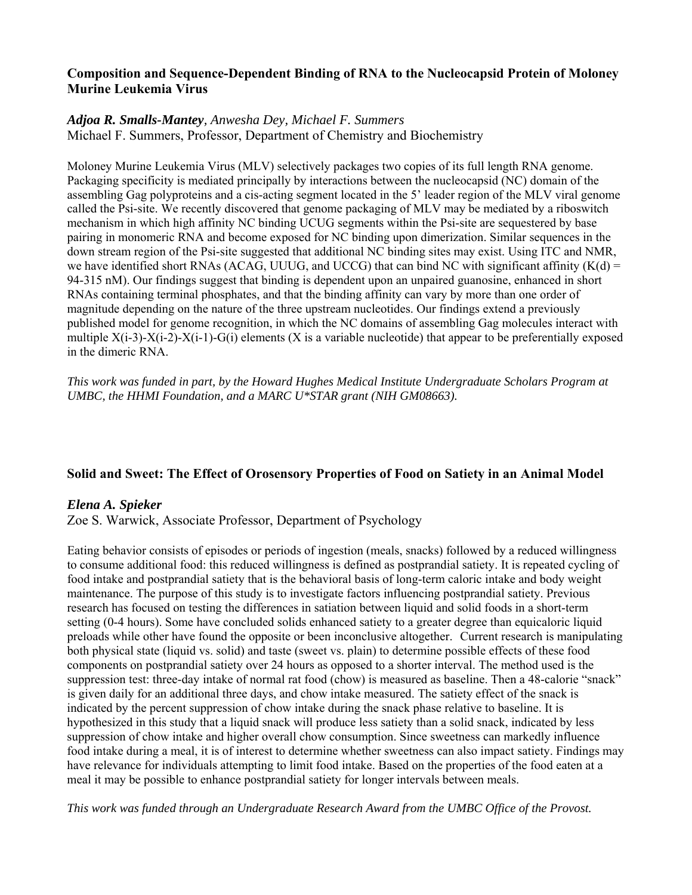### Composition and Sequence-Dependent Binding of RNA to the Nucleocapsid Protein of Moloney Murine Leukemia Virus

***Adjoa R. Smalls-Mantey**, Anwesha Dey, Michael F. Summers*
Michael F. Summers, Professor, Department of Chemistry and Biochemistry

Moloney Murine Leukemia Virus (MLV) selectively packages two copies of its full length RNA genome. Packaging specificity is mediated principally by interactions between the nucleocapsid (NC) domain of the assembling Gag polyproteins and a cis-acting segment located in the 5' leader region of the MLV viral genome called the Psi-site. We recently discovered that genome packaging of MLV may be mediated by a riboswitch mechanism in which high affinity NC binding UCUG segments within the Psi-site are sequestered by base pairing in monomeric RNA and become exposed for NC binding upon dimerization. Similar sequences in the down stream region of the Psi-site suggested that additional NC binding sites may exist. Using ITC and NMR, we have identified short RNAs (ACAG, UUUG, and UCCG) that can bind NC with significant affinity (K(d) = 94-315 nM). Our findings suggest that binding is dependent upon an unpaired guanosine, enhanced in short RNAs containing terminal phosphates, and that the binding affinity can vary by more than one order of magnitude depending on the nature of the three upstream nucleotides. Our findings extend a previously published model for genome recognition, in which the NC domains of assembling Gag molecules interact with multiple X(i-3)-X(i-2)-X(i-1)-G(i) elements (X is a variable nucleotide) that appear to be preferentially exposed in the dimeric RNA.

*This work was funded in part, by the Howard Hughes Medical Institute Undergraduate Scholars Program at UMBC, the HHMI Foundation, and a MARC U*STAR grant (NIH GM08663).*

### Solid and Sweet: The Effect of Orosensory Properties of Food on Satiety in an Animal Model

***Elena A. Spieker***
Zoe S. Warwick, Associate Professor, Department of Psychology

Eating behavior consists of episodes or periods of ingestion (meals, snacks) followed by a reduced willingness to consume additional food: this reduced willingness is defined as postprandial satiety. It is repeated cycling of food intake and postprandial satiety that is the behavioral basis of long-term caloric intake and body weight maintenance. The purpose of this study is to investigate factors influencing postprandial satiety. Previous research has focused on testing the differences in satiation between liquid and solid foods in a short-term setting (0-4 hours). Some have concluded solids enhanced satiety to a greater degree than equicaloric liquid preloads while other have found the opposite or been inconclusive altogether. Current research is manipulating both physical state (liquid vs. solid) and taste (sweet vs. plain) to determine possible effects of these food components on postprandial satiety over 24 hours as opposed to a shorter interval. The method used is the suppression test: three-day intake of normal rat food (chow) is measured as baseline. Then a 48-calorie "snack" is given daily for an additional three days, and chow intake measured. The satiety effect of the snack is indicated by the percent suppression of chow intake during the snack phase relative to baseline. It is hypothesized in this study that a liquid snack will produce less satiety than a solid snack, indicated by less suppression of chow intake and higher overall chow consumption. Since sweetness can markedly influence food intake during a meal, it is of interest to determine whether sweetness can also impact satiety. Findings may have relevance for individuals attempting to limit food intake. Based on the properties of the food eaten at a meal it may be possible to enhance postprandial satiety for longer intervals between meals.

*This work was funded through an Undergraduate Research Award from the UMBC Office of the Provost.*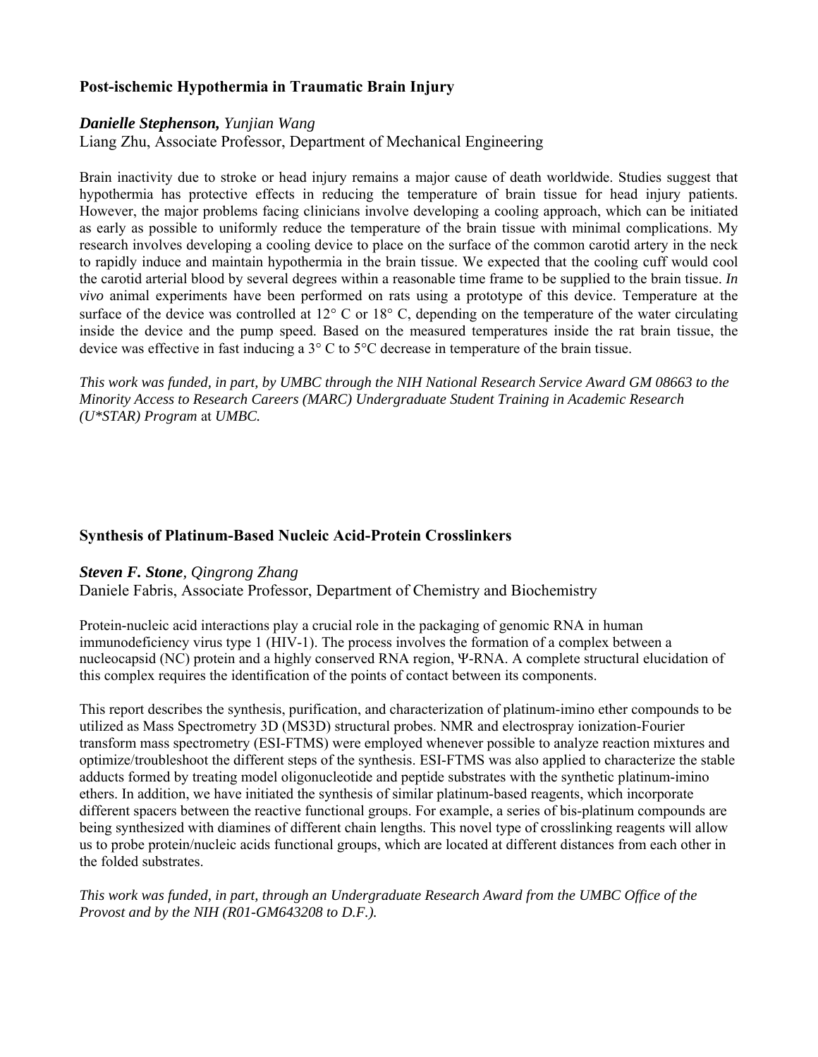### Post-ischemic Hypothermia in Traumatic Brain Injury

***Danielle Stephenson,*** *Yunjian Wang*
Liang Zhu, Associate Professor, Department of Mechanical Engineering

Brain inactivity due to stroke or head injury remains a major cause of death worldwide. Studies suggest that hypothermia has protective effects in reducing the temperature of brain tissue for head injury patients. However, the major problems facing clinicians involve developing a cooling approach, which can be initiated as early as possible to uniformly reduce the temperature of the brain tissue with minimal complications. My research involves developing a cooling device to place on the surface of the common carotid artery in the neck to rapidly induce and maintain hypothermia in the brain tissue. We expected that the cooling cuff would cool the carotid arterial blood by several degrees within a reasonable time frame to be supplied to the brain tissue. *In vivo* animal experiments have been performed on rats using a prototype of this device. Temperature at the surface of the device was controlled at 12° C or 18° C, depending on the temperature of the water circulating inside the device and the pump speed. Based on the measured temperatures inside the rat brain tissue, the device was effective in fast inducing a 3° C to 5°C decrease in temperature of the brain tissue.

*This work was funded, in part, by UMBC through the NIH National Research Service Award GM 08663 to the Minority Access to Research Careers (MARC) Undergraduate Student Training in Academic Research (U*STAR) Program* at *UMBC.*

### Synthesis of Platinum-Based Nucleic Acid-Protein Crosslinkers

***Steven F. Stone****, Qingrong Zhang*
Daniele Fabris, Associate Professor, Department of Chemistry and Biochemistry

Protein-nucleic acid interactions play a crucial role in the packaging of genomic RNA in human immunodeficiency virus type 1 (HIV-1). The process involves the formation of a complex between a nucleocapsid (NC) protein and a highly conserved RNA region, Ψ-RNA. A complete structural elucidation of this complex requires the identification of the points of contact between its components.

This report describes the synthesis, purification, and characterization of platinum-imino ether compounds to be utilized as Mass Spectrometry 3D (MS3D) structural probes. NMR and electrospray ionization-Fourier transform mass spectrometry (ESI-FTMS) were employed whenever possible to analyze reaction mixtures and optimize/troubleshoot the different steps of the synthesis. ESI-FTMS was also applied to characterize the stable adducts formed by treating model oligonucleotide and peptide substrates with the synthetic platinum-imino ethers. In addition, we have initiated the synthesis of similar platinum-based reagents, which incorporate different spacers between the reactive functional groups. For example, a series of bis-platinum compounds are being synthesized with diamines of different chain lengths. This novel type of crosslinking reagents will allow us to probe protein/nucleic acids functional groups, which are located at different distances from each other in the folded substrates.

*This work was funded, in part, through an Undergraduate Research Award from the UMBC Office of the Provost and by the NIH (R01-GM643208 to D.F.).*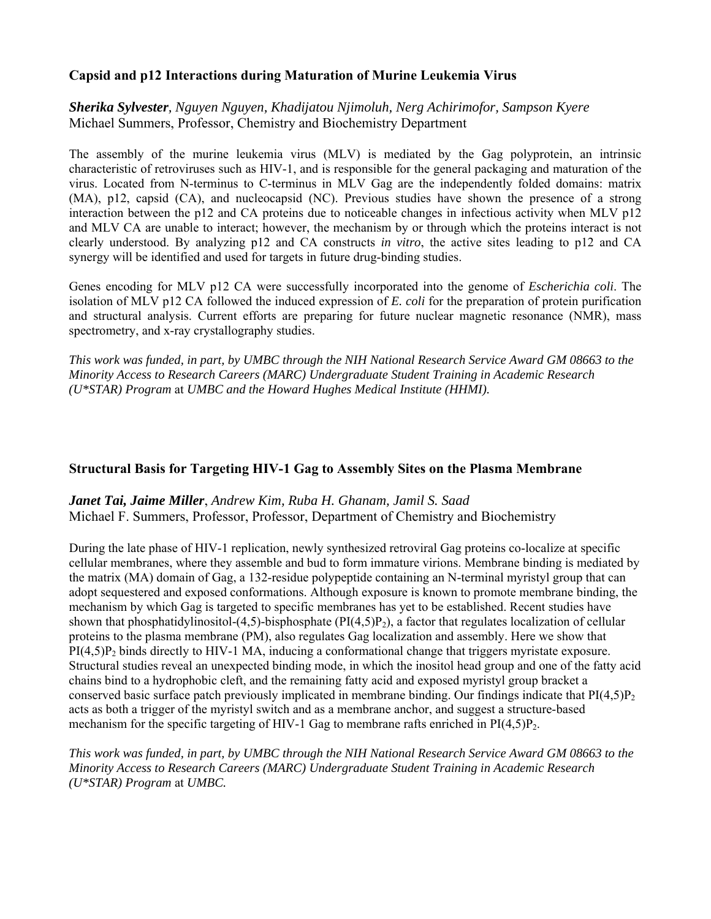### Capsid and p12 Interactions during Maturation of Murine Leukemia Virus

***Sherika Sylvester**, Nguyen Nguyen, Khadijatou Njimoluh, Nerg Achirimofor, Sampson Kyere*
Michael Summers, Professor, Chemistry and Biochemistry Department

The assembly of the murine leukemia virus (MLV) is mediated by the Gag polyprotein, an intrinsic characteristic of retroviruses such as HIV-1, and is responsible for the general packaging and maturation of the virus. Located from N-terminus to C-terminus in MLV Gag are the independently folded domains: matrix (MA), p12, capsid (CA), and nucleocapsid (NC). Previous studies have shown the presence of a strong interaction between the p12 and CA proteins due to noticeable changes in infectious activity when MLV p12 and MLV CA are unable to interact; however, the mechanism by or through which the proteins interact is not clearly understood. By analyzing p12 and CA constructs *in vitro*, the active sites leading to p12 and CA synergy will be identified and used for targets in future drug-binding studies.

Genes encoding for MLV p12 CA were successfully incorporated into the genome of *Escherichia coli*. The isolation of MLV p12 CA followed the induced expression of *E. coli* for the preparation of protein purification and structural analysis. Current efforts are preparing for future nuclear magnetic resonance (NMR), mass spectrometry, and x-ray crystallography studies.

*This work was funded, in part, by UMBC through the NIH National Research Service Award GM 08663 to the Minority Access to Research Careers (MARC) Undergraduate Student Training in Academic Research (U\*STAR) Program* at *UMBC and the Howard Hughes Medical Institute (HHMI).*

### Structural Basis for Targeting HIV-1 Gag to Assembly Sites on the Plasma Membrane

***Janet Tai, Jaime Miller**, Andrew Kim, Ruba H. Ghanam, Jamil S. Saad*
Michael F. Summers, Professor, Professor, Department of Chemistry and Biochemistry

During the late phase of HIV-1 replication, newly synthesized retroviral Gag proteins co-localize at specific cellular membranes, where they assemble and bud to form immature virions. Membrane binding is mediated by the matrix (MA) domain of Gag, a 132-residue polypeptide containing an N-terminal myristyl group that can adopt sequestered and exposed conformations. Although exposure is known to promote membrane binding, the mechanism by which Gag is targeted to specific membranes has yet to be established. Recent studies have shown that phosphatidylinositol-(4,5)-bisphosphate ($PI(4,5)P_2$), a factor that regulates localization of cellular proteins to the plasma membrane (PM), also regulates Gag localization and assembly. Here we show that $PI(4,5)P_2$ binds directly to HIV-1 MA, inducing a conformational change that triggers myristate exposure. Structural studies reveal an unexpected binding mode, in which the inositol head group and one of the fatty acid chains bind to a hydrophobic cleft, and the remaining fatty acid and exposed myristyl group bracket a conserved basic surface patch previously implicated in membrane binding. Our findings indicate that $PI(4,5)P_2$ acts as both a trigger of the myristyl switch and as a membrane anchor, and suggest a structure-based mechanism for the specific targeting of HIV-1 Gag to membrane rafts enriched in $PI(4,5)P_2$.

*This work was funded, in part, by UMBC through the NIH National Research Service Award GM 08663 to the Minority Access to Research Careers (MARC) Undergraduate Student Training in Academic Research (U\*STAR) Program* at *UMBC.*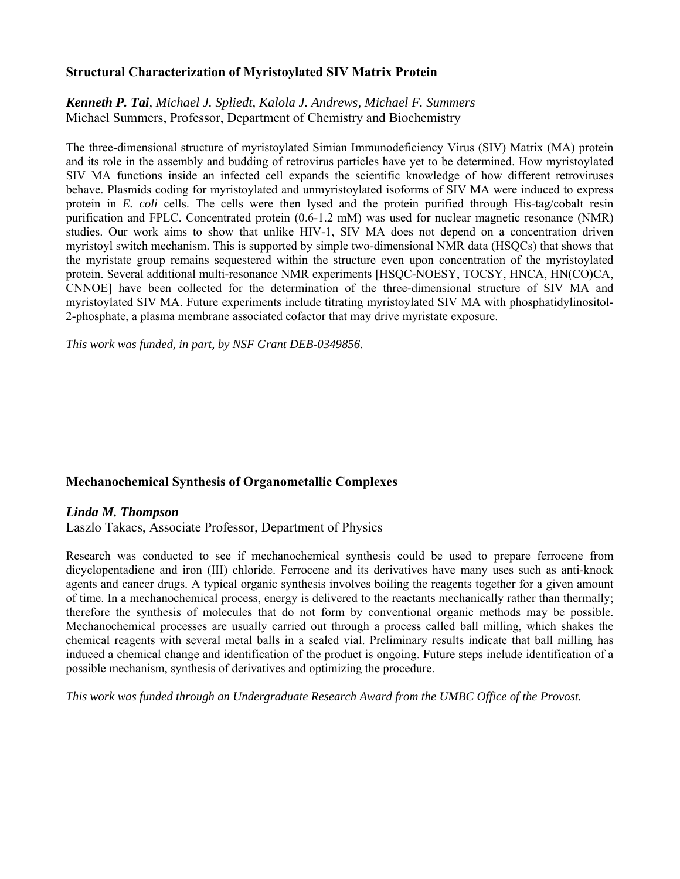### Structural Characterization of Myristoylated SIV Matrix Protein

***Kenneth P. Tai**, Michael J. Spliedt, Kalola J. Andrews, Michael F. Summers*

Michael Summers, Professor, Department of Chemistry and Biochemistry

The three-dimensional structure of myristoylated Simian Immunodeficiency Virus (SIV) Matrix (MA) protein and its role in the assembly and budding of retrovirus particles have yet to be determined. How myristoylated SIV MA functions inside an infected cell expands the scientific knowledge of how different retroviruses behave. Plasmids coding for myristoylated and unmyristoylated isoforms of SIV MA were induced to express protein in *E. coli* cells. The cells were then lysed and the protein purified through His-tag/cobalt resin purification and FPLC. Concentrated protein (0.6-1.2 mM) was used for nuclear magnetic resonance (NMR) studies. Our work aims to show that unlike HIV-1, SIV MA does not depend on a concentration driven myristoyl switch mechanism. This is supported by simple two-dimensional NMR data (HSQCs) that shows that the myristate group remains sequestered within the structure even upon concentration of the myristoylated protein. Several additional multi-resonance NMR experiments [HSQC-NOESY, TOCSY, HNCA, HN(CO)CA, CNNOE] have been collected for the determination of the three-dimensional structure of SIV MA and myristoylated SIV MA. Future experiments include titrating myristoylated SIV MA with phosphatidylinositol-2-phosphate, a plasma membrane associated cofactor that may drive myristate exposure.

*This work was funded, in part, by NSF Grant DEB-0349856.*

### Mechanochemical Synthesis of Organometallic Complexes

***Linda M. Thompson***

Laszlo Takacs, Associate Professor, Department of Physics

Research was conducted to see if mechanochemical synthesis could be used to prepare ferrocene from dicyclopentadiene and iron (III) chloride. Ferrocene and its derivatives have many uses such as anti-knock agents and cancer drugs. A typical organic synthesis involves boiling the reagents together for a given amount of time. In a mechanochemical process, energy is delivered to the reactants mechanically rather than thermally; therefore the synthesis of molecules that do not form by conventional organic methods may be possible. Mechanochemical processes are usually carried out through a process called ball milling, which shakes the chemical reagents with several metal balls in a sealed vial. Preliminary results indicate that ball milling has induced a chemical change and identification of the product is ongoing. Future steps include identification of a possible mechanism, synthesis of derivatives and optimizing the procedure.

*This work was funded through an Undergraduate Research Award from the UMBC Office of the Provost.*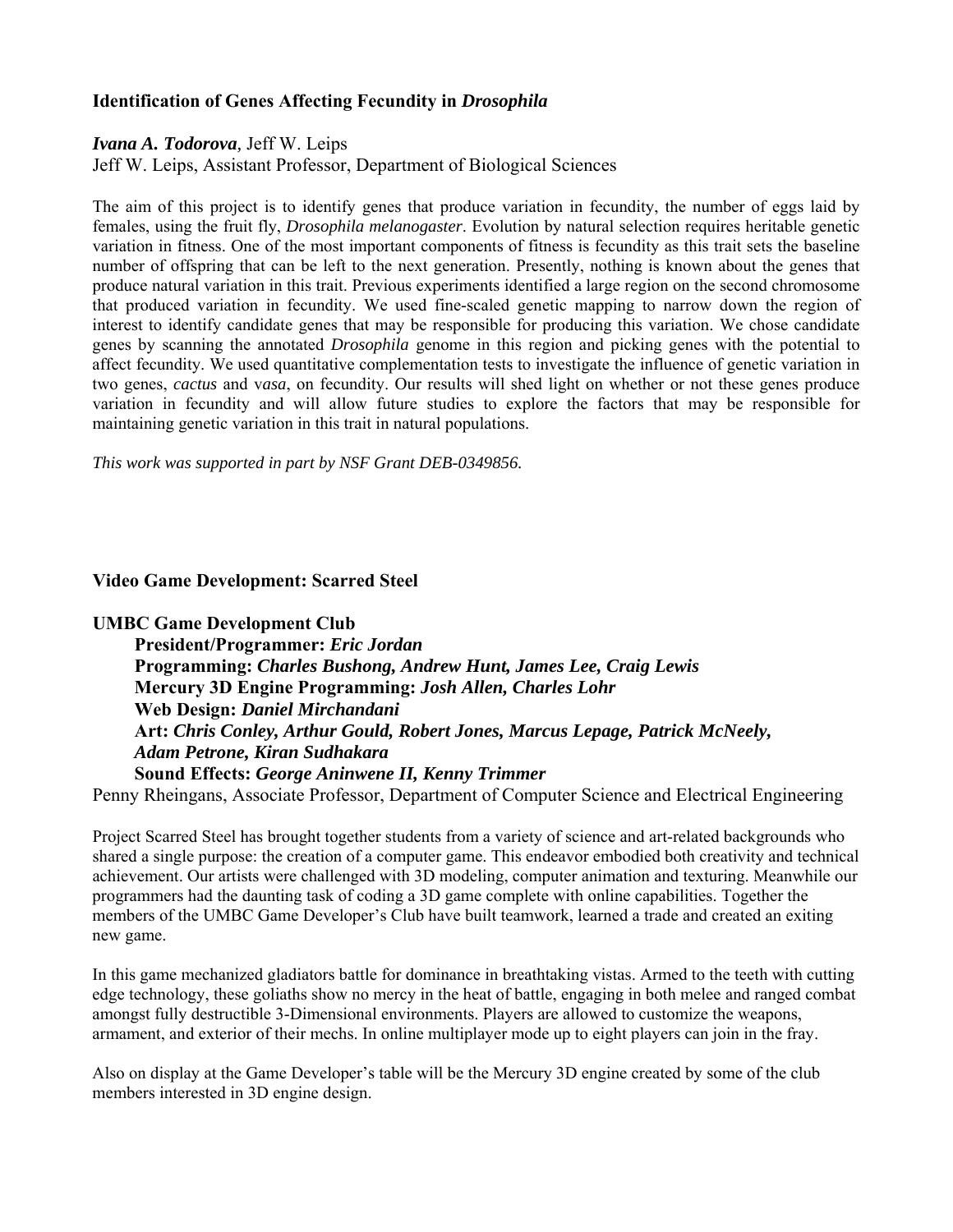### Identification of Genes Affecting Fecundity in *Drosophila*

***Ivana A. Todorova***, Jeff W. Leips
Jeff W. Leips, Assistant Professor, Department of Biological Sciences

The aim of this project is to identify genes that produce variation in fecundity, the number of eggs laid by females, using the fruit fly, *Drosophila melanogaster*. Evolution by natural selection requires heritable genetic variation in fitness. One of the most important components of fitness is fecundity as this trait sets the baseline number of offspring that can be left to the next generation. Presently, nothing is known about the genes that produce natural variation in this trait. Previous experiments identified a large region on the second chromosome that produced variation in fecundity. We used fine-scaled genetic mapping to narrow down the region of interest to identify candidate genes that may be responsible for producing this variation. We chose candidate genes by scanning the annotated *Drosophila* genome in this region and picking genes with the potential to affect fecundity. We used quantitative complementation tests to investigate the influence of genetic variation in two genes, *cactus* and v*asa*, on fecundity. Our results will shed light on whether or not these genes produce variation in fecundity and will allow future studies to explore the factors that may be responsible for maintaining genetic variation in this trait in natural populations.

*This work was supported in part by NSF Grant DEB-0349856.*

### Video Game Development: Scarred Steel

**UMBC Game Development Club**
**President/Programmer: *Eric Jordan***
**Programming: *Charles Bushong, Andrew Hunt, James Lee, Craig Lewis***
**Mercury 3D Engine Programming: *Josh Allen, Charles Lohr***
**Web Design: *Daniel Mirchandani***
**Art: *Chris Conley, Arthur Gould, Robert Jones, Marcus Lepage, Patrick McNeely, Adam Petrone, Kiran Sudhakara***
**Sound Effects: *George Aninwene II, Kenny Trimmer***
Penny Rheingans, Associate Professor, Department of Computer Science and Electrical Engineering

Project Scarred Steel has brought together students from a variety of science and art-related backgrounds who shared a single purpose: the creation of a computer game. This endeavor embodied both creativity and technical achievement. Our artists were challenged with 3D modeling, computer animation and texturing. Meanwhile our programmers had the daunting task of coding a 3D game complete with online capabilities. Together the members of the UMBC Game Developer's Club have built teamwork, learned a trade and created an exiting new game.

In this game mechanized gladiators battle for dominance in breathtaking vistas. Armed to the teeth with cutting edge technology, these goliaths show no mercy in the heat of battle, engaging in both melee and ranged combat amongst fully destructible 3-Dimensional environments. Players are allowed to customize the weapons, armament, and exterior of their mechs. In online multiplayer mode up to eight players can join in the fray.

Also on display at the Game Developer's table will be the Mercury 3D engine created by some of the club members interested in 3D engine design.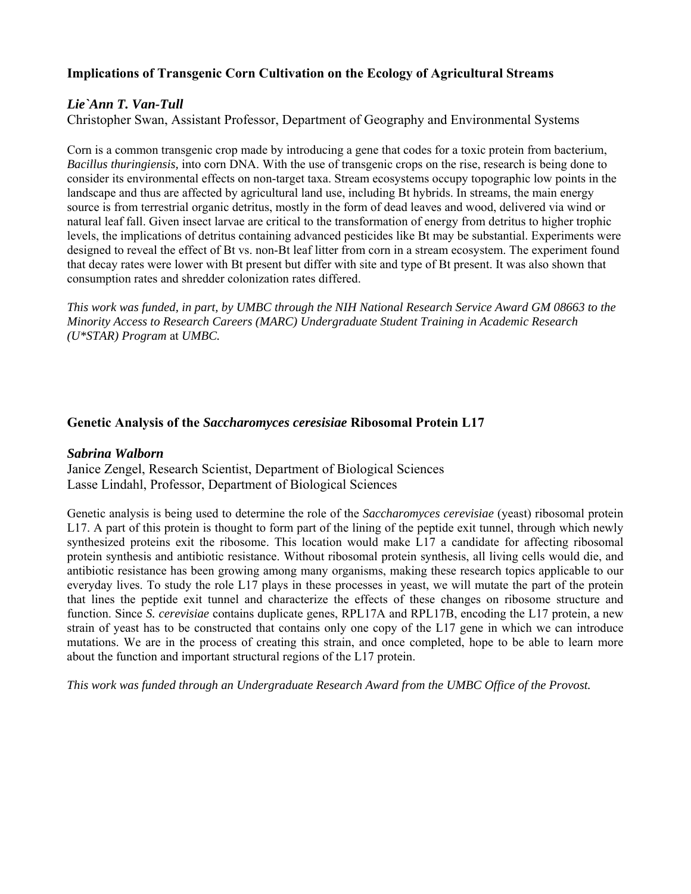### Implications of Transgenic Corn Cultivation on the Ecology of Agricultural Streams

***Lie`Ann T. Van-Tull***

Christopher Swan, Assistant Professor, Department of Geography and Environmental Systems

Corn is a common transgenic crop made by introducing a gene that codes for a toxic protein from bacterium, *Bacillus thuringiensis,* into corn DNA. With the use of transgenic crops on the rise, research is being done to consider its environmental effects on non-target taxa. Stream ecosystems occupy topographic low points in the landscape and thus are affected by agricultural land use, including Bt hybrids. In streams, the main energy source is from terrestrial organic detritus, mostly in the form of dead leaves and wood, delivered via wind or natural leaf fall. Given insect larvae are critical to the transformation of energy from detritus to higher trophic levels, the implications of detritus containing advanced pesticides like Bt may be substantial. Experiments were designed to reveal the effect of Bt vs. non-Bt leaf litter from corn in a stream ecosystem. The experiment found that decay rates were lower with Bt present but differ with site and type of Bt present. It was also shown that consumption rates and shredder colonization rates differed.

*This work was funded, in part, by UMBC through the NIH National Research Service Award GM 08663 to the Minority Access to Research Careers (MARC) Undergraduate Student Training in Academic Research (U*STAR) Program* at *UMBC.*

### Genetic Analysis of the *Saccharomyces ceresisiae* Ribosomal Protein L17

***Sabrina Walborn***

Janice Zengel, Research Scientist, Department of Biological Sciences
Lasse Lindahl, Professor, Department of Biological Sciences

Genetic analysis is being used to determine the role of the *Saccharomyces cerevisiae* (yeast) ribosomal protein L17. A part of this protein is thought to form part of the lining of the peptide exit tunnel, through which newly synthesized proteins exit the ribosome. This location would make L17 a candidate for affecting ribosomal protein synthesis and antibiotic resistance. Without ribosomal protein synthesis, all living cells would die, and antibiotic resistance has been growing among many organisms, making these research topics applicable to our everyday lives. To study the role L17 plays in these processes in yeast, we will mutate the part of the protein that lines the peptide exit tunnel and characterize the effects of these changes on ribosome structure and function. Since *S. cerevisiae* contains duplicate genes, RPL17A and RPL17B, encoding the L17 protein, a new strain of yeast has to be constructed that contains only one copy of the L17 gene in which we can introduce mutations. We are in the process of creating this strain, and once completed, hope to be able to learn more about the function and important structural regions of the L17 protein.

*This work was funded through an Undergraduate Research Award from the UMBC Office of the Provost.*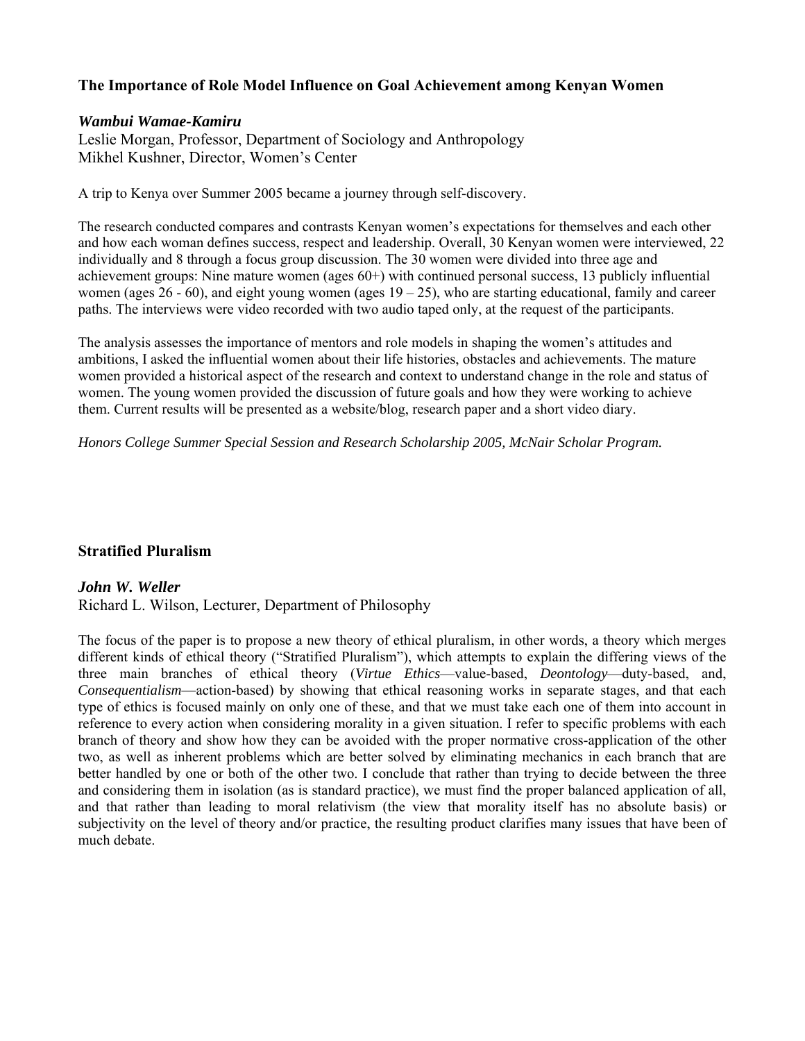### The Importance of Role Model Influence on Goal Achievement among Kenyan Women

***Wambui Wamae-Kamiru***
Leslie Morgan, Professor, Department of Sociology and Anthropology
Mikhel Kushner, Director, Women's Center

A trip to Kenya over Summer 2005 became a journey through self-discovery.

The research conducted compares and contrasts Kenyan women's expectations for themselves and each other and how each woman defines success, respect and leadership. Overall, 30 Kenyan women were interviewed, 22 individually and 8 through a focus group discussion. The 30 women were divided into three age and achievement groups: Nine mature women (ages 60+) with continued personal success, 13 publicly influential women (ages 26 - 60), and eight young women (ages 19 – 25), who are starting educational, family and career paths. The interviews were video recorded with two audio taped only, at the request of the participants.

The analysis assesses the importance of mentors and role models in shaping the women's attitudes and ambitions, I asked the influential women about their life histories, obstacles and achievements. The mature women provided a historical aspect of the research and context to understand change in the role and status of women. The young women provided the discussion of future goals and how they were working to achieve them. Current results will be presented as a website/blog, research paper and a short video diary.

*Honors College Summer Special Session and Research Scholarship 2005, McNair Scholar Program.*

### Stratified Pluralism

***John W. Weller***
Richard L. Wilson, Lecturer, Department of Philosophy

The focus of the paper is to propose a new theory of ethical pluralism, in other words, a theory which merges different kinds of ethical theory ("Stratified Pluralism"), which attempts to explain the differing views of the three main branches of ethical theory (*Virtue Ethics*—value-based, *Deontology*—duty-based, and, *Consequentialism*—action-based) by showing that ethical reasoning works in separate stages, and that each type of ethics is focused mainly on only one of these, and that we must take each one of them into account in reference to every action when considering morality in a given situation. I refer to specific problems with each branch of theory and show how they can be avoided with the proper normative cross-application of the other two, as well as inherent problems which are better solved by eliminating mechanics in each branch that are better handled by one or both of the other two. I conclude that rather than trying to decide between the three and considering them in isolation (as is standard practice), we must find the proper balanced application of all, and that rather than leading to moral relativism (the view that morality itself has no absolute basis) or subjectivity on the level of theory and/or practice, the resulting product clarifies many issues that have been of much debate.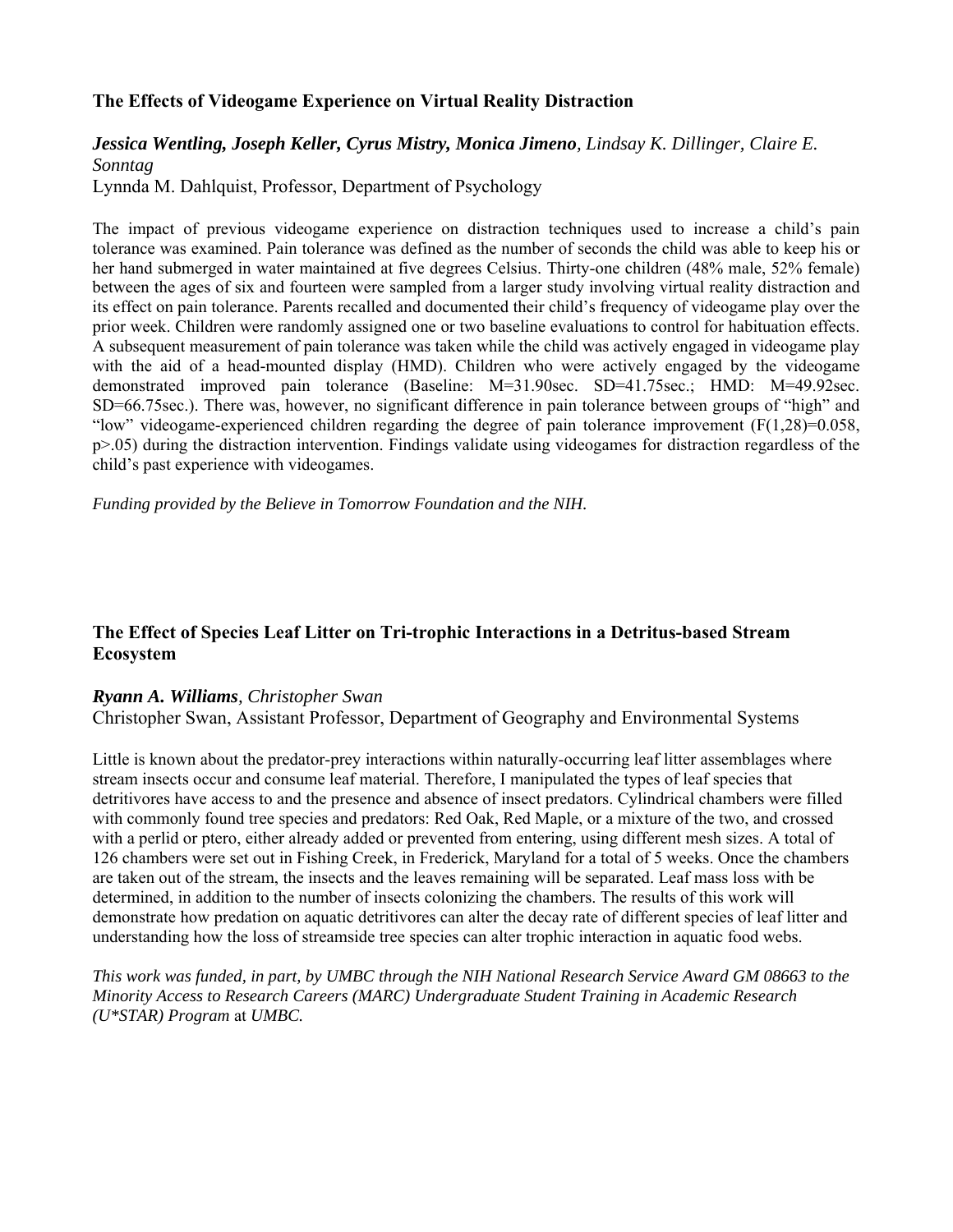### The Effects of Videogame Experience on Virtual Reality Distraction

***Jessica Wentling, Joseph Keller, Cyrus Mistry, Monica Jimeno**, Lindsay K. Dillinger, Claire E. Sonntag*

Lynnda M. Dahlquist, Professor, Department of Psychology

The impact of previous videogame experience on distraction techniques used to increase a child's pain tolerance was examined. Pain tolerance was defined as the number of seconds the child was able to keep his or her hand submerged in water maintained at five degrees Celsius. Thirty-one children (48% male, 52% female) between the ages of six and fourteen were sampled from a larger study involving virtual reality distraction and its effect on pain tolerance. Parents recalled and documented their child's frequency of videogame play over the prior week. Children were randomly assigned one or two baseline evaluations to control for habituation effects. A subsequent measurement of pain tolerance was taken while the child was actively engaged in videogame play with the aid of a head-mounted display (HMD). Children who were actively engaged by the videogame demonstrated improved pain tolerance (Baseline: M=31.90sec. SD=41.75sec.; HMD: M=49.92sec. SD=66.75sec.). There was, however, no significant difference in pain tolerance between groups of "high" and "low" videogame-experienced children regarding the degree of pain tolerance improvement ($F(1,28)=0.058$, $p>.05$) during the distraction intervention. Findings validate using videogames for distraction regardless of the child's past experience with videogames.

*Funding provided by the Believe in Tomorrow Foundation and the NIH.*

### The Effect of Species Leaf Litter on Tri-trophic Interactions in a Detritus-based Stream Ecosystem

***Ryann A. Williams**, Christopher Swan*

Christopher Swan, Assistant Professor, Department of Geography and Environmental Systems

Little is known about the predator-prey interactions within naturally-occurring leaf litter assemblages where stream insects occur and consume leaf material. Therefore, I manipulated the types of leaf species that detritivores have access to and the presence and absence of insect predators. Cylindrical chambers were filled with commonly found tree species and predators: Red Oak, Red Maple, or a mixture of the two, and crossed with a perlid or ptero, either already added or prevented from entering, using different mesh sizes. A total of 126 chambers were set out in Fishing Creek, in Frederick, Maryland for a total of 5 weeks. Once the chambers are taken out of the stream, the insects and the leaves remaining will be separated. Leaf mass loss with be determined, in addition to the number of insects colonizing the chambers. The results of this work will demonstrate how predation on aquatic detritivores can alter the decay rate of different species of leaf litter and understanding how the loss of streamside tree species can alter trophic interaction in aquatic food webs.

*This work was funded, in part, by UMBC through the NIH National Research Service Award GM 08663 to the Minority Access to Research Careers (MARC) Undergraduate Student Training in Academic Research (U*STAR) Program* at *UMBC.*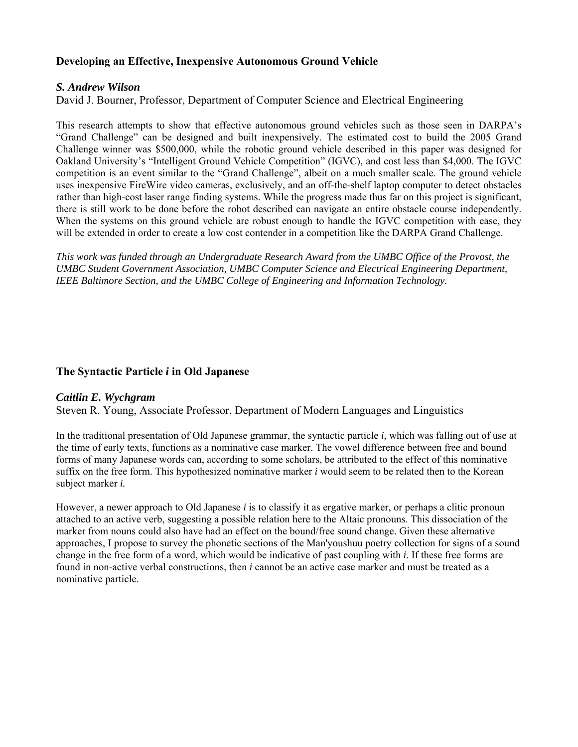### Developing an Effective, Inexpensive Autonomous Ground Vehicle

***S. Andrew Wilson***

David J. Bourner, Professor, Department of Computer Science and Electrical Engineering

This research attempts to show that effective autonomous ground vehicles such as those seen in DARPA's "Grand Challenge" can be designed and built inexpensively. The estimated cost to build the 2005 Grand Challenge winner was $500,000, while the robotic ground vehicle described in this paper was designed for Oakland University's "Intelligent Ground Vehicle Competition" (IGVC), and cost less than $4,000. The IGVC competition is an event similar to the "Grand Challenge", albeit on a much smaller scale. The ground vehicle uses inexpensive FireWire video cameras, exclusively, and an off-the-shelf laptop computer to detect obstacles rather than high-cost laser range finding systems. While the progress made thus far on this project is significant, there is still work to be done before the robot described can navigate an entire obstacle course independently. When the systems on this ground vehicle are robust enough to handle the IGVC competition with ease, they will be extended in order to create a low cost contender in a competition like the DARPA Grand Challenge.

*This work was funded through an Undergraduate Research Award from the UMBC Office of the Provost, the UMBC Student Government Association, UMBC Computer Science and Electrical Engineering Department, IEEE Baltimore Section, and the UMBC College of Engineering and Information Technology.*

### The Syntactic Particle *i* in Old Japanese

***Caitlin E. Wychgram***

Steven R. Young, Associate Professor, Department of Modern Languages and Linguistics

In the traditional presentation of Old Japanese grammar, the syntactic particle *i*, which was falling out of use at the time of early texts, functions as a nominative case marker. The vowel difference between free and bound forms of many Japanese words can, according to some scholars, be attributed to the effect of this nominative suffix on the free form. This hypothesized nominative marker *i* would seem to be related then to the Korean subject marker *i.*

However, a newer approach to Old Japanese *i* is to classify it as ergative marker, or perhaps a clitic pronoun attached to an active verb, suggesting a possible relation here to the Altaic pronouns. This dissociation of the marker from nouns could also have had an effect on the bound/free sound change. Given these alternative approaches, I propose to survey the phonetic sections of the Man'youshuu poetry collection for signs of a sound change in the free form of a word, which would be indicative of past coupling with *i*. If these free forms are found in non-active verbal constructions, then *i* cannot be an active case marker and must be treated as a nominative particle.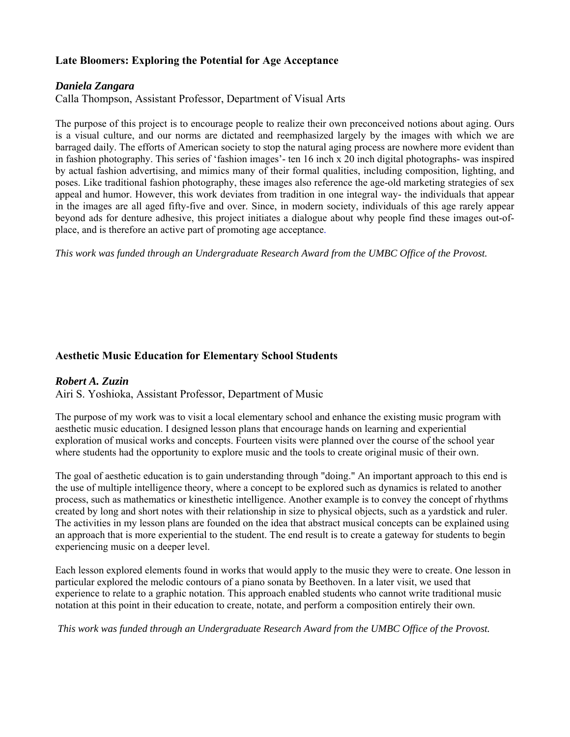### Late Bloomers: Exploring the Potential for Age Acceptance

***Daniela Zangara***

Calla Thompson, Assistant Professor, Department of Visual Arts

The purpose of this project is to encourage people to realize their own preconceived notions about aging. Ours is a visual culture, and our norms are dictated and reemphasized largely by the images with which we are barraged daily. The efforts of American society to stop the natural aging process are nowhere more evident than in fashion photography. This series of 'fashion images'- ten 16 inch x 20 inch digital photographs- was inspired by actual fashion advertising, and mimics many of their formal qualities, including composition, lighting, and poses. Like traditional fashion photography, these images also reference the age-old marketing strategies of sex appeal and humor. However, this work deviates from tradition in one integral way- the individuals that appear in the images are all aged fifty-five and over. Since, in modern society, individuals of this age rarely appear beyond ads for denture adhesive, this project initiates a dialogue about why people find these images out-of-place, and is therefore an active part of promoting age acceptance.

*This work was funded through an Undergraduate Research Award from the UMBC Office of the Provost.*

### Aesthetic Music Education for Elementary School Students

***Robert A. Zuzin***

Airi S. Yoshioka, Assistant Professor, Department of Music

The purpose of my work was to visit a local elementary school and enhance the existing music program with aesthetic music education. I designed lesson plans that encourage hands on learning and experiential exploration of musical works and concepts. Fourteen visits were planned over the course of the school year where students had the opportunity to explore music and the tools to create original music of their own.

The goal of aesthetic education is to gain understanding through "doing." An important approach to this end is the use of multiple intelligence theory, where a concept to be explored such as dynamics is related to another process, such as mathematics or kinesthetic intelligence. Another example is to convey the concept of rhythms created by long and short notes with their relationship in size to physical objects, such as a yardstick and ruler. The activities in my lesson plans are founded on the idea that abstract musical concepts can be explained using an approach that is more experiential to the student. The end result is to create a gateway for students to begin experiencing music on a deeper level.

Each lesson explored elements found in works that would apply to the music they were to create. One lesson in particular explored the melodic contours of a piano sonata by Beethoven. In a later visit, we used that experience to relate to a graphic notation. This approach enabled students who cannot write traditional music notation at this point in their education to create, notate, and perform a composition entirely their own.

*This work was funded through an Undergraduate Research Award from the UMBC Office of the Provost.*